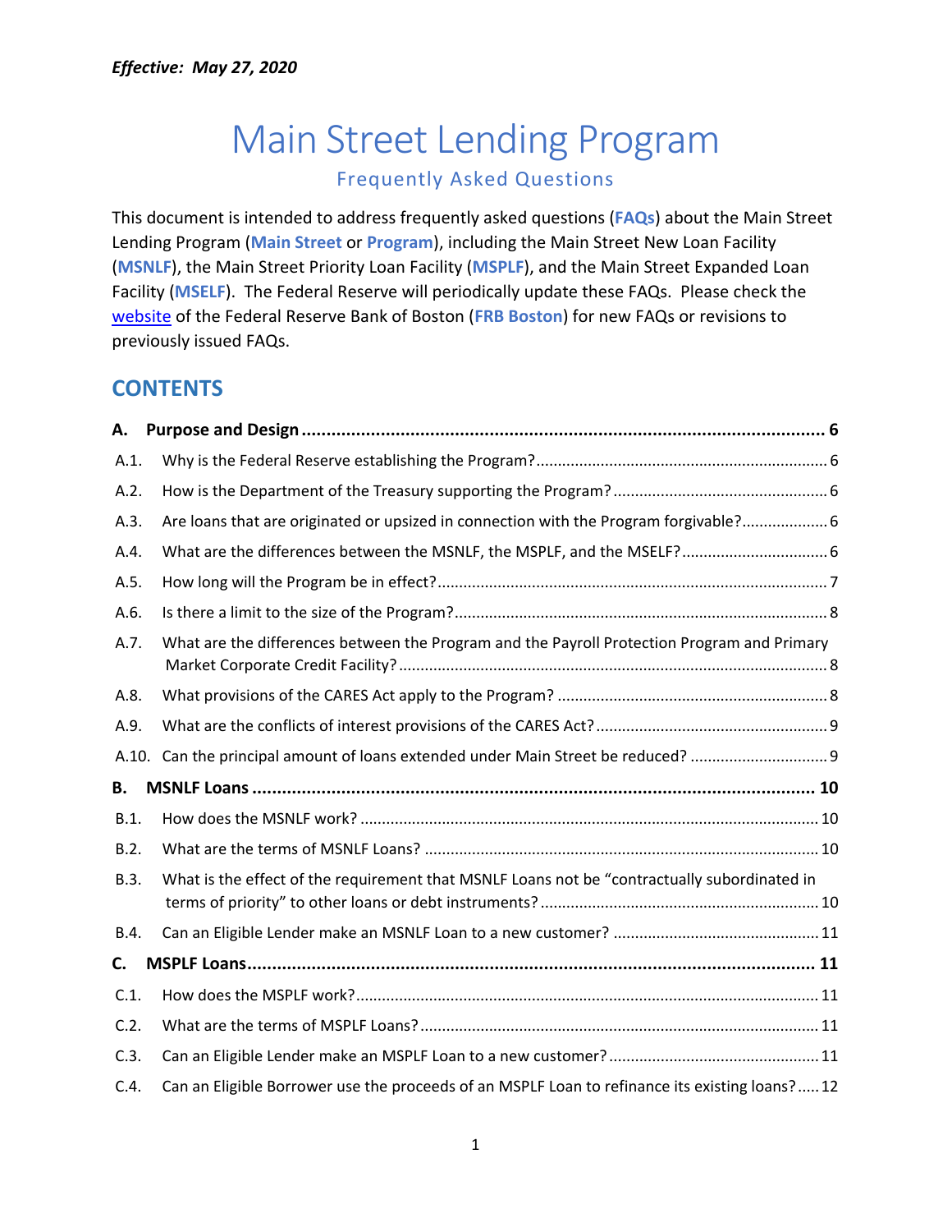***Effective: May 27, 2020***

# Main Street Lending Program

## Frequently Asked Questions

This document is intended to address frequently asked questions (**FAQs**) about the Main Street Lending Program (**Main Street** or **Program**), including the Main Street New Loan Facility (**MSNLF**), the Main Street Priority Loan Facility (**MSPLF**), and the Main Street Expanded Loan Facility (**MSELF**). The Federal Reserve will periodically update these FAQs. Please check the website of the Federal Reserve Bank of Boston (**FRB Boston**) for new FAQs or revisions to previously issued FAQs.

## CONTENTS

**A. Purpose and Design ..... 6**

A.1. Why is the Federal Reserve establishing the Program? ..... 6

A.2. How is the Department of the Treasury supporting the Program? ..... 6

A.3. Are loans that are originated or upsized in connection with the Program forgivable? ..... 6

A.4. What are the differences between the MSNLF, the MSPLF, and the MSELF? ..... 6

A.5. How long will the Program be in effect? ..... 7

A.6. Is there a limit to the size of the Program? ..... 8

A.7. What are the differences between the Program and the Payroll Protection Program and Primary Market Corporate Credit Facility? ..... 8

A.8. What provisions of the CARES Act apply to the Program? ..... 8

A.9. What are the conflicts of interest provisions of the CARES Act? ..... 9

A.10. Can the principal amount of loans extended under Main Street be reduced? ..... 9

**B. MSNLF Loans ..... 10**

B.1. How does the MSNLF work? ..... 10

B.2. What are the terms of MSNLF Loans? ..... 10

B.3. What is the effect of the requirement that MSNLF Loans not be "contractually subordinated in terms of priority" to other loans or debt instruments? ..... 10

B.4. Can an Eligible Lender make an MSNLF Loan to a new customer? ..... 11

**C. MSPLF Loans ..... 11**

C.1. How does the MSPLF work? ..... 11

C.2. What are the terms of MSPLF Loans? ..... 11

C.3. Can an Eligible Lender make an MSPLF Loan to a new customer? ..... 11

C.4. Can an Eligible Borrower use the proceeds of an MSPLF Loan to refinance its existing loans? ..... 12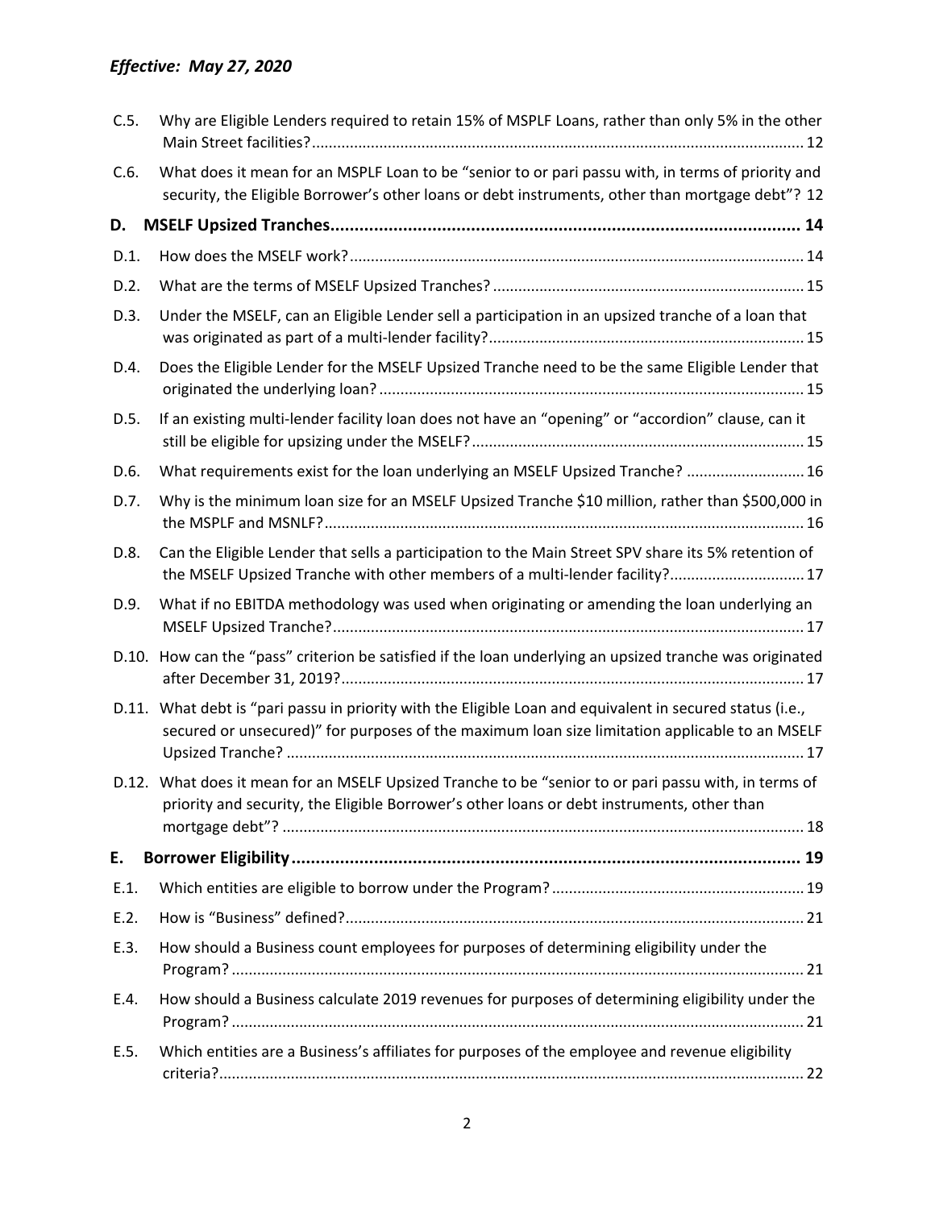*Effective: May 27, 2020*

C.5. Why are Eligible Lenders required to retain 15% of MSPLF Loans, rather than only 5% in the other Main Street facilities? ..... 12

C.6. What does it mean for an MSPLF Loan to be "senior to or pari passu with, in terms of priority and security, the Eligible Borrower's other loans or debt instruments, other than mortgage debt"? 12

**D. MSELF Upsized Tranches ..... 14**

D.1. How does the MSELF work? ..... 14

D.2. What are the terms of MSELF Upsized Tranches? ..... 15

D.3. Under the MSELF, can an Eligible Lender sell a participation in an upsized tranche of a loan that was originated as part of a multi-lender facility? ..... 15

D.4. Does the Eligible Lender for the MSELF Upsized Tranche need to be the same Eligible Lender that originated the underlying loan? ..... 15

D.5. If an existing multi-lender facility loan does not have an "opening" or "accordion" clause, can it still be eligible for upsizing under the MSELF? ..... 15

D.6. What requirements exist for the loan underlying an MSELF Upsized Tranche? ..... 16

D.7. Why is the minimum loan size for an MSELF Upsized Tranche $10 million, rather than $500,000 in the MSPLF and MSNLF? ..... 16

D.8. Can the Eligible Lender that sells a participation to the Main Street SPV share its 5% retention of the MSELF Upsized Tranche with other members of a multi-lender facility? ..... 17

D.9. What if no EBITDA methodology was used when originating or amending the loan underlying an MSELF Upsized Tranche? ..... 17

D.10. How can the "pass" criterion be satisfied if the loan underlying an upsized tranche was originated after December 31, 2019? ..... 17

D.11. What debt is "pari passu in priority with the Eligible Loan and equivalent in secured status (i.e., secured or unsecured)" for purposes of the maximum loan size limitation applicable to an MSELF Upsized Tranche? ..... 17

D.12. What does it mean for an MSELF Upsized Tranche to be "senior to or pari passu with, in terms of priority and security, the Eligible Borrower's other loans or debt instruments, other than mortgage debt"? ..... 18

**E. Borrower Eligibility ..... 19**

E.1. Which entities are eligible to borrow under the Program? ..... 19

E.2. How is "Business" defined? ..... 21

E.3. How should a Business count employees for purposes of determining eligibility under the Program? ..... 21

E.4. How should a Business calculate 2019 revenues for purposes of determining eligibility under the Program? ..... 21

E.5. Which entities are a Business's affiliates for purposes of the employee and revenue eligibility criteria? ..... 22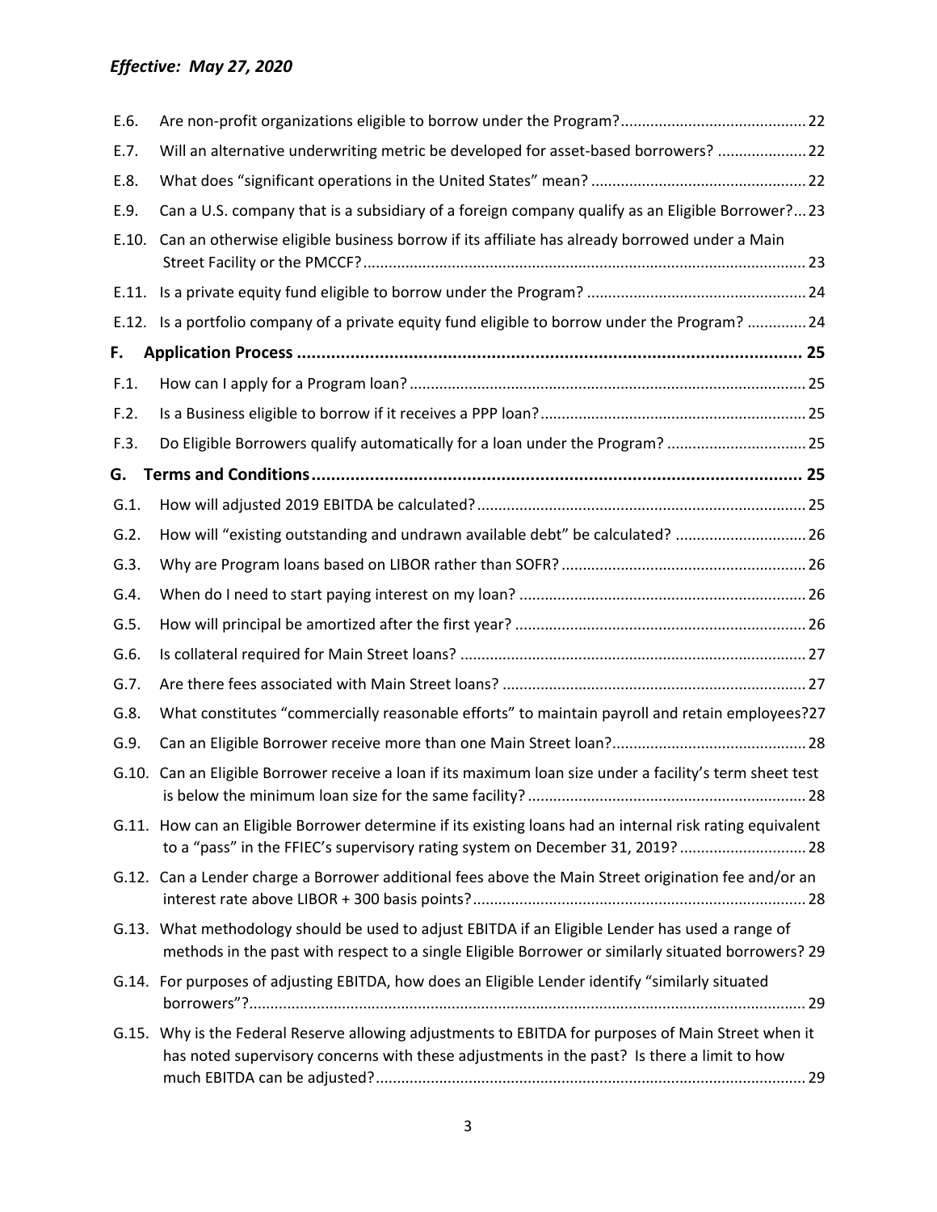*Effective: May 27, 2020*

E.6. Are non-profit organizations eligible to borrow under the Program? ... 22

E.7. Will an alternative underwriting metric be developed for asset-based borrowers? ... 22

E.8. What does "significant operations in the United States" mean? ... 22

E.9. Can a U.S. company that is a subsidiary of a foreign company qualify as an Eligible Borrower? ... 23

E.10. Can an otherwise eligible business borrow if its affiliate has already borrowed under a Main Street Facility or the PMCCF? ... 23

E.11. Is a private equity fund eligible to borrow under the Program? ... 24

E.12. Is a portfolio company of a private equity fund eligible to borrow under the Program? ... 24

**F. Application Process ... 25**

F.1. How can I apply for a Program loan? ... 25

F.2. Is a Business eligible to borrow if it receives a PPP loan? ... 25

F.3. Do Eligible Borrowers qualify automatically for a loan under the Program? ... 25

**G. Terms and Conditions ... 25**

G.1. How will adjusted 2019 EBITDA be calculated? ... 25

G.2. How will "existing outstanding and undrawn available debt" be calculated? ... 26

G.3. Why are Program loans based on LIBOR rather than SOFR? ... 26

G.4. When do I need to start paying interest on my loan? ... 26

G.5. How will principal be amortized after the first year? ... 26

G.6. Is collateral required for Main Street loans? ... 27

G.7. Are there fees associated with Main Street loans? ... 27

G.8. What constitutes "commercially reasonable efforts" to maintain payroll and retain employees? ... 27

G.9. Can an Eligible Borrower receive more than one Main Street loan? ... 28

G.10. Can an Eligible Borrower receive a loan if its maximum loan size under a facility's term sheet test is below the minimum loan size for the same facility? ... 28

G.11. How can an Eligible Borrower determine if its existing loans had an internal risk rating equivalent to a "pass" in the FFIEC's supervisory rating system on December 31, 2019? ... 28

G.12. Can a Lender charge a Borrower additional fees above the Main Street origination fee and/or an interest rate above LIBOR + 300 basis points? ... 28

G.13. What methodology should be used to adjust EBITDA if an Eligible Lender has used a range of methods in the past with respect to a single Eligible Borrower or similarly situated borrowers? 29

G.14. For purposes of adjusting EBITDA, how does an Eligible Lender identify "similarly situated borrowers"? ... 29

G.15. Why is the Federal Reserve allowing adjustments to EBITDA for purposes of Main Street when it has noted supervisory concerns with these adjustments in the past? Is there a limit to how much EBITDA can be adjusted? ... 29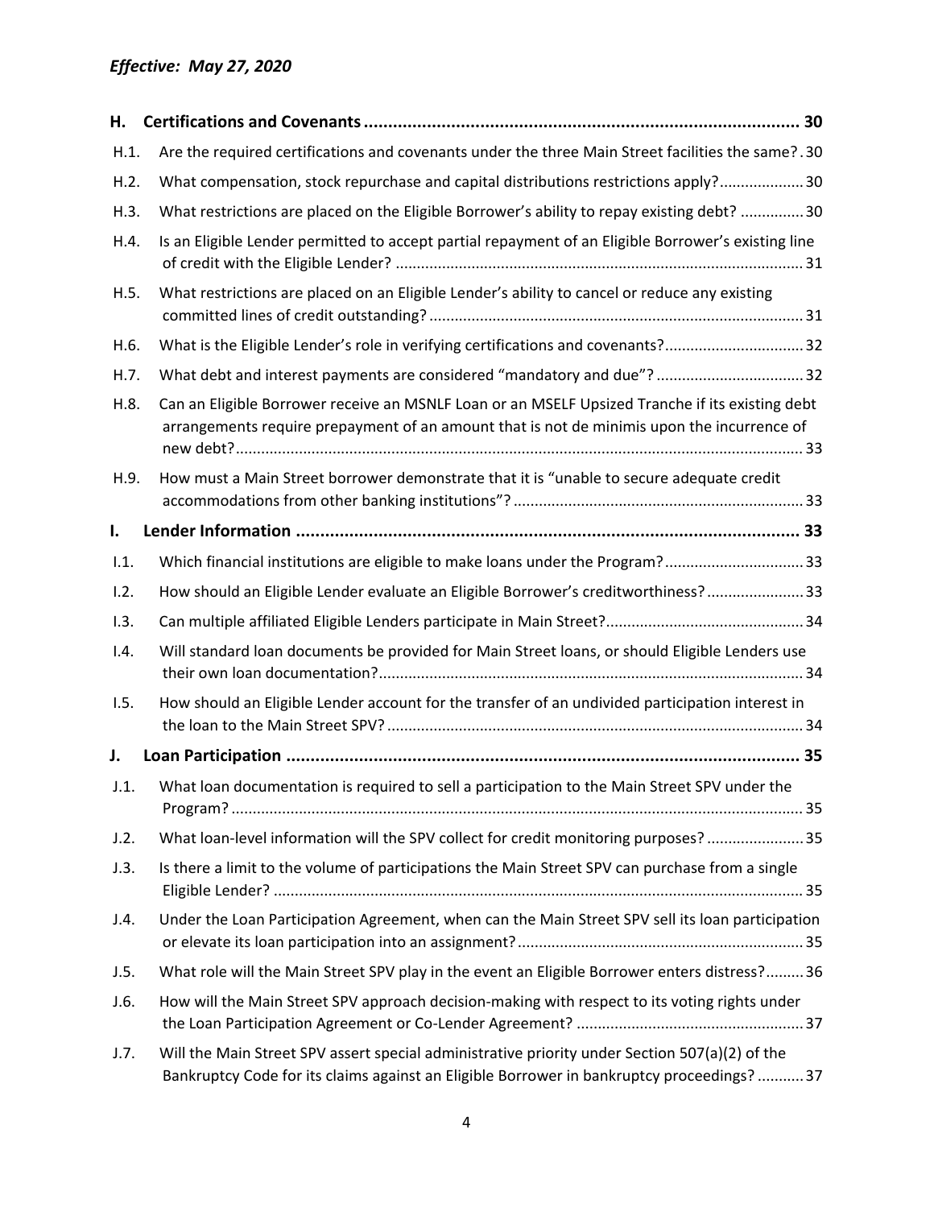*Effective: May 27, 2020*

| | | |
|---|---|---|
| **H.** | **Certifications and Covenants** | **30** |
| H.1. | Are the required certifications and covenants under the three Main Street facilities the same? | 30 |
| H.2. | What compensation, stock repurchase and capital distributions restrictions apply? | 30 |
| H.3. | What restrictions are placed on the Eligible Borrower's ability to repay existing debt? | 30 |
| H.4. | Is an Eligible Lender permitted to accept partial repayment of an Eligible Borrower's existing line of credit with the Eligible Lender? | 31 |
| H.5. | What restrictions are placed on an Eligible Lender's ability to cancel or reduce any existing committed lines of credit outstanding? | 31 |
| H.6. | What is the Eligible Lender's role in verifying certifications and covenants? | 32 |
| H.7. | What debt and interest payments are considered "mandatory and due"? | 32 |
| H.8. | Can an Eligible Borrower receive an MSNLF Loan or an MSELF Upsized Tranche if its existing debt arrangements require prepayment of an amount that is not de minimis upon the incurrence of new debt? | 33 |
| H.9. | How must a Main Street borrower demonstrate that it is "unable to secure adequate credit accommodations from other banking institutions"? | 33 |
| **I.** | **Lender Information** | **33** |
| I.1. | Which financial institutions are eligible to make loans under the Program? | 33 |
| I.2. | How should an Eligible Lender evaluate an Eligible Borrower's creditworthiness? | 33 |
| I.3. | Can multiple affiliated Eligible Lenders participate in Main Street? | 34 |
| I.4. | Will standard loan documents be provided for Main Street loans, or should Eligible Lenders use their own loan documentation? | 34 |
| I.5. | How should an Eligible Lender account for the transfer of an undivided participation interest in the loan to the Main Street SPV? | 34 |
| **J.** | **Loan Participation** | **35** |
| J.1. | What loan documentation is required to sell a participation to the Main Street SPV under the Program? | 35 |
| J.2. | What loan-level information will the SPV collect for credit monitoring purposes? | 35 |
| J.3. | Is there a limit to the volume of participations the Main Street SPV can purchase from a single Eligible Lender? | 35 |
| J.4. | Under the Loan Participation Agreement, when can the Main Street SPV sell its loan participation or elevate its loan participation into an assignment? | 35 |
| J.5. | What role will the Main Street SPV play in the event an Eligible Borrower enters distress? | 36 |
| J.6. | How will the Main Street SPV approach decision-making with respect to its voting rights under the Loan Participation Agreement or Co-Lender Agreement? | 37 |
| J.7. | Will the Main Street SPV assert special administrative priority under Section 507(a)(2) of the Bankruptcy Code for its claims against an Eligible Borrower in bankruptcy proceedings? | 37 |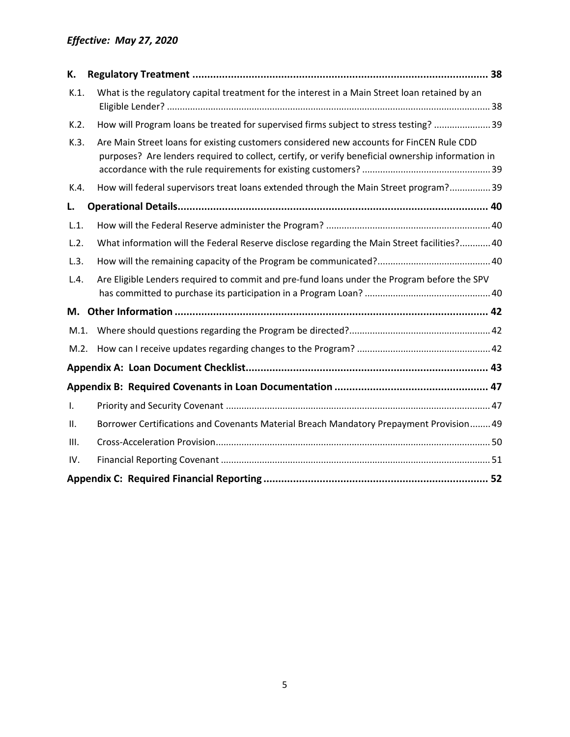*Effective: May 27, 2020*

**K. Regulatory Treatment .................................................................................................... 38**

K.1. What is the regulatory capital treatment for the interest in a Main Street loan retained by an Eligible Lender? ............................................................................................................................. 38

K.2. How will Program loans be treated for supervised firms subject to stress testing? ...................... 39

K.3. Are Main Street loans for existing customers considered new accounts for FinCEN Rule CDD purposes? Are lenders required to collect, certify, or verify beneficial ownership information in accordance with the rule requirements for existing customers? .................................................. 39

K.4. How will federal supervisors treat loans extended through the Main Street program?................ 39

**L. Operational Details......................................................................................................... 40**

L.1. How will the Federal Reserve administer the Program? ............................................................... 40

L.2. What information will the Federal Reserve disclose regarding the Main Street facilities?............ 40

L.3. How will the remaining capacity of the Program be communicated?............................................ 40

L.4. Are Eligible Lenders required to commit and pre-fund loans under the Program before the SPV has committed to purchase its participation in a Program Loan? ................................................. 40

**M. Other Information ........................................................................................................... 42**

M.1. Where should questions regarding the Program be directed?...................................................... 42

M.2. How can I receive updates regarding changes to the Program? .................................................... 42

**Appendix A: Loan Document Checklist.................................................................................. 43**

**Appendix B: Required Covenants in Loan Documentation .................................................... 47**

I. Priority and Security Covenant ...................................................................................................... 47

II. Borrower Certifications and Covenants Material Breach Mandatory Prepayment Provision........ 49

III. Cross-Acceleration Provision.......................................................................................................... 50

IV. Financial Reporting Covenant ........................................................................................................ 51

**Appendix C: Required Financial Reporting ............................................................................ 52**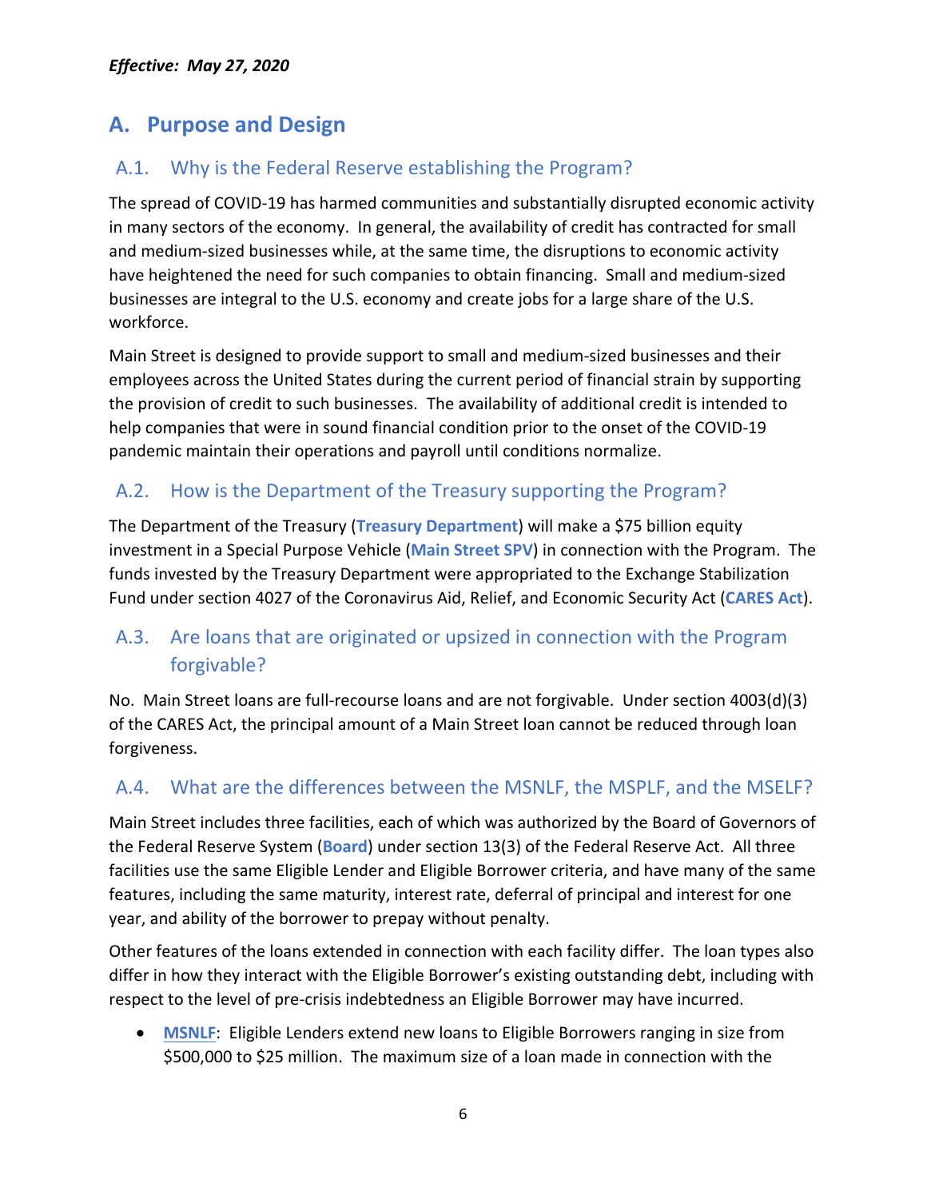*Effective: May 27, 2020*

## A. Purpose and Design

### A.1. Why is the Federal Reserve establishing the Program?

The spread of COVID-19 has harmed communities and substantially disrupted economic activity in many sectors of the economy. In general, the availability of credit has contracted for small and medium-sized businesses while, at the same time, the disruptions to economic activity have heightened the need for such companies to obtain financing. Small and medium-sized businesses are integral to the U.S. economy and create jobs for a large share of the U.S. workforce.

Main Street is designed to provide support to small and medium-sized businesses and their employees across the United States during the current period of financial strain by supporting the provision of credit to such businesses. The availability of additional credit is intended to help companies that were in sound financial condition prior to the onset of the COVID-19 pandemic maintain their operations and payroll until conditions normalize.

### A.2. How is the Department of the Treasury supporting the Program?

The Department of the Treasury (**Treasury Department**) will make a $75 billion equity investment in a Special Purpose Vehicle (**Main Street SPV**) in connection with the Program. The funds invested by the Treasury Department were appropriated to the Exchange Stabilization Fund under section 4027 of the Coronavirus Aid, Relief, and Economic Security Act (**CARES Act**).

### A.3. Are loans that are originated or upsized in connection with the Program forgivable?

No. Main Street loans are full-recourse loans and are not forgivable. Under section 4003(d)(3) of the CARES Act, the principal amount of a Main Street loan cannot be reduced through loan forgiveness.

### A.4. What are the differences between the MSNLF, the MSPLF, and the MSELF?

Main Street includes three facilities, each of which was authorized by the Board of Governors of the Federal Reserve System (**Board**) under section 13(3) of the Federal Reserve Act. All three facilities use the same Eligible Lender and Eligible Borrower criteria, and have many of the same features, including the same maturity, interest rate, deferral of principal and interest for one year, and ability of the borrower to prepay without penalty.

Other features of the loans extended in connection with each facility differ. The loan types also differ in how they interact with the Eligible Borrower's existing outstanding debt, including with respect to the level of pre-crisis indebtedness an Eligible Borrower may have incurred.

- **MSNLF**: Eligible Lenders extend new loans to Eligible Borrowers ranging in size from $500,000 to $25 million. The maximum size of a loan made in connection with the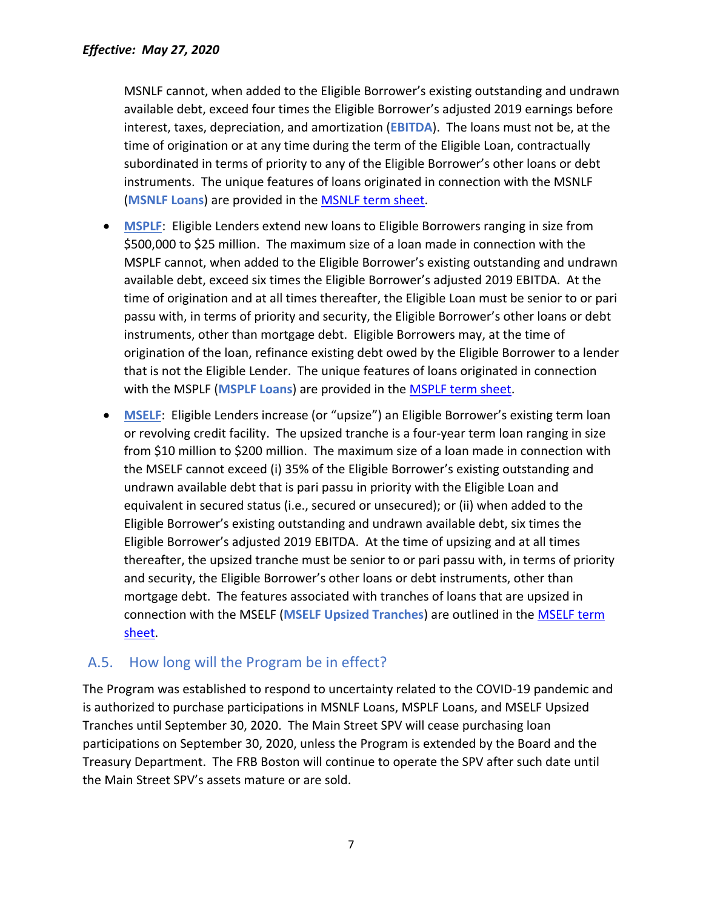MSNLF cannot, when added to the Eligible Borrower's existing outstanding and undrawn available debt, exceed four times the Eligible Borrower's adjusted 2019 earnings before interest, taxes, depreciation, and amortization (**EBITDA**). The loans must not be, at the time of origination or at any time during the term of the Eligible Loan, contractually subordinated in terms of priority to any of the Eligible Borrower's other loans or debt instruments. The unique features of loans originated in connection with the MSNLF (**MSNLF Loans**) are provided in the MSNLF term sheet.

- **MSPLF**: Eligible Lenders extend new loans to Eligible Borrowers ranging in size from $500,000 to $25 million. The maximum size of a loan made in connection with the MSPLF cannot, when added to the Eligible Borrower's existing outstanding and undrawn available debt, exceed six times the Eligible Borrower's adjusted 2019 EBITDA. At the time of origination and at all times thereafter, the Eligible Loan must be senior to or pari passu with, in terms of priority and security, the Eligible Borrower's other loans or debt instruments, other than mortgage debt. Eligible Borrowers may, at the time of origination of the loan, refinance existing debt owed by the Eligible Borrower to a lender that is not the Eligible Lender. The unique features of loans originated in connection with the MSPLF (**MSPLF Loans**) are provided in the MSPLF term sheet.
- **MSELF**: Eligible Lenders increase (or "upsize") an Eligible Borrower's existing term loan or revolving credit facility. The upsized tranche is a four-year term loan ranging in size from $10 million to $200 million. The maximum size of a loan made in connection with the MSELF cannot exceed (i) 35% of the Eligible Borrower's existing outstanding and undrawn available debt that is pari passu in priority with the Eligible Loan and equivalent in secured status (i.e., secured or unsecured); or (ii) when added to the Eligible Borrower's existing outstanding and undrawn available debt, six times the Eligible Borrower's adjusted 2019 EBITDA. At the time of upsizing and at all times thereafter, the upsized tranche must be senior to or pari passu with, in terms of priority and security, the Eligible Borrower's other loans or debt instruments, other than mortgage debt. The features associated with tranches of loans that are upsized in connection with the MSELF (**MSELF Upsized Tranches**) are outlined in the MSELF term sheet.

## A.5. How long will the Program be in effect?

The Program was established to respond to uncertainty related to the COVID-19 pandemic and is authorized to purchase participations in MSNLF Loans, MSPLF Loans, and MSELF Upsized Tranches until September 30, 2020. The Main Street SPV will cease purchasing loan participations on September 30, 2020, unless the Program is extended by the Board and the Treasury Department. The FRB Boston will continue to operate the SPV after such date until the Main Street SPV's assets mature or are sold.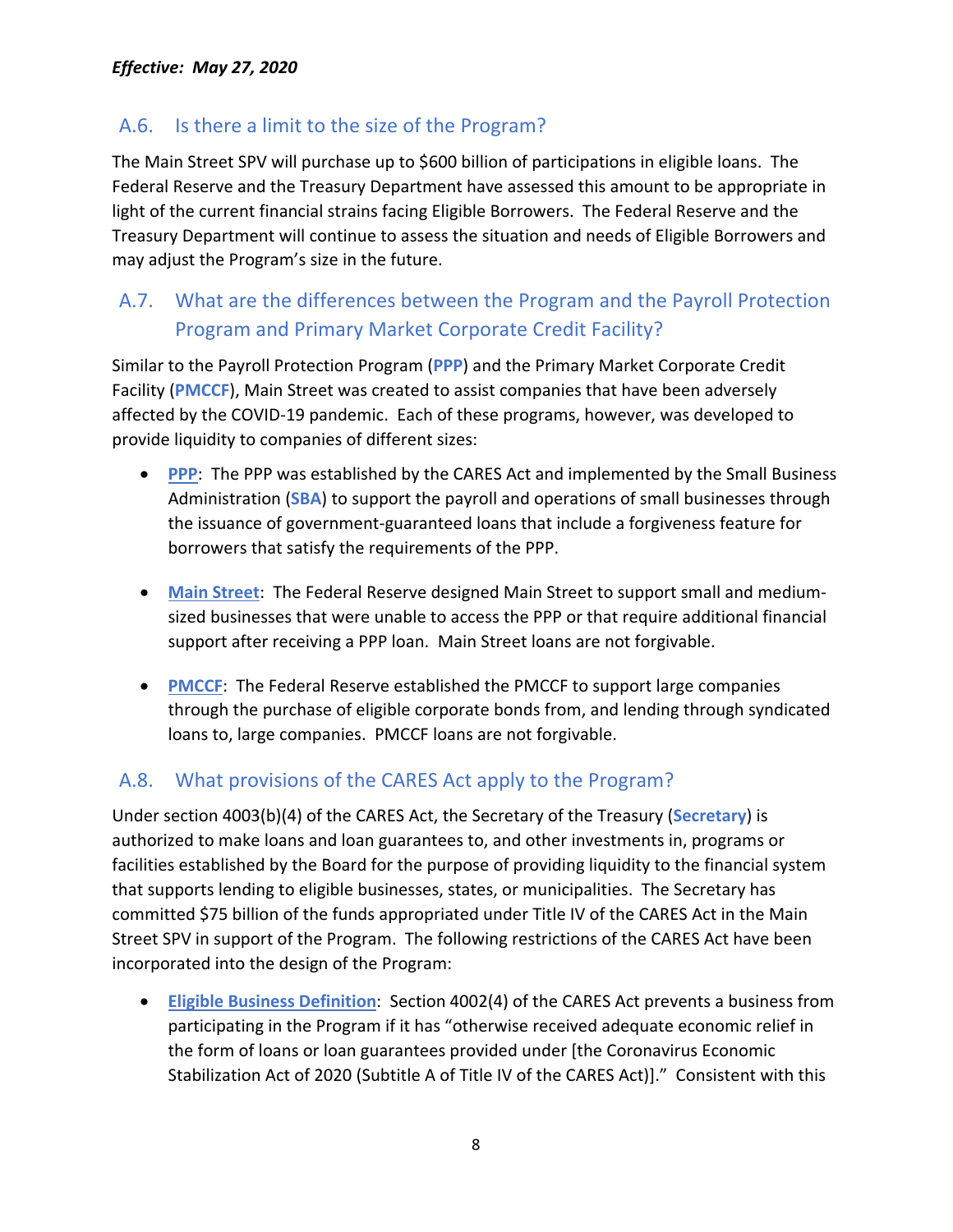*Effective: May 27, 2020*

## A.6. Is there a limit to the size of the Program?

The Main Street SPV will purchase up to $600 billion of participations in eligible loans. The Federal Reserve and the Treasury Department have assessed this amount to be appropriate in light of the current financial strains facing Eligible Borrowers. The Federal Reserve and the Treasury Department will continue to assess the situation and needs of Eligible Borrowers and may adjust the Program's size in the future.

## A.7. What are the differences between the Program and the Payroll Protection Program and Primary Market Corporate Credit Facility?

Similar to the Payroll Protection Program (**PPP**) and the Primary Market Corporate Credit Facility (**PMCCF**), Main Street was created to assist companies that have been adversely affected by the COVID-19 pandemic. Each of these programs, however, was developed to provide liquidity to companies of different sizes:

- **PPP**: The PPP was established by the CARES Act and implemented by the Small Business Administration (**SBA**) to support the payroll and operations of small businesses through the issuance of government-guaranteed loans that include a forgiveness feature for borrowers that satisfy the requirements of the PPP.
- **Main Street**: The Federal Reserve designed Main Street to support small and medium-sized businesses that were unable to access the PPP or that require additional financial support after receiving a PPP loan. Main Street loans are not forgivable.
- **PMCCF**: The Federal Reserve established the PMCCF to support large companies through the purchase of eligible corporate bonds from, and lending through syndicated loans to, large companies. PMCCF loans are not forgivable.

## A.8. What provisions of the CARES Act apply to the Program?

Under section 4003(b)(4) of the CARES Act, the Secretary of the Treasury (**Secretary**) is authorized to make loans and loan guarantees to, and other investments in, programs or facilities established by the Board for the purpose of providing liquidity to the financial system that supports lending to eligible businesses, states, or municipalities. The Secretary has committed $75 billion of the funds appropriated under Title IV of the CARES Act in the Main Street SPV in support of the Program. The following restrictions of the CARES Act have been incorporated into the design of the Program:

- **Eligible Business Definition**: Section 4002(4) of the CARES Act prevents a business from participating in the Program if it has "otherwise received adequate economic relief in the form of loans or loan guarantees provided under [the Coronavirus Economic Stabilization Act of 2020 (Subtitle A of Title IV of the CARES Act)]." Consistent with this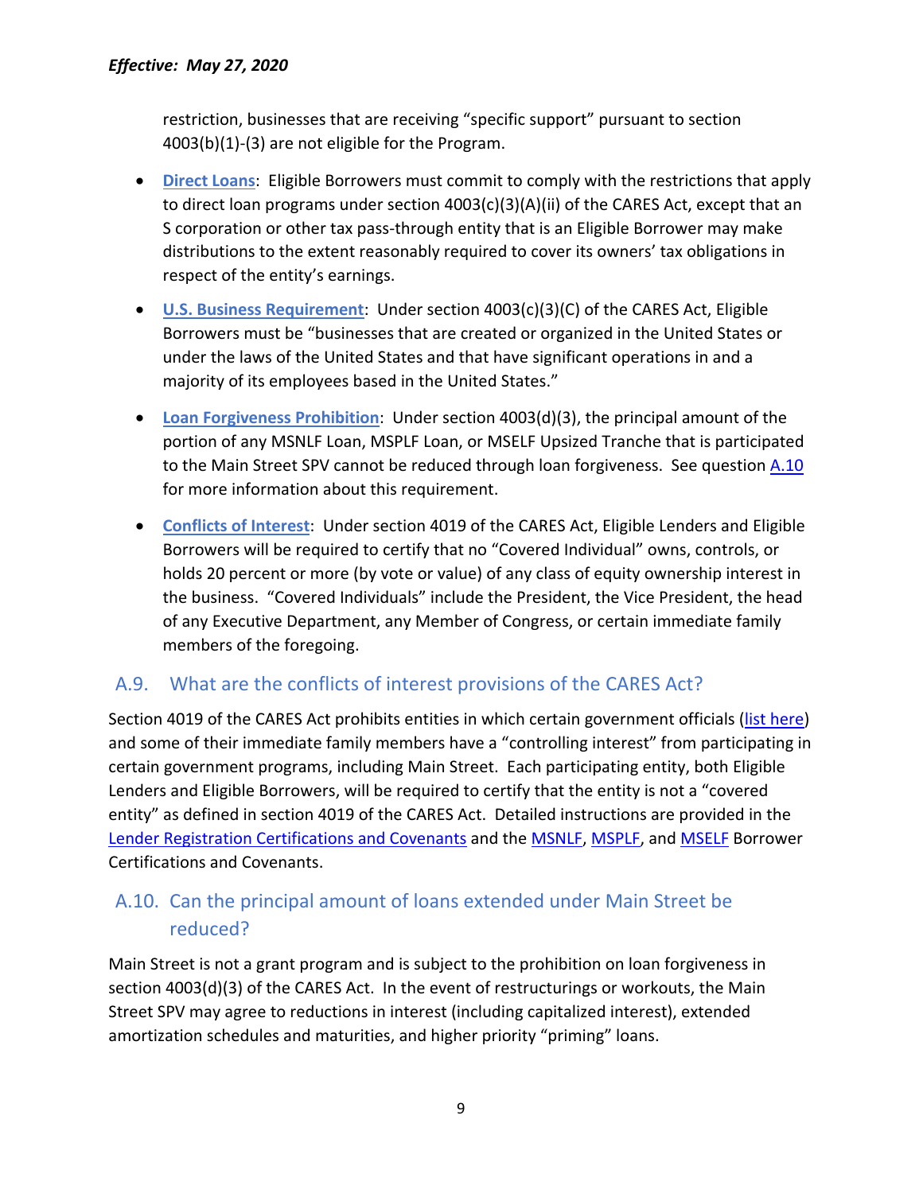restriction, businesses that are receiving "specific support" pursuant to section 4003(b)(1)-(3) are not eligible for the Program.

- **Direct Loans**: Eligible Borrowers must commit to comply with the restrictions that apply to direct loan programs under section 4003(c)(3)(A)(ii) of the CARES Act, except that an S corporation or other tax pass-through entity that is an Eligible Borrower may make distributions to the extent reasonably required to cover its owners' tax obligations in respect of the entity's earnings.
- **U.S. Business Requirement**: Under section 4003(c)(3)(C) of the CARES Act, Eligible Borrowers must be "businesses that are created or organized in the United States or under the laws of the United States and that have significant operations in and a majority of its employees based in the United States."
- **Loan Forgiveness Prohibition**: Under section 4003(d)(3), the principal amount of the portion of any MSNLF Loan, MSPLF Loan, or MSELF Upsized Tranche that is participated to the Main Street SPV cannot be reduced through loan forgiveness. See question A.10 for more information about this requirement.
- **Conflicts of Interest**: Under section 4019 of the CARES Act, Eligible Lenders and Eligible Borrowers will be required to certify that no "Covered Individual" owns, controls, or holds 20 percent or more (by vote or value) of any class of equity ownership interest in the business. "Covered Individuals" include the President, the Vice President, the head of any Executive Department, any Member of Congress, or certain immediate family members of the foregoing.

## A.9. What are the conflicts of interest provisions of the CARES Act?

Section 4019 of the CARES Act prohibits entities in which certain government officials (list here) and some of their immediate family members have a "controlling interest" from participating in certain government programs, including Main Street. Each participating entity, both Eligible Lenders and Eligible Borrowers, will be required to certify that the entity is not a "covered entity" as defined in section 4019 of the CARES Act. Detailed instructions are provided in the Lender Registration Certifications and Covenants and the MSNLF, MSPLF, and MSELF Borrower Certifications and Covenants.

## A.10. Can the principal amount of loans extended under Main Street be reduced?

Main Street is not a grant program and is subject to the prohibition on loan forgiveness in section 4003(d)(3) of the CARES Act. In the event of restructurings or workouts, the Main Street SPV may agree to reductions in interest (including capitalized interest), extended amortization schedules and maturities, and higher priority "priming" loans.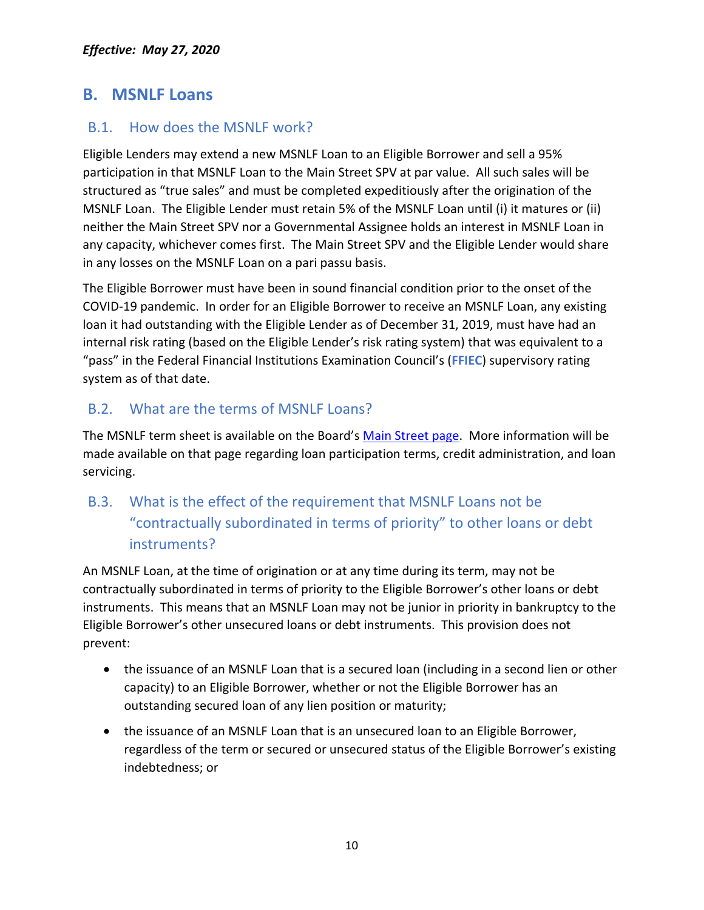*Effective: May 27, 2020*

## B. MSNLF Loans

### B.1. How does the MSNLF work?

Eligible Lenders may extend a new MSNLF Loan to an Eligible Borrower and sell a 95% participation in that MSNLF Loan to the Main Street SPV at par value. All such sales will be structured as "true sales" and must be completed expeditiously after the origination of the MSNLF Loan. The Eligible Lender must retain 5% of the MSNLF Loan until (i) it matures or (ii) neither the Main Street SPV nor a Governmental Assignee holds an interest in MSNLF Loan in any capacity, whichever comes first. The Main Street SPV and the Eligible Lender would share in any losses on the MSNLF Loan on a pari passu basis.

The Eligible Borrower must have been in sound financial condition prior to the onset of the COVID-19 pandemic. In order for an Eligible Borrower to receive an MSNLF Loan, any existing loan it had outstanding with the Eligible Lender as of December 31, 2019, must have had an internal risk rating (based on the Eligible Lender's risk rating system) that was equivalent to a "pass" in the Federal Financial Institutions Examination Council's (**FFIEC**) supervisory rating system as of that date.

### B.2. What are the terms of MSNLF Loans?

The MSNLF term sheet is available on the Board's [Main Street page](). More information will be made available on that page regarding loan participation terms, credit administration, and loan servicing.

### B.3. What is the effect of the requirement that MSNLF Loans not be "contractually subordinated in terms of priority" to other loans or debt instruments?

An MSNLF Loan, at the time of origination or at any time during its term, may not be contractually subordinated in terms of priority to the Eligible Borrower's other loans or debt instruments. This means that an MSNLF Loan may not be junior in priority in bankruptcy to the Eligible Borrower's other unsecured loans or debt instruments. This provision does not prevent:

- the issuance of an MSNLF Loan that is a secured loan (including in a second lien or other capacity) to an Eligible Borrower, whether or not the Eligible Borrower has an outstanding secured loan of any lien position or maturity;
- the issuance of an MSNLF Loan that is an unsecured loan to an Eligible Borrower, regardless of the term or secured or unsecured status of the Eligible Borrower's existing indebtedness; or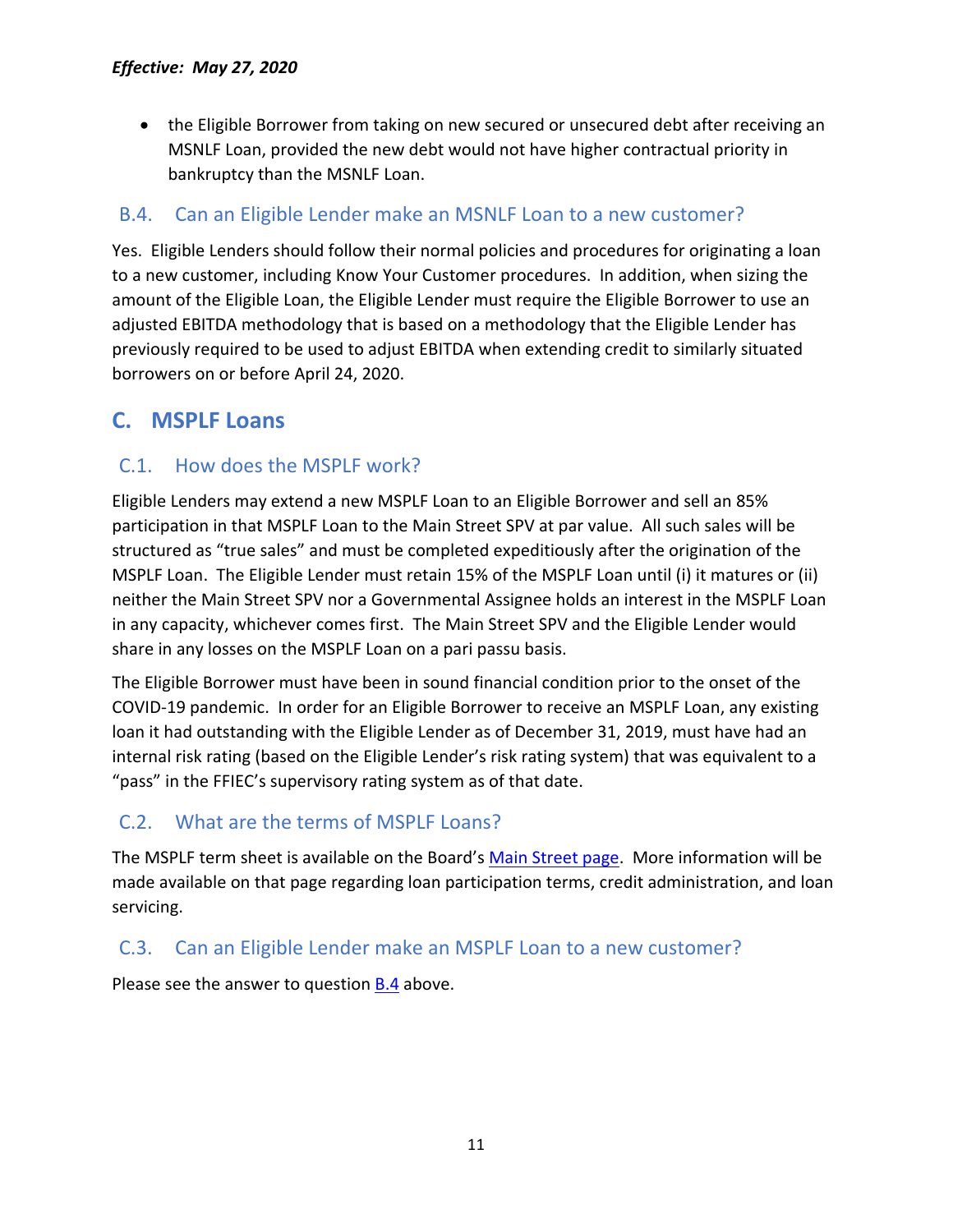*Effective: May 27, 2020*

- the Eligible Borrower from taking on new secured or unsecured debt after receiving an MSNLF Loan, provided the new debt would not have higher contractual priority in bankruptcy than the MSNLF Loan.

### B.4. Can an Eligible Lender make an MSNLF Loan to a new customer?

Yes. Eligible Lenders should follow their normal policies and procedures for originating a loan to a new customer, including Know Your Customer procedures. In addition, when sizing the amount of the Eligible Loan, the Eligible Lender must require the Eligible Borrower to use an adjusted EBITDA methodology that is based on a methodology that the Eligible Lender has previously required to be used to adjust EBITDA when extending credit to similarly situated borrowers on or before April 24, 2020.

## C. MSPLF Loans

### C.1. How does the MSPLF work?

Eligible Lenders may extend a new MSPLF Loan to an Eligible Borrower and sell an 85% participation in that MSPLF Loan to the Main Street SPV at par value. All such sales will be structured as "true sales" and must be completed expeditiously after the origination of the MSPLF Loan. The Eligible Lender must retain 15% of the MSPLF Loan until (i) it matures or (ii) neither the Main Street SPV nor a Governmental Assignee holds an interest in the MSPLF Loan in any capacity, whichever comes first. The Main Street SPV and the Eligible Lender would share in any losses on the MSPLF Loan on a pari passu basis.

The Eligible Borrower must have been in sound financial condition prior to the onset of the COVID-19 pandemic. In order for an Eligible Borrower to receive an MSPLF Loan, any existing loan it had outstanding with the Eligible Lender as of December 31, 2019, must have had an internal risk rating (based on the Eligible Lender's risk rating system) that was equivalent to a "pass" in the FFIEC's supervisory rating system as of that date.

### C.2. What are the terms of MSPLF Loans?

The MSPLF term sheet is available on the Board's Main Street page. More information will be made available on that page regarding loan participation terms, credit administration, and loan servicing.

### C.3. Can an Eligible Lender make an MSPLF Loan to a new customer?

Please see the answer to question B.4 above.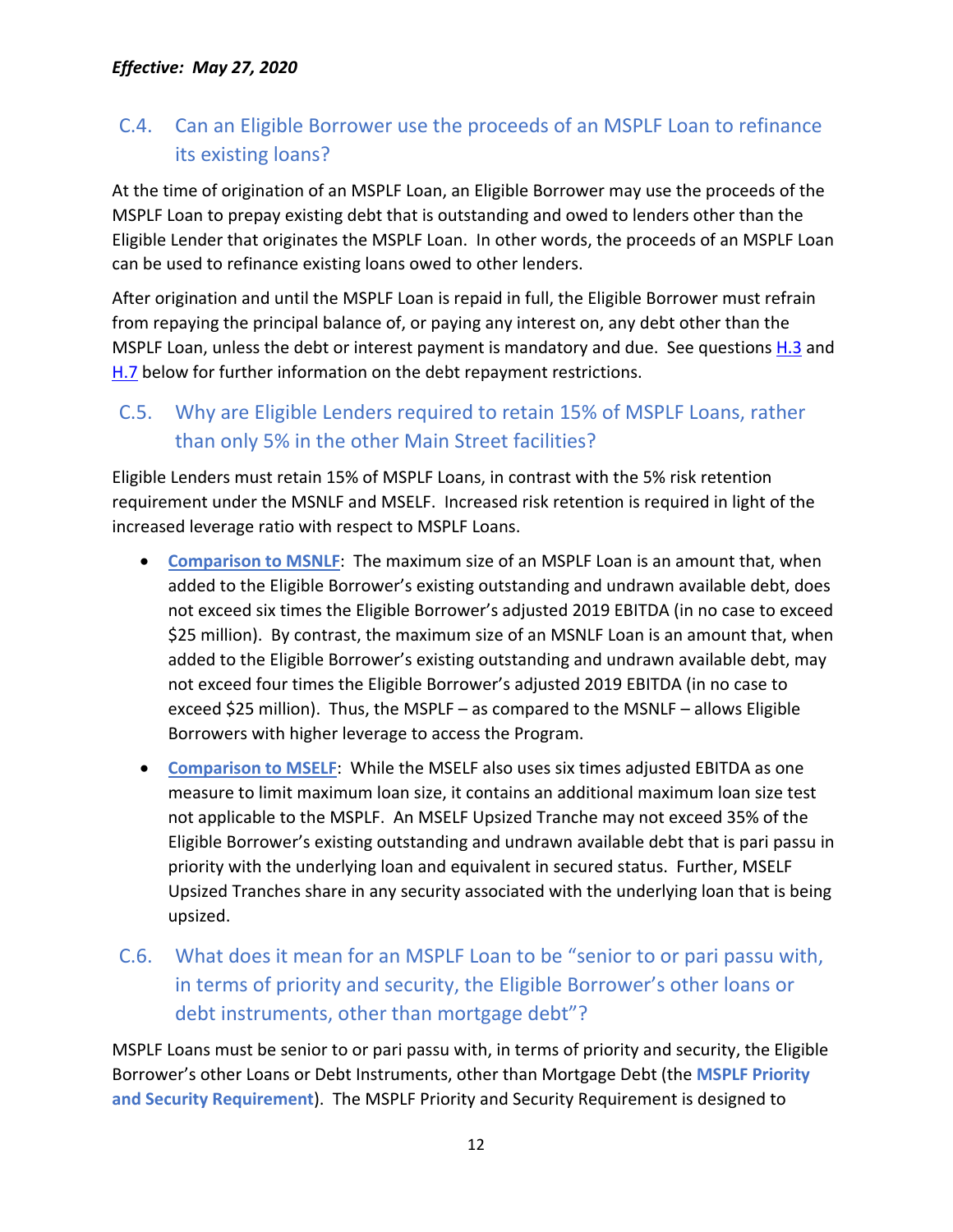*Effective: May 27, 2020*

## C.4. Can an Eligible Borrower use the proceeds of an MSPLF Loan to refinance its existing loans?

At the time of origination of an MSPLF Loan, an Eligible Borrower may use the proceeds of the MSPLF Loan to prepay existing debt that is outstanding and owed to lenders other than the Eligible Lender that originates the MSPLF Loan. In other words, the proceeds of an MSPLF Loan can be used to refinance existing loans owed to other lenders.

After origination and until the MSPLF Loan is repaid in full, the Eligible Borrower must refrain from repaying the principal balance of, or paying any interest on, any debt other than the MSPLF Loan, unless the debt or interest payment is mandatory and due. See questions H.3 and H.7 below for further information on the debt repayment restrictions.

## C.5. Why are Eligible Lenders required to retain 15% of MSPLF Loans, rather than only 5% in the other Main Street facilities?

Eligible Lenders must retain 15% of MSPLF Loans, in contrast with the 5% risk retention requirement under the MSNLF and MSELF. Increased risk retention is required in light of the increased leverage ratio with respect to MSPLF Loans.

- **Comparison to MSNLF**: The maximum size of an MSPLF Loan is an amount that, when added to the Eligible Borrower's existing outstanding and undrawn available debt, does not exceed six times the Eligible Borrower's adjusted 2019 EBITDA (in no case to exceed $25 million). By contrast, the maximum size of an MSNLF Loan is an amount that, when added to the Eligible Borrower's existing outstanding and undrawn available debt, may not exceed four times the Eligible Borrower's adjusted 2019 EBITDA (in no case to exceed $25 million). Thus, the MSPLF – as compared to the MSNLF – allows Eligible Borrowers with higher leverage to access the Program.
- **Comparison to MSELF**: While the MSELF also uses six times adjusted EBITDA as one measure to limit maximum loan size, it contains an additional maximum loan size test not applicable to the MSPLF. An MSELF Upsized Tranche may not exceed 35% of the Eligible Borrower's existing outstanding and undrawn available debt that is pari passu in priority with the underlying loan and equivalent in secured status. Further, MSELF Upsized Tranches share in any security associated with the underlying loan that is being upsized.

## C.6. What does it mean for an MSPLF Loan to be "senior to or pari passu with, in terms of priority and security, the Eligible Borrower's other loans or debt instruments, other than mortgage debt"?

MSPLF Loans must be senior to or pari passu with, in terms of priority and security, the Eligible Borrower's other Loans or Debt Instruments, other than Mortgage Debt (the **MSPLF Priority and Security Requirement**). The MSPLF Priority and Security Requirement is designed to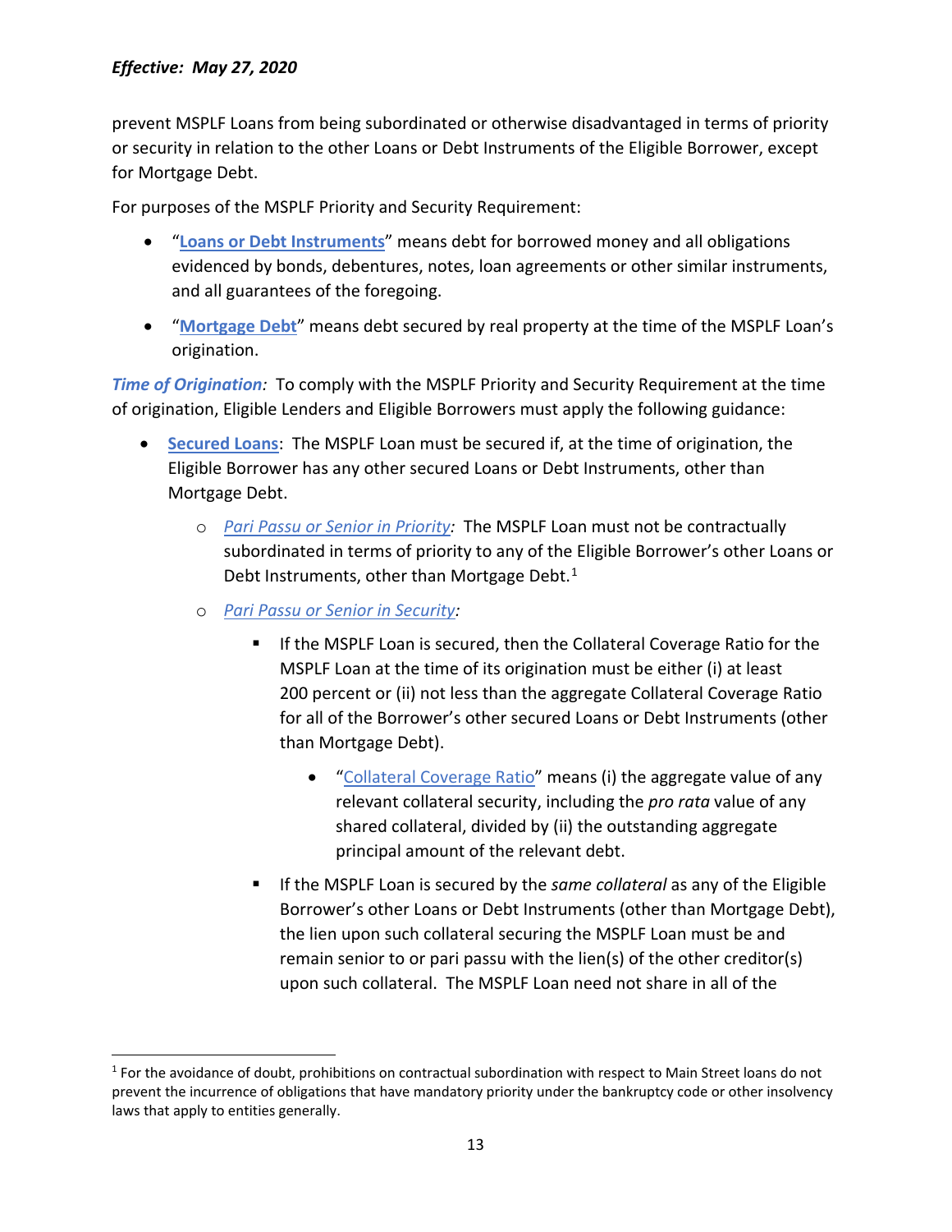prevent MSPLF Loans from being subordinated or otherwise disadvantaged in terms of priority or security in relation to the other Loans or Debt Instruments of the Eligible Borrower, except for Mortgage Debt.

For purposes of the MSPLF Priority and Security Requirement:

- "**Loans or Debt Instruments**" means debt for borrowed money and all obligations evidenced by bonds, debentures, notes, loan agreements or other similar instruments, and all guarantees of the foregoing.
- "**Mortgage Debt**" means debt secured by real property at the time of the MSPLF Loan's origination.

***Time of Origination:*** To comply with the MSPLF Priority and Security Requirement at the time of origination, Eligible Lenders and Eligible Borrowers must apply the following guidance:

- **Secured Loans**: The MSPLF Loan must be secured if, at the time of origination, the Eligible Borrower has any other secured Loans or Debt Instruments, other than Mortgage Debt.
  - *Pari Passu or Senior in Priority:* The MSPLF Loan must not be contractually subordinated in terms of priority to any of the Eligible Borrower's other Loans or Debt Instruments, other than Mortgage Debt.[1]
  - *Pari Passu or Senior in Security:*
    - If the MSPLF Loan is secured, then the Collateral Coverage Ratio for the MSPLF Loan at the time of its origination must be either (i) at least 200 percent or (ii) not less than the aggregate Collateral Coverage Ratio for all of the Borrower's other secured Loans or Debt Instruments (other than Mortgage Debt).
      - "Collateral Coverage Ratio" means (i) the aggregate value of any relevant collateral security, including the *pro rata* value of any shared collateral, divided by (ii) the outstanding aggregate principal amount of the relevant debt.
    - If the MSPLF Loan is secured by the *same collateral* as any of the Eligible Borrower's other Loans or Debt Instruments (other than Mortgage Debt), the lien upon such collateral securing the MSPLF Loan must be and remain senior to or pari passu with the lien(s) of the other creditor(s) upon such collateral. The MSPLF Loan need not share in all of the

[1] For the avoidance of doubt, prohibitions on contractual subordination with respect to Main Street loans do not prevent the incurrence of obligations that have mandatory priority under the bankruptcy code or other insolvency laws that apply to entities generally.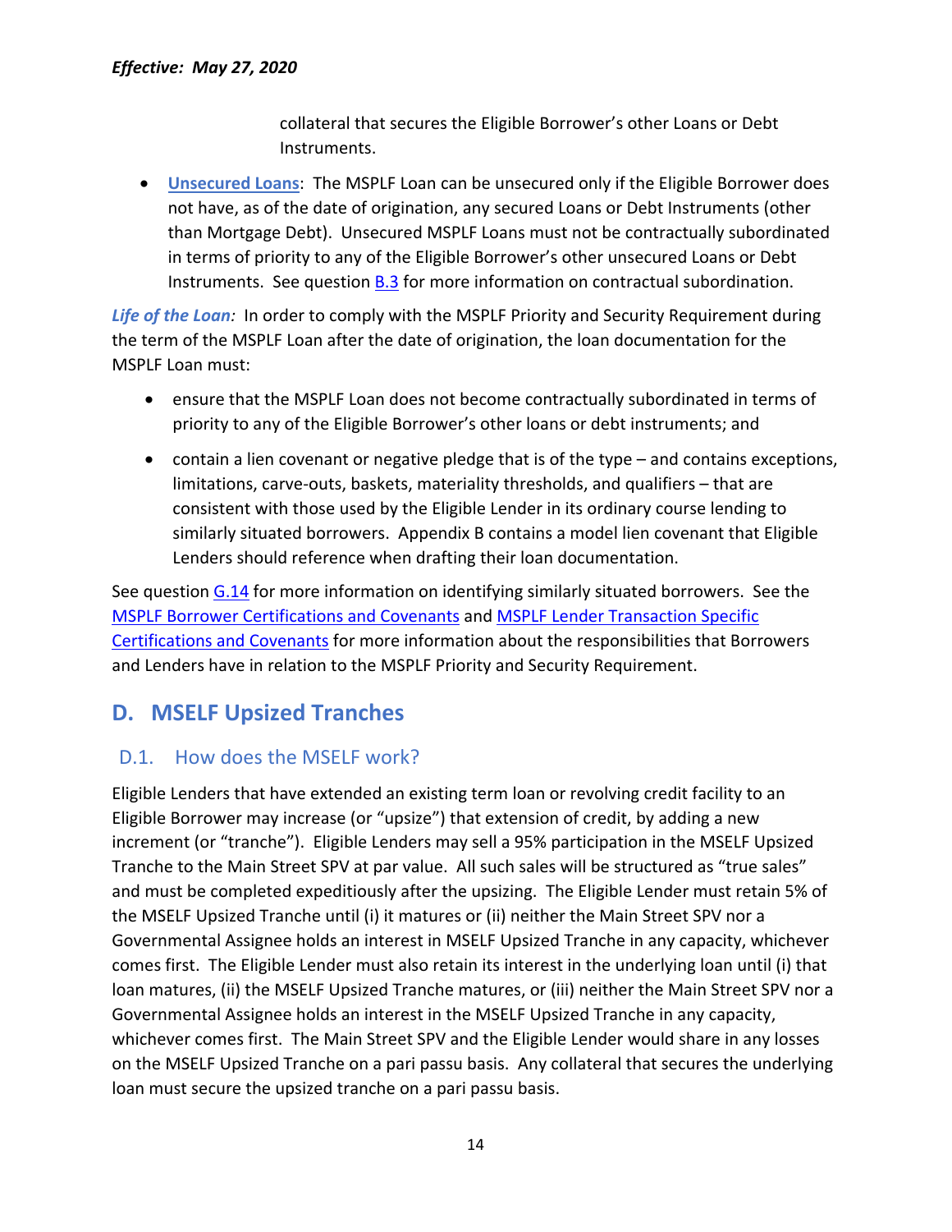collateral that secures the Eligible Borrower's other Loans or Debt Instruments.

- **Unsecured Loans**: The MSPLF Loan can be unsecured only if the Eligible Borrower does not have, as of the date of origination, any secured Loans or Debt Instruments (other than Mortgage Debt). Unsecured MSPLF Loans must not be contractually subordinated in terms of priority to any of the Eligible Borrower's other unsecured Loans or Debt Instruments. See question B.3 for more information on contractual subordination.

***Life of the Loan:*** In order to comply with the MSPLF Priority and Security Requirement during the term of the MSPLF Loan after the date of origination, the loan documentation for the MSPLF Loan must:

- ensure that the MSPLF Loan does not become contractually subordinated in terms of priority to any of the Eligible Borrower's other loans or debt instruments; and
- contain a lien covenant or negative pledge that is of the type – and contains exceptions, limitations, carve-outs, baskets, materiality thresholds, and qualifiers – that are consistent with those used by the Eligible Lender in its ordinary course lending to similarly situated borrowers. Appendix B contains a model lien covenant that Eligible Lenders should reference when drafting their loan documentation.

See question G.14 for more information on identifying similarly situated borrowers. See the MSPLF Borrower Certifications and Covenants and MSPLF Lender Transaction Specific Certifications and Covenants for more information about the responsibilities that Borrowers and Lenders have in relation to the MSPLF Priority and Security Requirement.

## D. MSELF Upsized Tranches

### D.1. How does the MSELF work?

Eligible Lenders that have extended an existing term loan or revolving credit facility to an Eligible Borrower may increase (or "upsize") that extension of credit, by adding a new increment (or "tranche"). Eligible Lenders may sell a 95% participation in the MSELF Upsized Tranche to the Main Street SPV at par value. All such sales will be structured as "true sales" and must be completed expeditiously after the upsizing. The Eligible Lender must retain 5% of the MSELF Upsized Tranche until (i) it matures or (ii) neither the Main Street SPV nor a Governmental Assignee holds an interest in MSELF Upsized Tranche in any capacity, whichever comes first. The Eligible Lender must also retain its interest in the underlying loan until (i) that loan matures, (ii) the MSELF Upsized Tranche matures, or (iii) neither the Main Street SPV nor a Governmental Assignee holds an interest in the MSELF Upsized Tranche in any capacity, whichever comes first. The Main Street SPV and the Eligible Lender would share in any losses on the MSELF Upsized Tranche on a pari passu basis. Any collateral that secures the underlying loan must secure the upsized tranche on a pari passu basis.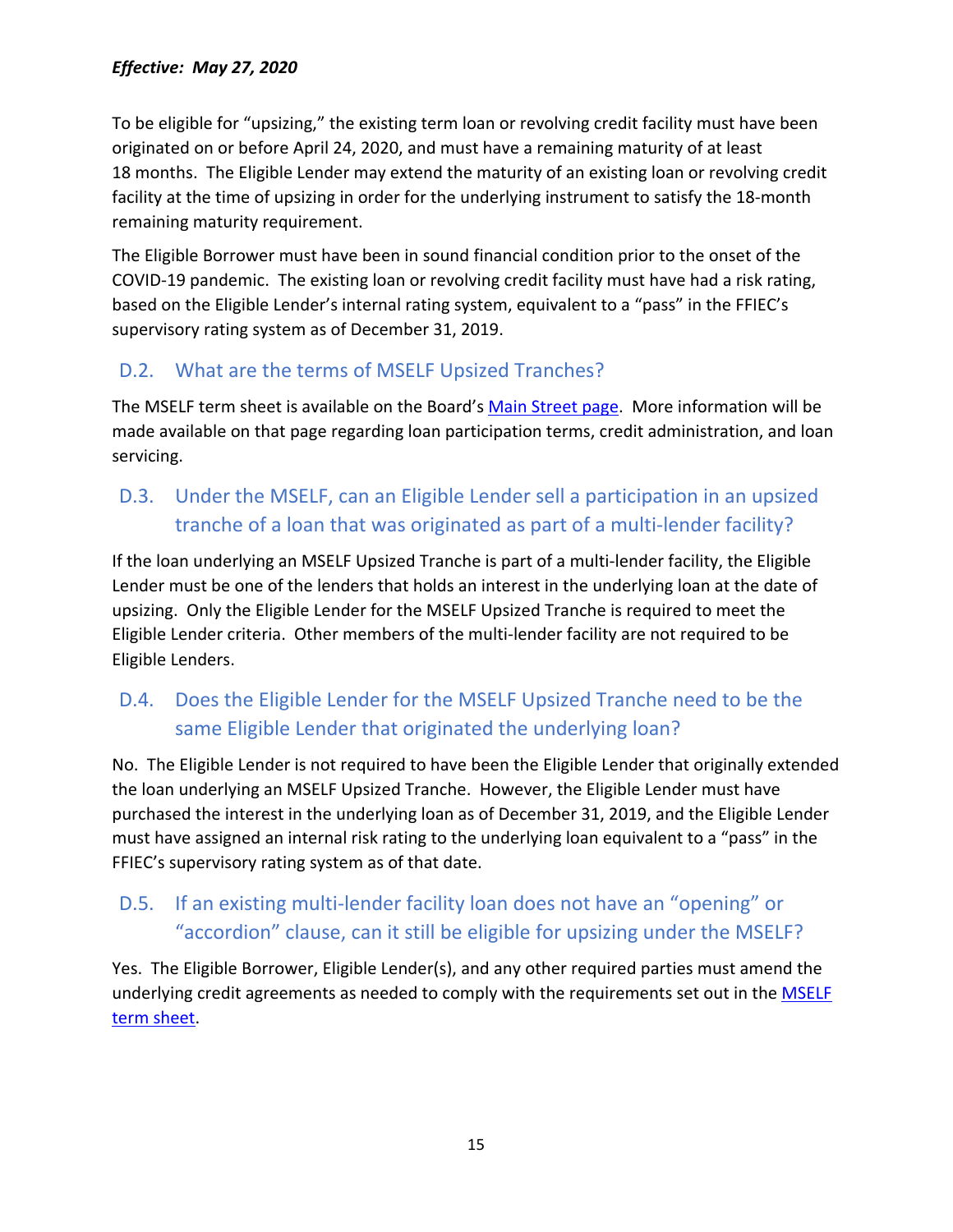To be eligible for "upsizing," the existing term loan or revolving credit facility must have been originated on or before April 24, 2020, and must have a remaining maturity of at least 18 months. The Eligible Lender may extend the maturity of an existing loan or revolving credit facility at the time of upsizing in order for the underlying instrument to satisfy the 18-month remaining maturity requirement.

The Eligible Borrower must have been in sound financial condition prior to the onset of the COVID-19 pandemic. The existing loan or revolving credit facility must have had a risk rating, based on the Eligible Lender's internal rating system, equivalent to a "pass" in the FFIEC's supervisory rating system as of December 31, 2019.

## D.2. What are the terms of MSELF Upsized Tranches?

The MSELF term sheet is available on the Board's Main Street page. More information will be made available on that page regarding loan participation terms, credit administration, and loan servicing.

## D.3. Under the MSELF, can an Eligible Lender sell a participation in an upsized tranche of a loan that was originated as part of a multi-lender facility?

If the loan underlying an MSELF Upsized Tranche is part of a multi-lender facility, the Eligible Lender must be one of the lenders that holds an interest in the underlying loan at the date of upsizing. Only the Eligible Lender for the MSELF Upsized Tranche is required to meet the Eligible Lender criteria. Other members of the multi-lender facility are not required to be Eligible Lenders.

## D.4. Does the Eligible Lender for the MSELF Upsized Tranche need to be the same Eligible Lender that originated the underlying loan?

No. The Eligible Lender is not required to have been the Eligible Lender that originally extended the loan underlying an MSELF Upsized Tranche. However, the Eligible Lender must have purchased the interest in the underlying loan as of December 31, 2019, and the Eligible Lender must have assigned an internal risk rating to the underlying loan equivalent to a "pass" in the FFIEC's supervisory rating system as of that date.

## D.5. If an existing multi-lender facility loan does not have an "opening" or "accordion" clause, can it still be eligible for upsizing under the MSELF?

Yes. The Eligible Borrower, Eligible Lender(s), and any other required parties must amend the underlying credit agreements as needed to comply with the requirements set out in the MSELF term sheet.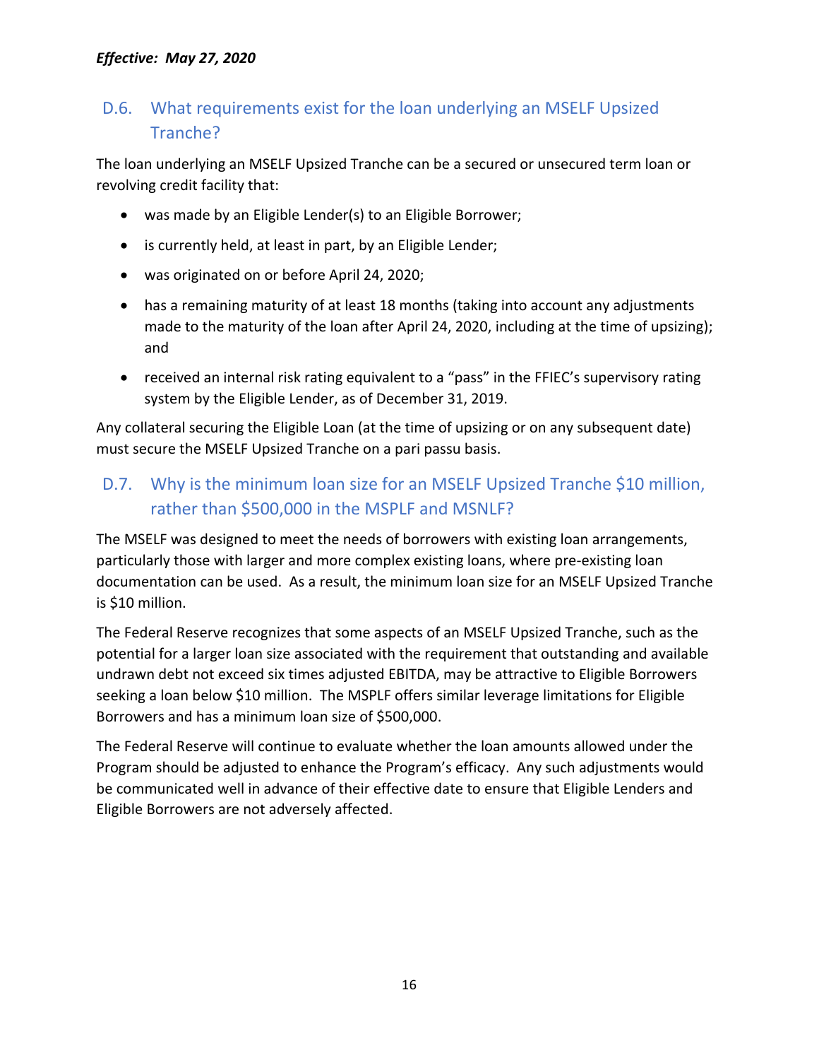*Effective: May 27, 2020*

## D.6. What requirements exist for the loan underlying an MSELF Upsized Tranche?

The loan underlying an MSELF Upsized Tranche can be a secured or unsecured term loan or revolving credit facility that:

- was made by an Eligible Lender(s) to an Eligible Borrower;
- is currently held, at least in part, by an Eligible Lender;
- was originated on or before April 24, 2020;
- has a remaining maturity of at least 18 months (taking into account any adjustments made to the maturity of the loan after April 24, 2020, including at the time of upsizing); and
- received an internal risk rating equivalent to a "pass" in the FFIEC's supervisory rating system by the Eligible Lender, as of December 31, 2019.

Any collateral securing the Eligible Loan (at the time of upsizing or on any subsequent date) must secure the MSELF Upsized Tranche on a pari passu basis.

## D.7. Why is the minimum loan size for an MSELF Upsized Tranche $10 million, rather than $500,000 in the MSPLF and MSNLF?

The MSELF was designed to meet the needs of borrowers with existing loan arrangements, particularly those with larger and more complex existing loans, where pre-existing loan documentation can be used. As a result, the minimum loan size for an MSELF Upsized Tranche is $10 million.

The Federal Reserve recognizes that some aspects of an MSELF Upsized Tranche, such as the potential for a larger loan size associated with the requirement that outstanding and available undrawn debt not exceed six times adjusted EBITDA, may be attractive to Eligible Borrowers seeking a loan below $10 million. The MSPLF offers similar leverage limitations for Eligible Borrowers and has a minimum loan size of $500,000.

The Federal Reserve will continue to evaluate whether the loan amounts allowed under the Program should be adjusted to enhance the Program's efficacy. Any such adjustments would be communicated well in advance of their effective date to ensure that Eligible Lenders and Eligible Borrowers are not adversely affected.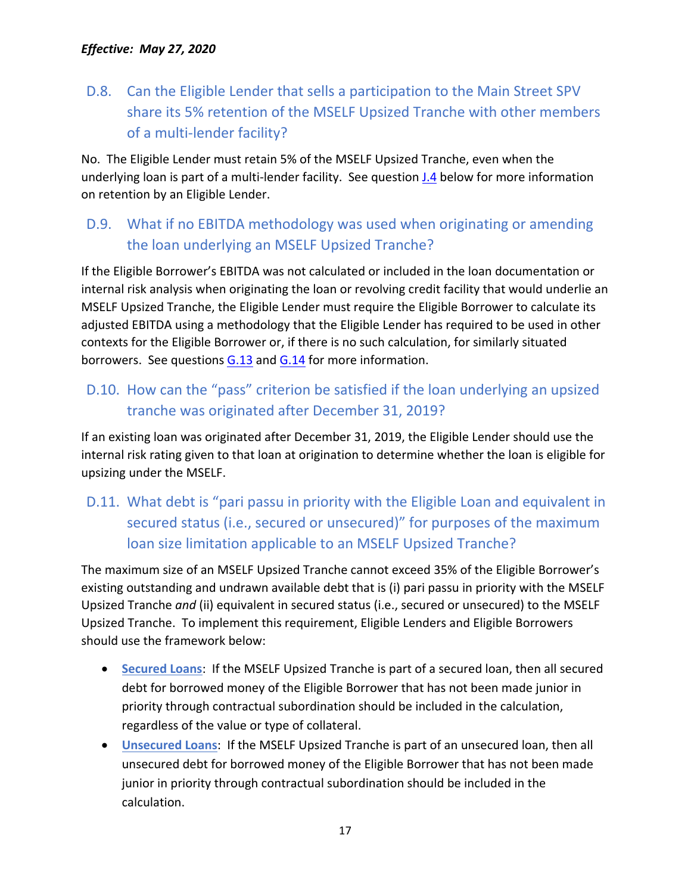*Effective: May 27, 2020*

## D.8. Can the Eligible Lender that sells a participation to the Main Street SPV share its 5% retention of the MSELF Upsized Tranche with other members of a multi-lender facility?

No. The Eligible Lender must retain 5% of the MSELF Upsized Tranche, even when the underlying loan is part of a multi-lender facility. See question J.4 below for more information on retention by an Eligible Lender.

## D.9. What if no EBITDA methodology was used when originating or amending the loan underlying an MSELF Upsized Tranche?

If the Eligible Borrower's EBITDA was not calculated or included in the loan documentation or internal risk analysis when originating the loan or revolving credit facility that would underlie an MSELF Upsized Tranche, the Eligible Lender must require the Eligible Borrower to calculate its adjusted EBITDA using a methodology that the Eligible Lender has required to be used in other contexts for the Eligible Borrower or, if there is no such calculation, for similarly situated borrowers. See questions G.13 and G.14 for more information.

## D.10. How can the "pass" criterion be satisfied if the loan underlying an upsized tranche was originated after December 31, 2019?

If an existing loan was originated after December 31, 2019, the Eligible Lender should use the internal risk rating given to that loan at origination to determine whether the loan is eligible for upsizing under the MSELF.

## D.11. What debt is "pari passu in priority with the Eligible Loan and equivalent in secured status (i.e., secured or unsecured)" for purposes of the maximum loan size limitation applicable to an MSELF Upsized Tranche?

The maximum size of an MSELF Upsized Tranche cannot exceed 35% of the Eligible Borrower's existing outstanding and undrawn available debt that is (i) pari passu in priority with the MSELF Upsized Tranche *and* (ii) equivalent in secured status (i.e., secured or unsecured) to the MSELF Upsized Tranche. To implement this requirement, Eligible Lenders and Eligible Borrowers should use the framework below:

- **Secured Loans**: If the MSELF Upsized Tranche is part of a secured loan, then all secured debt for borrowed money of the Eligible Borrower that has not been made junior in priority through contractual subordination should be included in the calculation, regardless of the value or type of collateral.
- **Unsecured Loans**: If the MSELF Upsized Tranche is part of an unsecured loan, then all unsecured debt for borrowed money of the Eligible Borrower that has not been made junior in priority through contractual subordination should be included in the calculation.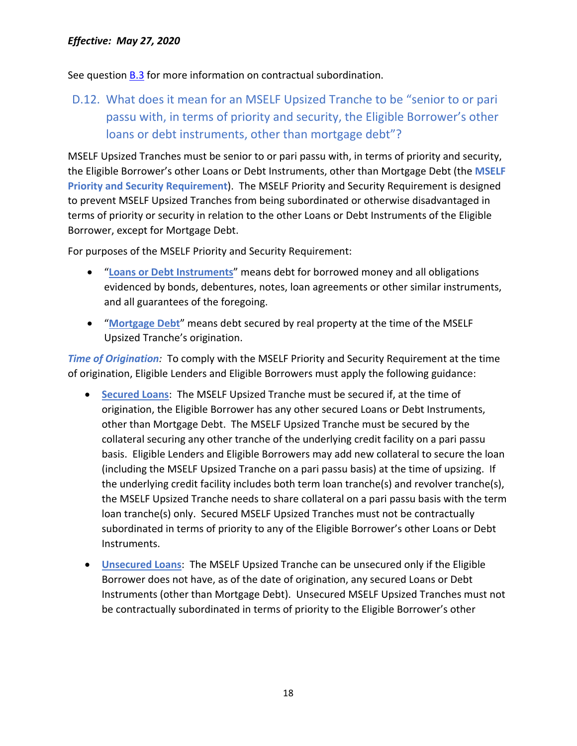*Effective: May 27, 2020*

See question B.3 for more information on contractual subordination.

## D.12. What does it mean for an MSELF Upsized Tranche to be "senior to or pari passu with, in terms of priority and security, the Eligible Borrower's other loans or debt instruments, other than mortgage debt"?

MSELF Upsized Tranches must be senior to or pari passu with, in terms of priority and security, the Eligible Borrower's other Loans or Debt Instruments, other than Mortgage Debt (the **MSELF Priority and Security Requirement**). The MSELF Priority and Security Requirement is designed to prevent MSELF Upsized Tranches from being subordinated or otherwise disadvantaged in terms of priority or security in relation to the other Loans or Debt Instruments of the Eligible Borrower, except for Mortgage Debt.

For purposes of the MSELF Priority and Security Requirement:

- "**Loans or Debt Instruments**" means debt for borrowed money and all obligations evidenced by bonds, debentures, notes, loan agreements or other similar instruments, and all guarantees of the foregoing.
- "**Mortgage Debt**" means debt secured by real property at the time of the MSELF Upsized Tranche's origination.

***Time of Origination:*** To comply with the MSELF Priority and Security Requirement at the time of origination, Eligible Lenders and Eligible Borrowers must apply the following guidance:

- **Secured Loans**: The MSELF Upsized Tranche must be secured if, at the time of origination, the Eligible Borrower has any other secured Loans or Debt Instruments, other than Mortgage Debt. The MSELF Upsized Tranche must be secured by the collateral securing any other tranche of the underlying credit facility on a pari passu basis. Eligible Lenders and Eligible Borrowers may add new collateral to secure the loan (including the MSELF Upsized Tranche on a pari passu basis) at the time of upsizing. If the underlying credit facility includes both term loan tranche(s) and revolver tranche(s), the MSELF Upsized Tranche needs to share collateral on a pari passu basis with the term loan tranche(s) only. Secured MSELF Upsized Tranches must not be contractually subordinated in terms of priority to any of the Eligible Borrower's other Loans or Debt Instruments.
- **Unsecured Loans**: The MSELF Upsized Tranche can be unsecured only if the Eligible Borrower does not have, as of the date of origination, any secured Loans or Debt Instruments (other than Mortgage Debt). Unsecured MSELF Upsized Tranches must not be contractually subordinated in terms of priority to the Eligible Borrower's other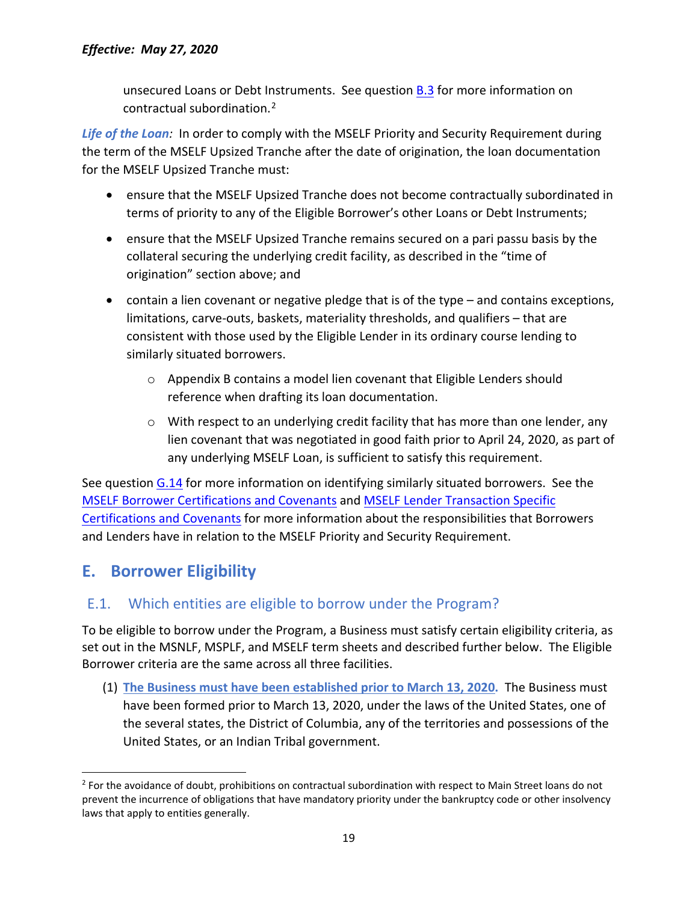unsecured Loans or Debt Instruments. See question B.3 for more information on contractual subordination.[2]

***Life of the Loan:*** In order to comply with the MSELF Priority and Security Requirement during the term of the MSELF Upsized Tranche after the date of origination, the loan documentation for the MSELF Upsized Tranche must:

- ensure that the MSELF Upsized Tranche does not become contractually subordinated in terms of priority to any of the Eligible Borrower's other Loans or Debt Instruments;
- ensure that the MSELF Upsized Tranche remains secured on a pari passu basis by the collateral securing the underlying credit facility, as described in the "time of origination" section above; and
- contain a lien covenant or negative pledge that is of the type – and contains exceptions, limitations, carve-outs, baskets, materiality thresholds, and qualifiers – that are consistent with those used by the Eligible Lender in its ordinary course lending to similarly situated borrowers.
  - Appendix B contains a model lien covenant that Eligible Lenders should reference when drafting its loan documentation.
  - With respect to an underlying credit facility that has more than one lender, any lien covenant that was negotiated in good faith prior to April 24, 2020, as part of any underlying MSELF Loan, is sufficient to satisfy this requirement.

See question G.14 for more information on identifying similarly situated borrowers. See the MSELF Borrower Certifications and Covenants and MSELF Lender Transaction Specific Certifications and Covenants for more information about the responsibilities that Borrowers and Lenders have in relation to the MSELF Priority and Security Requirement.

## E. Borrower Eligibility

### E.1. Which entities are eligible to borrow under the Program?

To be eligible to borrow under the Program, a Business must satisfy certain eligibility criteria, as set out in the MSNLF, MSPLF, and MSELF term sheets and described further below. The Eligible Borrower criteria are the same across all three facilities.

(1) **The Business must have been established prior to March 13, 2020.** The Business must have been formed prior to March 13, 2020, under the laws of the United States, one of the several states, the District of Columbia, any of the territories and possessions of the United States, or an Indian Tribal government.

---

[2] For the avoidance of doubt, prohibitions on contractual subordination with respect to Main Street loans do not prevent the incurrence of obligations that have mandatory priority under the bankruptcy code or other insolvency laws that apply to entities generally.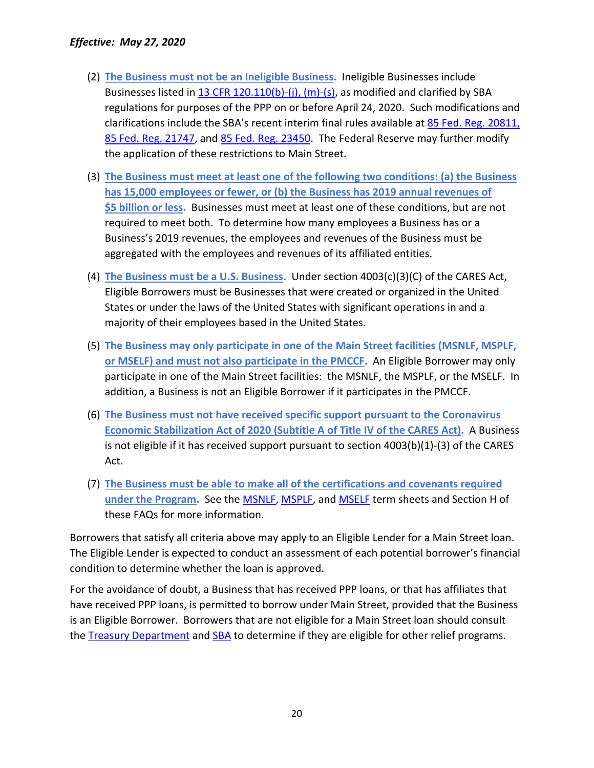*Effective: May 27, 2020*

(2) **The Business must not be an Ineligible Business.** Ineligible Businesses include Businesses listed in 13 CFR 120.110(b)-(j), (m)-(s), as modified and clarified by SBA regulations for purposes of the PPP on or before April 24, 2020. Such modifications and clarifications include the SBA's recent interim final rules available at 85 Fed. Reg. 20811, 85 Fed. Reg. 21747, and 85 Fed. Reg. 23450. The Federal Reserve may further modify the application of these restrictions to Main Street.

(3) **The Business must meet at least one of the following two conditions: (a) the Business has 15,000 employees or fewer, or (b) the Business has 2019 annual revenues of $5 billion or less.** Businesses must meet at least one of these conditions, but are not required to meet both. To determine how many employees a Business has or a Business's 2019 revenues, the employees and revenues of the Business must be aggregated with the employees and revenues of its affiliated entities.

(4) **The Business must be a U.S. Business.** Under section 4003(c)(3)(C) of the CARES Act, Eligible Borrowers must be Businesses that were created or organized in the United States or under the laws of the United States with significant operations in and a majority of their employees based in the United States.

(5) **The Business may only participate in one of the Main Street facilities (MSNLF, MSPLF, or MSELF) and must not also participate in the PMCCF.** An Eligible Borrower may only participate in one of the Main Street facilities: the MSNLF, the MSPLF, or the MSELF. In addition, a Business is not an Eligible Borrower if it participates in the PMCCF.

(6) **The Business must not have received specific support pursuant to the Coronavirus Economic Stabilization Act of 2020 (Subtitle A of Title IV of the CARES Act).** A Business is not eligible if it has received support pursuant to section 4003(b)(1)-(3) of the CARES Act.

(7) **The Business must be able to make all of the certifications and covenants required under the Program.** See the MSNLF, MSPLF, and MSELF term sheets and Section H of these FAQs for more information.

Borrowers that satisfy all criteria above may apply to an Eligible Lender for a Main Street loan. The Eligible Lender is expected to conduct an assessment of each potential borrower's financial condition to determine whether the loan is approved.

For the avoidance of doubt, a Business that has received PPP loans, or that has affiliates that have received PPP loans, is permitted to borrow under Main Street, provided that the Business is an Eligible Borrower. Borrowers that are not eligible for a Main Street loan should consult the Treasury Department and SBA to determine if they are eligible for other relief programs.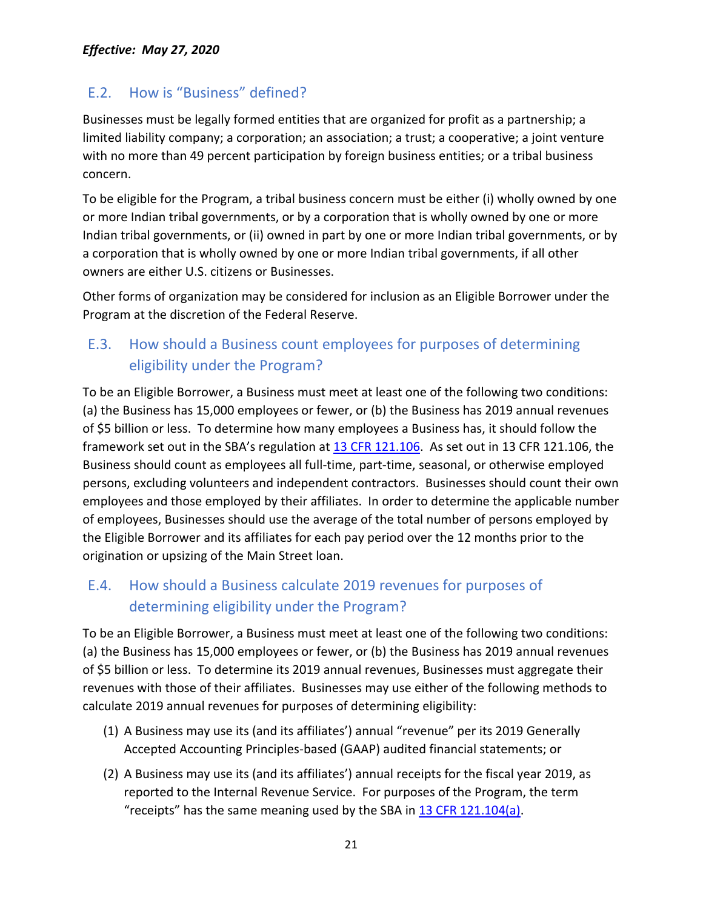*Effective: May 27, 2020*

## E.2. How is "Business" defined?

Businesses must be legally formed entities that are organized for profit as a partnership; a limited liability company; a corporation; an association; a trust; a cooperative; a joint venture with no more than 49 percent participation by foreign business entities; or a tribal business concern.

To be eligible for the Program, a tribal business concern must be either (i) wholly owned by one or more Indian tribal governments, or by a corporation that is wholly owned by one or more Indian tribal governments, or (ii) owned in part by one or more Indian tribal governments, or by a corporation that is wholly owned by one or more Indian tribal governments, if all other owners are either U.S. citizens or Businesses.

Other forms of organization may be considered for inclusion as an Eligible Borrower under the Program at the discretion of the Federal Reserve.

## E.3. How should a Business count employees for purposes of determining eligibility under the Program?

To be an Eligible Borrower, a Business must meet at least one of the following two conditions: (a) the Business has 15,000 employees or fewer, or (b) the Business has 2019 annual revenues of $5 billion or less. To determine how many employees a Business has, it should follow the framework set out in the SBA's regulation at [13 CFR 121.106](). As set out in 13 CFR 121.106, the Business should count as employees all full-time, part-time, seasonal, or otherwise employed persons, excluding volunteers and independent contractors. Businesses should count their own employees and those employed by their affiliates. In order to determine the applicable number of employees, Businesses should use the average of the total number of persons employed by the Eligible Borrower and its affiliates for each pay period over the 12 months prior to the origination or upsizing of the Main Street loan.

## E.4. How should a Business calculate 2019 revenues for purposes of determining eligibility under the Program?

To be an Eligible Borrower, a Business must meet at least one of the following two conditions: (a) the Business has 15,000 employees or fewer, or (b) the Business has 2019 annual revenues of $5 billion or less. To determine its 2019 annual revenues, Businesses must aggregate their revenues with those of their affiliates. Businesses may use either of the following methods to calculate 2019 annual revenues for purposes of determining eligibility:

(1) A Business may use its (and its affiliates') annual "revenue" per its 2019 Generally Accepted Accounting Principles-based (GAAP) audited financial statements; or

(2) A Business may use its (and its affiliates') annual receipts for the fiscal year 2019, as reported to the Internal Revenue Service. For purposes of the Program, the term "receipts" has the same meaning used by the SBA in [13 CFR 121.104(a)]().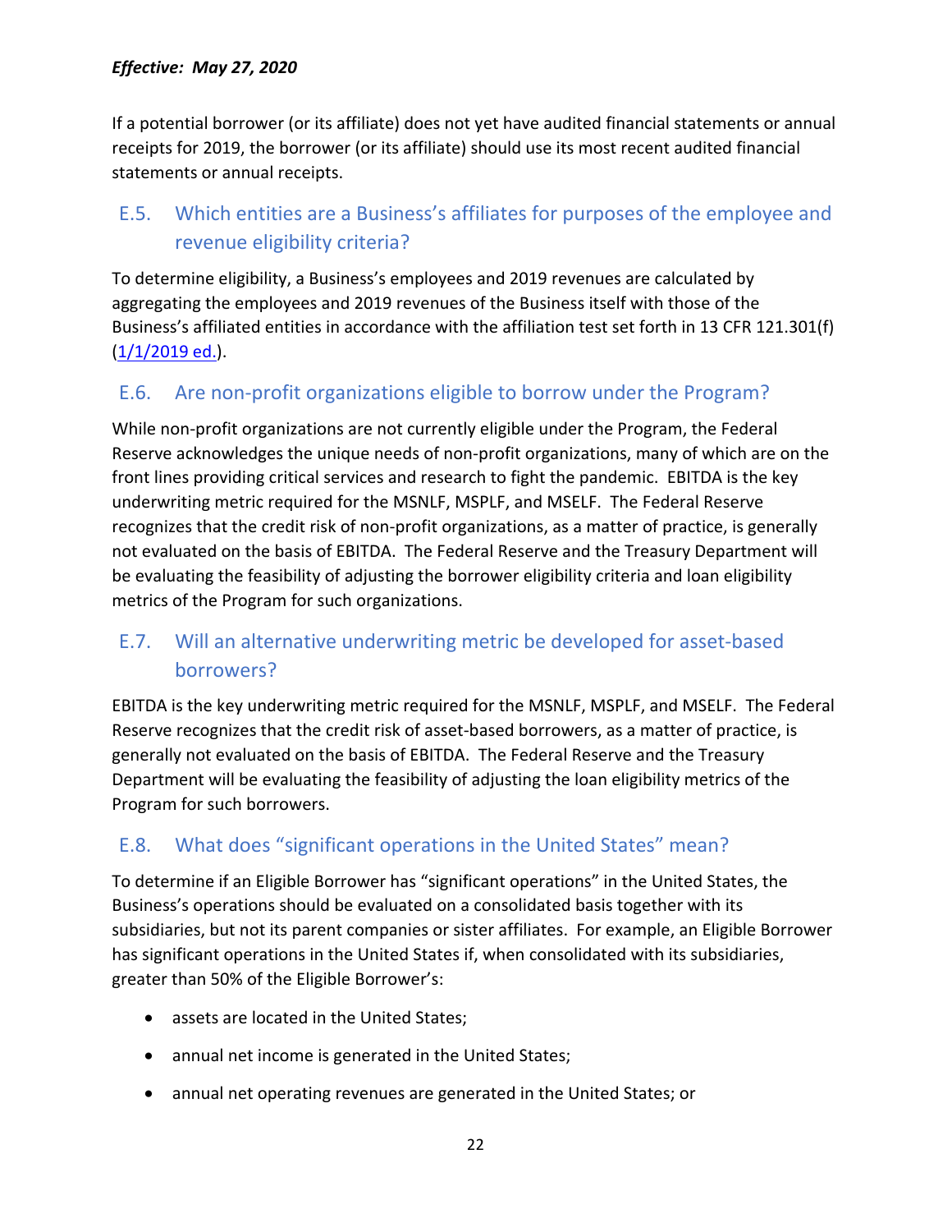*Effective: May 27, 2020*

If a potential borrower (or its affiliate) does not yet have audited financial statements or annual receipts for 2019, the borrower (or its affiliate) should use its most recent audited financial statements or annual receipts.

## E.5. Which entities are a Business's affiliates for purposes of the employee and revenue eligibility criteria?

To determine eligibility, a Business's employees and 2019 revenues are calculated by aggregating the employees and 2019 revenues of the Business itself with those of the Business's affiliated entities in accordance with the affiliation test set forth in 13 CFR 121.301(f) (1/1/2019 ed.).

## E.6. Are non-profit organizations eligible to borrow under the Program?

While non-profit organizations are not currently eligible under the Program, the Federal Reserve acknowledges the unique needs of non-profit organizations, many of which are on the front lines providing critical services and research to fight the pandemic. EBITDA is the key underwriting metric required for the MSNLF, MSPLF, and MSELF. The Federal Reserve recognizes that the credit risk of non-profit organizations, as a matter of practice, is generally not evaluated on the basis of EBITDA. The Federal Reserve and the Treasury Department will be evaluating the feasibility of adjusting the borrower eligibility criteria and loan eligibility metrics of the Program for such organizations.

## E.7. Will an alternative underwriting metric be developed for asset-based borrowers?

EBITDA is the key underwriting metric required for the MSNLF, MSPLF, and MSELF. The Federal Reserve recognizes that the credit risk of asset-based borrowers, as a matter of practice, is generally not evaluated on the basis of EBITDA. The Federal Reserve and the Treasury Department will be evaluating the feasibility of adjusting the loan eligibility metrics of the Program for such borrowers.

## E.8. What does "significant operations in the United States" mean?

To determine if an Eligible Borrower has "significant operations" in the United States, the Business's operations should be evaluated on a consolidated basis together with its subsidiaries, but not its parent companies or sister affiliates. For example, an Eligible Borrower has significant operations in the United States if, when consolidated with its subsidiaries, greater than 50% of the Eligible Borrower's:

- assets are located in the United States;
- annual net income is generated in the United States;
- annual net operating revenues are generated in the United States; or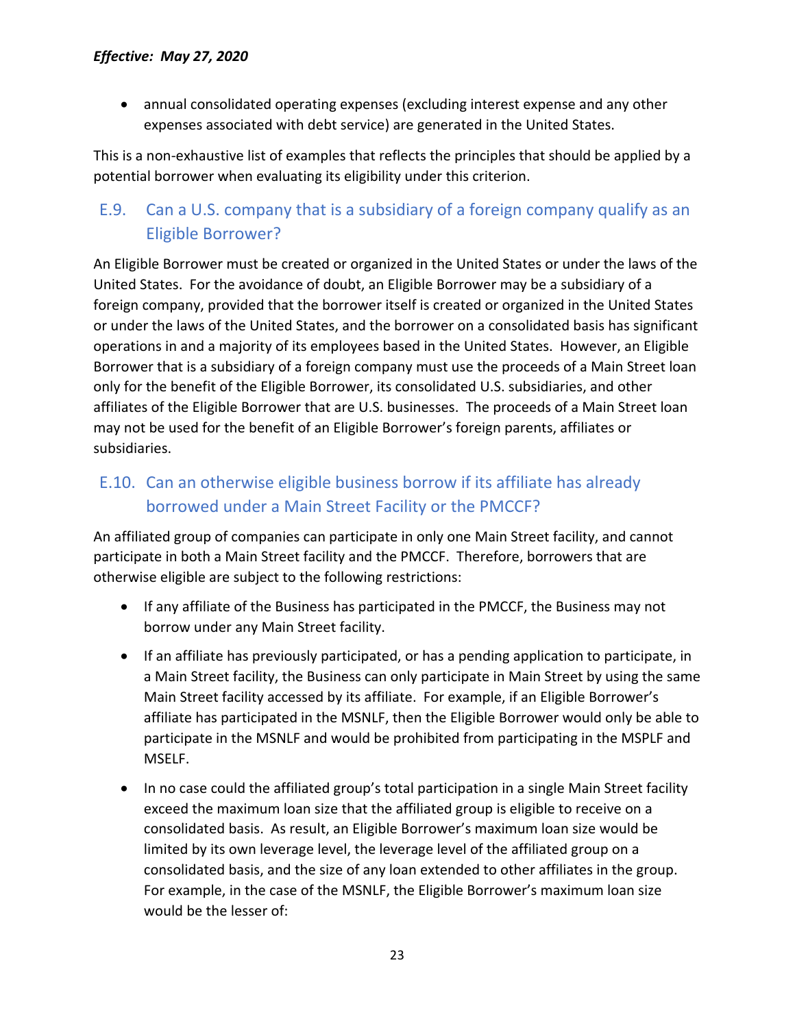- annual consolidated operating expenses (excluding interest expense and any other expenses associated with debt service) are generated in the United States.

This is a non-exhaustive list of examples that reflects the principles that should be applied by a potential borrower when evaluating its eligibility under this criterion.

## E.9. Can a U.S. company that is a subsidiary of a foreign company qualify as an Eligible Borrower?

An Eligible Borrower must be created or organized in the United States or under the laws of the United States. For the avoidance of doubt, an Eligible Borrower may be a subsidiary of a foreign company, provided that the borrower itself is created or organized in the United States or under the laws of the United States, and the borrower on a consolidated basis has significant operations in and a majority of its employees based in the United States. However, an Eligible Borrower that is a subsidiary of a foreign company must use the proceeds of a Main Street loan only for the benefit of the Eligible Borrower, its consolidated U.S. subsidiaries, and other affiliates of the Eligible Borrower that are U.S. businesses. The proceeds of a Main Street loan may not be used for the benefit of an Eligible Borrower's foreign parents, affiliates or subsidiaries.

## E.10. Can an otherwise eligible business borrow if its affiliate has already borrowed under a Main Street Facility or the PMCCF?

An affiliated group of companies can participate in only one Main Street facility, and cannot participate in both a Main Street facility and the PMCCF. Therefore, borrowers that are otherwise eligible are subject to the following restrictions:

- If any affiliate of the Business has participated in the PMCCF, the Business may not borrow under any Main Street facility.
- If an affiliate has previously participated, or has a pending application to participate, in a Main Street facility, the Business can only participate in Main Street by using the same Main Street facility accessed by its affiliate. For example, if an Eligible Borrower's affiliate has participated in the MSNLF, then the Eligible Borrower would only be able to participate in the MSNLF and would be prohibited from participating in the MSPLF and MSELF.
- In no case could the affiliated group's total participation in a single Main Street facility exceed the maximum loan size that the affiliated group is eligible to receive on a consolidated basis. As result, an Eligible Borrower's maximum loan size would be limited by its own leverage level, the leverage level of the affiliated group on a consolidated basis, and the size of any loan extended to other affiliates in the group. For example, in the case of the MSNLF, the Eligible Borrower's maximum loan size would be the lesser of: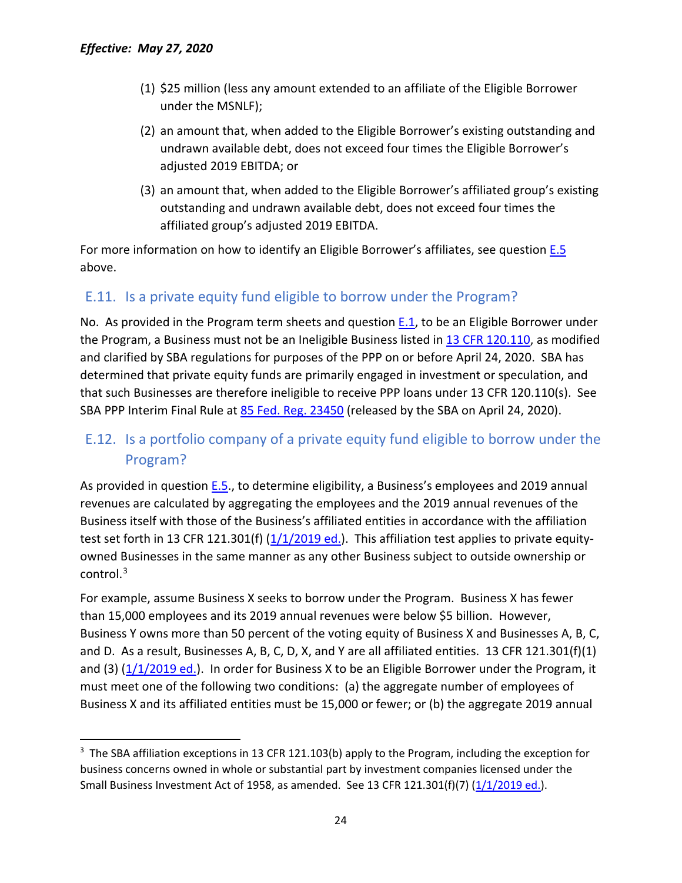*Effective: May 27, 2020*

(1) $25 million (less any amount extended to an affiliate of the Eligible Borrower under the MSNLF);

(2) an amount that, when added to the Eligible Borrower's existing outstanding and undrawn available debt, does not exceed four times the Eligible Borrower's adjusted 2019 EBITDA; or

(3) an amount that, when added to the Eligible Borrower's affiliated group's existing outstanding and undrawn available debt, does not exceed four times the affiliated group's adjusted 2019 EBITDA.

For more information on how to identify an Eligible Borrower's affiliates, see question E.5 above.

## E.11. Is a private equity fund eligible to borrow under the Program?

No. As provided in the Program term sheets and question E.1, to be an Eligible Borrower under the Program, a Business must not be an Ineligible Business listed in 13 CFR 120.110, as modified and clarified by SBA regulations for purposes of the PPP on or before April 24, 2020. SBA has determined that private equity funds are primarily engaged in investment or speculation, and that such Businesses are therefore ineligible to receive PPP loans under 13 CFR 120.110(s). See SBA PPP Interim Final Rule at 85 Fed. Reg. 23450 (released by the SBA on April 24, 2020).

## E.12. Is a portfolio company of a private equity fund eligible to borrow under the Program?

As provided in question E.5., to determine eligibility, a Business's employees and 2019 annual revenues are calculated by aggregating the employees and the 2019 annual revenues of the Business itself with those of the Business's affiliated entities in accordance with the affiliation test set forth in 13 CFR 121.301(f) (1/1/2019 ed.). This affiliation test applies to private equity-owned Businesses in the same manner as any other Business subject to outside ownership or control.[3]

For example, assume Business X seeks to borrow under the Program. Business X has fewer than 15,000 employees and its 2019 annual revenues were below $5 billion. However, Business Y owns more than 50 percent of the voting equity of Business X and Businesses A, B, C, and D. As a result, Businesses A, B, C, D, X, and Y are all affiliated entities. 13 CFR 121.301(f)(1) and (3) (1/1/2019 ed.). In order for Business X to be an Eligible Borrower under the Program, it must meet one of the following two conditions: (a) the aggregate number of employees of Business X and its affiliated entities must be 15,000 or fewer; or (b) the aggregate 2019 annual

[3] The SBA affiliation exceptions in 13 CFR 121.103(b) apply to the Program, including the exception for business concerns owned in whole or substantial part by investment companies licensed under the Small Business Investment Act of 1958, as amended. See 13 CFR 121.301(f)(7) (1/1/2019 ed.).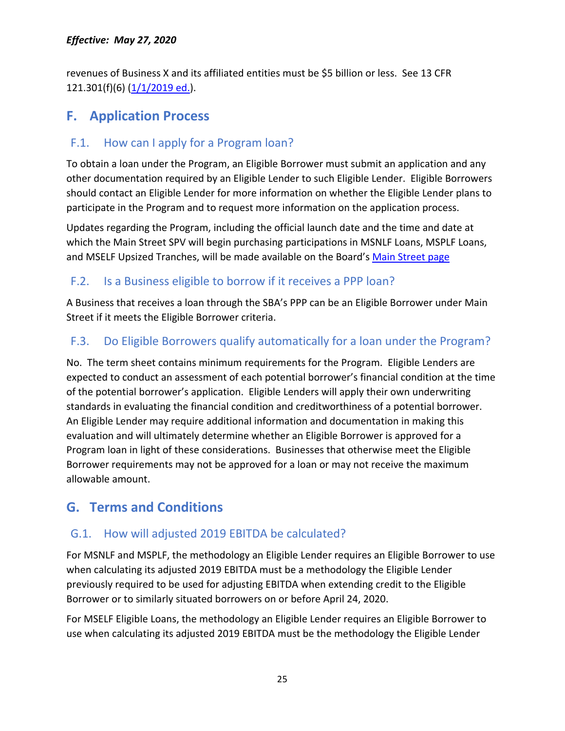revenues of Business X and its affiliated entities must be $5 billion or less. See 13 CFR 121.301(f)(6) (1/1/2019 ed.).

## F. Application Process

### F.1. How can I apply for a Program loan?

To obtain a loan under the Program, an Eligible Borrower must submit an application and any other documentation required by an Eligible Lender to such Eligible Lender. Eligible Borrowers should contact an Eligible Lender for more information on whether the Eligible Lender plans to participate in the Program and to request more information on the application process.

Updates regarding the Program, including the official launch date and the time and date at which the Main Street SPV will begin purchasing participations in MSNLF Loans, MSPLF Loans, and MSELF Upsized Tranches, will be made available on the Board's Main Street page

### F.2. Is a Business eligible to borrow if it receives a PPP loan?

A Business that receives a loan through the SBA's PPP can be an Eligible Borrower under Main Street if it meets the Eligible Borrower criteria.

### F.3. Do Eligible Borrowers qualify automatically for a loan under the Program?

No. The term sheet contains minimum requirements for the Program. Eligible Lenders are expected to conduct an assessment of each potential borrower's financial condition at the time of the potential borrower's application. Eligible Lenders will apply their own underwriting standards in evaluating the financial condition and creditworthiness of a potential borrower. An Eligible Lender may require additional information and documentation in making this evaluation and will ultimately determine whether an Eligible Borrower is approved for a Program loan in light of these considerations. Businesses that otherwise meet the Eligible Borrower requirements may not be approved for a loan or may not receive the maximum allowable amount.

## G. Terms and Conditions

### G.1. How will adjusted 2019 EBITDA be calculated?

For MSNLF and MSPLF, the methodology an Eligible Lender requires an Eligible Borrower to use when calculating its adjusted 2019 EBITDA must be a methodology the Eligible Lender previously required to be used for adjusting EBITDA when extending credit to the Eligible Borrower or to similarly situated borrowers on or before April 24, 2020.

For MSELF Eligible Loans, the methodology an Eligible Lender requires an Eligible Borrower to use when calculating its adjusted 2019 EBITDA must be the methodology the Eligible Lender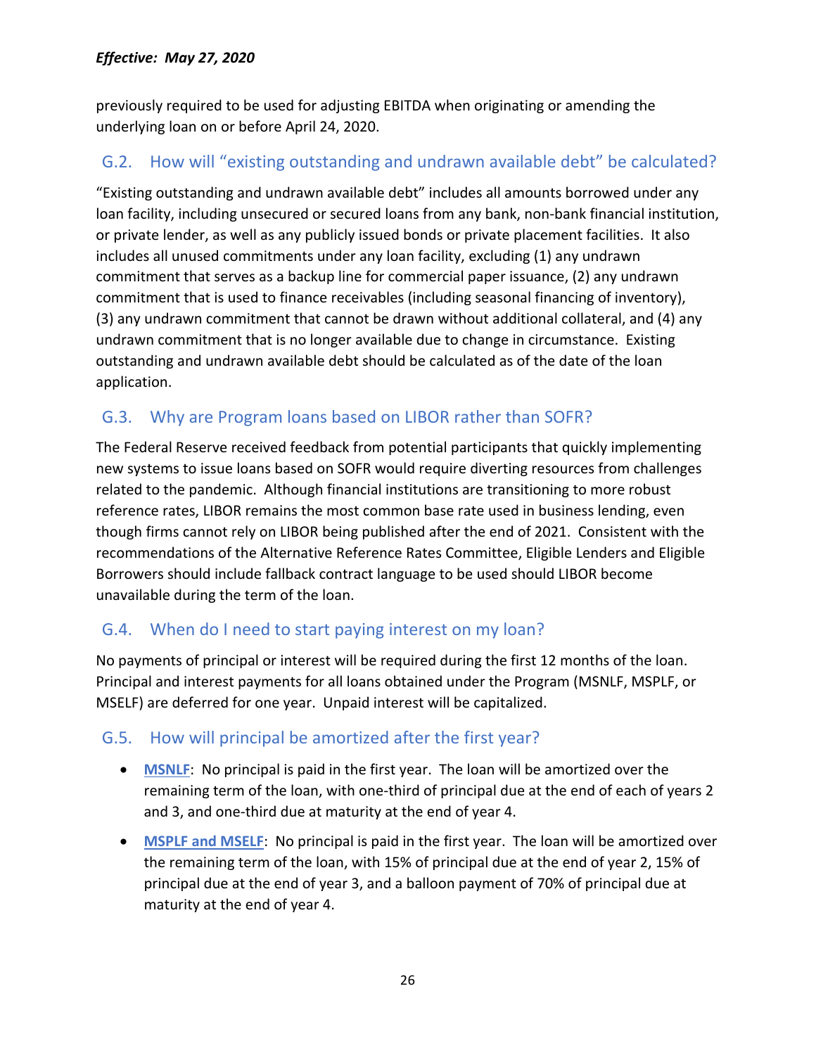previously required to be used for adjusting EBITDA when originating or amending the underlying loan on or before April 24, 2020.

## G.2. How will "existing outstanding and undrawn available debt" be calculated?

"Existing outstanding and undrawn available debt" includes all amounts borrowed under any loan facility, including unsecured or secured loans from any bank, non-bank financial institution, or private lender, as well as any publicly issued bonds or private placement facilities. It also includes all unused commitments under any loan facility, excluding (1) any undrawn commitment that serves as a backup line for commercial paper issuance, (2) any undrawn commitment that is used to finance receivables (including seasonal financing of inventory), (3) any undrawn commitment that cannot be drawn without additional collateral, and (4) any undrawn commitment that is no longer available due to change in circumstance. Existing outstanding and undrawn available debt should be calculated as of the date of the loan application.

## G.3. Why are Program loans based on LIBOR rather than SOFR?

The Federal Reserve received feedback from potential participants that quickly implementing new systems to issue loans based on SOFR would require diverting resources from challenges related to the pandemic. Although financial institutions are transitioning to more robust reference rates, LIBOR remains the most common base rate used in business lending, even though firms cannot rely on LIBOR being published after the end of 2021. Consistent with the recommendations of the Alternative Reference Rates Committee, Eligible Lenders and Eligible Borrowers should include fallback contract language to be used should LIBOR become unavailable during the term of the loan.

## G.4. When do I need to start paying interest on my loan?

No payments of principal or interest will be required during the first 12 months of the loan. Principal and interest payments for all loans obtained under the Program (MSNLF, MSPLF, or MSELF) are deferred for one year. Unpaid interest will be capitalized.

## G.5. How will principal be amortized after the first year?

- **MSNLF**: No principal is paid in the first year. The loan will be amortized over the remaining term of the loan, with one-third of principal due at the end of each of years 2 and 3, and one-third due at maturity at the end of year 4.
- **MSPLF and MSELF**: No principal is paid in the first year. The loan will be amortized over the remaining term of the loan, with 15% of principal due at the end of year 2, 15% of principal due at the end of year 3, and a balloon payment of 70% of principal due at maturity at the end of year 4.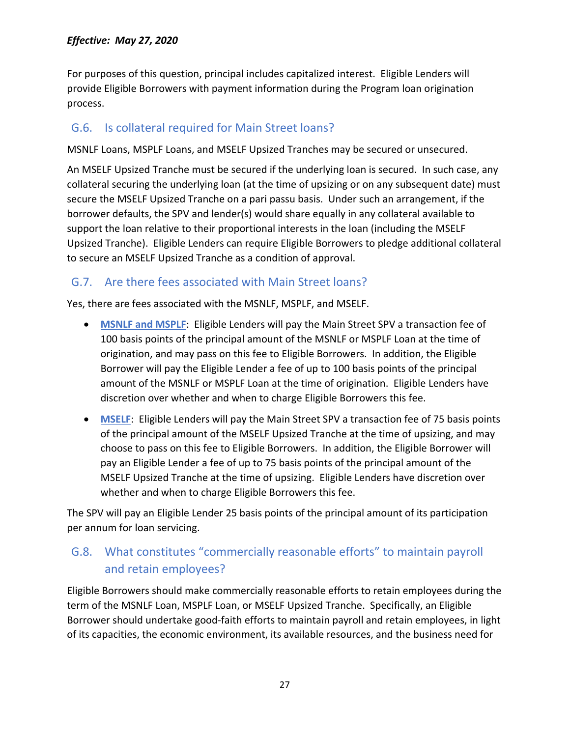For purposes of this question, principal includes capitalized interest. Eligible Lenders will provide Eligible Borrowers with payment information during the Program loan origination process.

## G.6. Is collateral required for Main Street loans?

MSNLF Loans, MSPLF Loans, and MSELF Upsized Tranches may be secured or unsecured.

An MSELF Upsized Tranche must be secured if the underlying loan is secured. In such case, any collateral securing the underlying loan (at the time of upsizing or on any subsequent date) must secure the MSELF Upsized Tranche on a pari passu basis. Under such an arrangement, if the borrower defaults, the SPV and lender(s) would share equally in any collateral available to support the loan relative to their proportional interests in the loan (including the MSELF Upsized Tranche). Eligible Lenders can require Eligible Borrowers to pledge additional collateral to secure an MSELF Upsized Tranche as a condition of approval.

## G.7. Are there fees associated with Main Street loans?

Yes, there are fees associated with the MSNLF, MSPLF, and MSELF.

- **MSNLF and MSPLF**: Eligible Lenders will pay the Main Street SPV a transaction fee of 100 basis points of the principal amount of the MSNLF or MSPLF Loan at the time of origination, and may pass on this fee to Eligible Borrowers. In addition, the Eligible Borrower will pay the Eligible Lender a fee of up to 100 basis points of the principal amount of the MSNLF or MSPLF Loan at the time of origination. Eligible Lenders have discretion over whether and when to charge Eligible Borrowers this fee.
- **MSELF**: Eligible Lenders will pay the Main Street SPV a transaction fee of 75 basis points of the principal amount of the MSELF Upsized Tranche at the time of upsizing, and may choose to pass on this fee to Eligible Borrowers. In addition, the Eligible Borrower will pay an Eligible Lender a fee of up to 75 basis points of the principal amount of the MSELF Upsized Tranche at the time of upsizing. Eligible Lenders have discretion over whether and when to charge Eligible Borrowers this fee.

The SPV will pay an Eligible Lender 25 basis points of the principal amount of its participation per annum for loan servicing.

## G.8. What constitutes "commercially reasonable efforts" to maintain payroll and retain employees?

Eligible Borrowers should make commercially reasonable efforts to retain employees during the term of the MSNLF Loan, MSPLF Loan, or MSELF Upsized Tranche. Specifically, an Eligible Borrower should undertake good-faith efforts to maintain payroll and retain employees, in light of its capacities, the economic environment, its available resources, and the business need for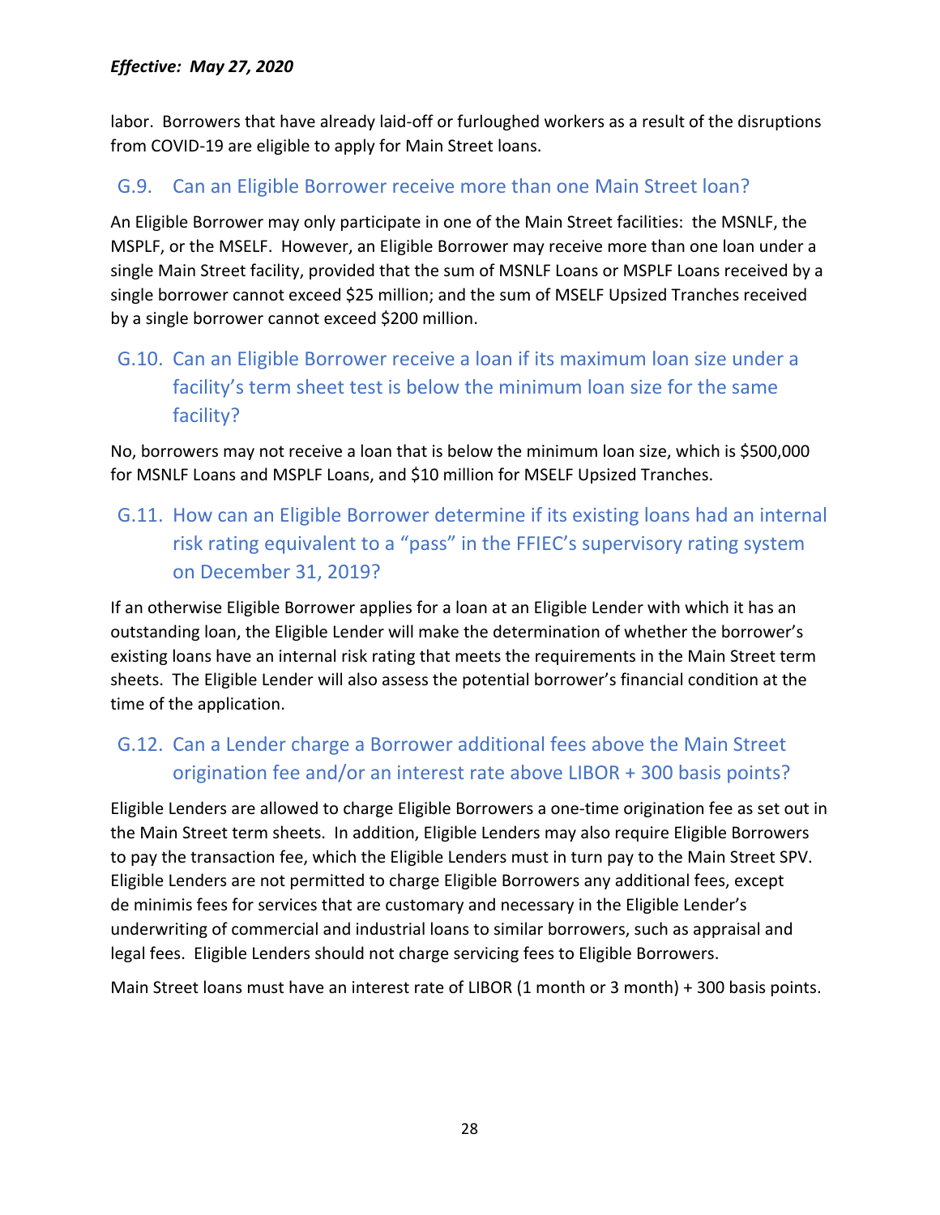labor. Borrowers that have already laid-off or furloughed workers as a result of the disruptions from COVID-19 are eligible to apply for Main Street loans.

### G.9. Can an Eligible Borrower receive more than one Main Street loan?

An Eligible Borrower may only participate in one of the Main Street facilities: the MSNLF, the MSPLF, or the MSELF. However, an Eligible Borrower may receive more than one loan under a single Main Street facility, provided that the sum of MSNLF Loans or MSPLF Loans received by a single borrower cannot exceed $25 million; and the sum of MSELF Upsized Tranches received by a single borrower cannot exceed $200 million.

### G.10. Can an Eligible Borrower receive a loan if its maximum loan size under a facility's term sheet test is below the minimum loan size for the same facility?

No, borrowers may not receive a loan that is below the minimum loan size, which is $500,000 for MSNLF Loans and MSPLF Loans, and $10 million for MSELF Upsized Tranches.

### G.11. How can an Eligible Borrower determine if its existing loans had an internal risk rating equivalent to a "pass" in the FFIEC's supervisory rating system on December 31, 2019?

If an otherwise Eligible Borrower applies for a loan at an Eligible Lender with which it has an outstanding loan, the Eligible Lender will make the determination of whether the borrower's existing loans have an internal risk rating that meets the requirements in the Main Street term sheets. The Eligible Lender will also assess the potential borrower's financial condition at the time of the application.

### G.12. Can a Lender charge a Borrower additional fees above the Main Street origination fee and/or an interest rate above LIBOR + 300 basis points?

Eligible Lenders are allowed to charge Eligible Borrowers a one-time origination fee as set out in the Main Street term sheets. In addition, Eligible Lenders may also require Eligible Borrowers to pay the transaction fee, which the Eligible Lenders must in turn pay to the Main Street SPV. Eligible Lenders are not permitted to charge Eligible Borrowers any additional fees, except de minimis fees for services that are customary and necessary in the Eligible Lender's underwriting of commercial and industrial loans to similar borrowers, such as appraisal and legal fees. Eligible Lenders should not charge servicing fees to Eligible Borrowers.

Main Street loans must have an interest rate of LIBOR (1 month or 3 month) + 300 basis points.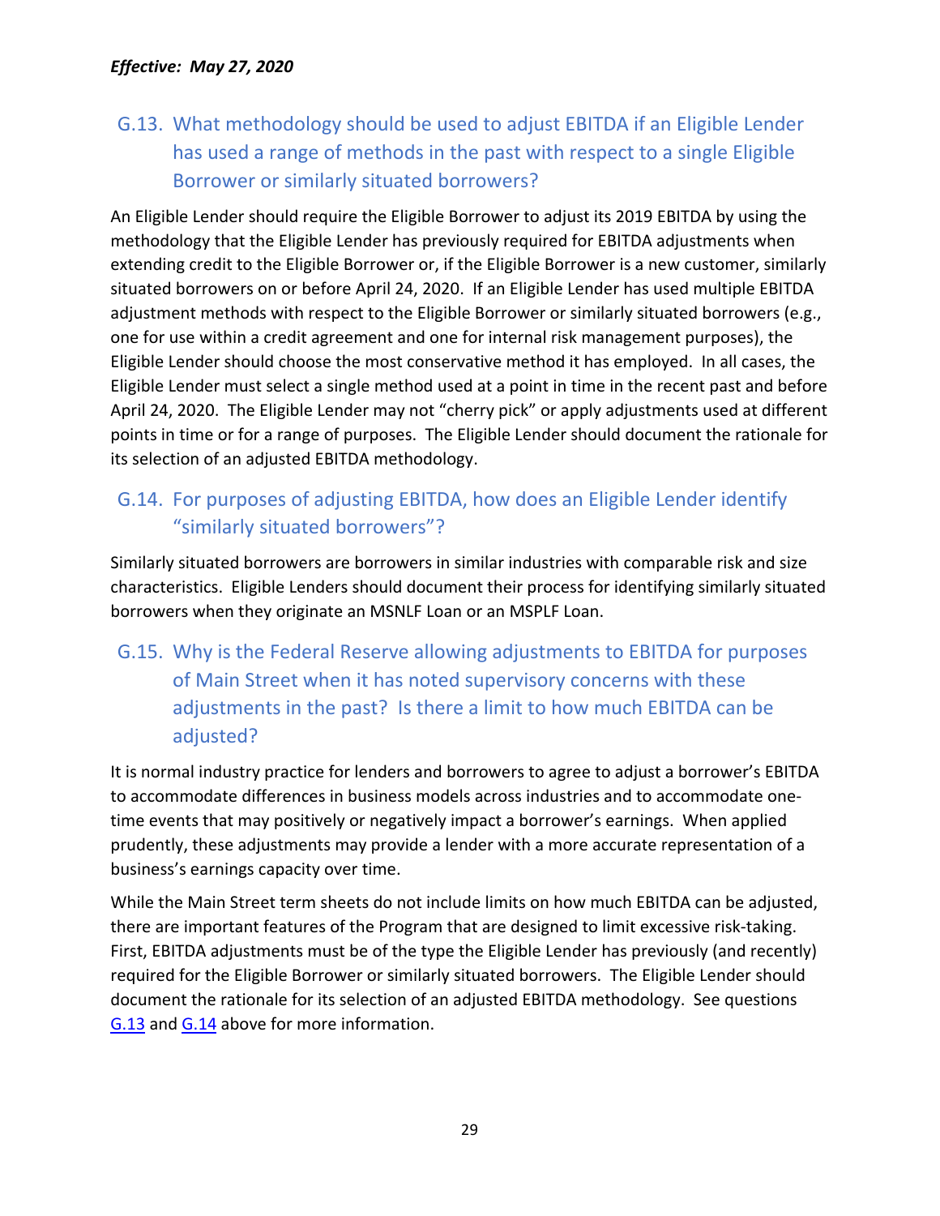*Effective: May 27, 2020*

## G.13. What methodology should be used to adjust EBITDA if an Eligible Lender has used a range of methods in the past with respect to a single Eligible Borrower or similarly situated borrowers?

An Eligible Lender should require the Eligible Borrower to adjust its 2019 EBITDA by using the methodology that the Eligible Lender has previously required for EBITDA adjustments when extending credit to the Eligible Borrower or, if the Eligible Borrower is a new customer, similarly situated borrowers on or before April 24, 2020. If an Eligible Lender has used multiple EBITDA adjustment methods with respect to the Eligible Borrower or similarly situated borrowers (e.g., one for use within a credit agreement and one for internal risk management purposes), the Eligible Lender should choose the most conservative method it has employed. In all cases, the Eligible Lender must select a single method used at a point in time in the recent past and before April 24, 2020. The Eligible Lender may not "cherry pick" or apply adjustments used at different points in time or for a range of purposes. The Eligible Lender should document the rationale for its selection of an adjusted EBITDA methodology.

## G.14. For purposes of adjusting EBITDA, how does an Eligible Lender identify "similarly situated borrowers"?

Similarly situated borrowers are borrowers in similar industries with comparable risk and size characteristics. Eligible Lenders should document their process for identifying similarly situated borrowers when they originate an MSNLF Loan or an MSPLF Loan.

## G.15. Why is the Federal Reserve allowing adjustments to EBITDA for purposes of Main Street when it has noted supervisory concerns with these adjustments in the past? Is there a limit to how much EBITDA can be adjusted?

It is normal industry practice for lenders and borrowers to agree to adjust a borrower's EBITDA to accommodate differences in business models across industries and to accommodate one-time events that may positively or negatively impact a borrower's earnings. When applied prudently, these adjustments may provide a lender with a more accurate representation of a business's earnings capacity over time.

While the Main Street term sheets do not include limits on how much EBITDA can be adjusted, there are important features of the Program that are designed to limit excessive risk-taking. First, EBITDA adjustments must be of the type the Eligible Lender has previously (and recently) required for the Eligible Borrower or similarly situated borrowers. The Eligible Lender should document the rationale for its selection of an adjusted EBITDA methodology. See questions G.13 and G.14 above for more information.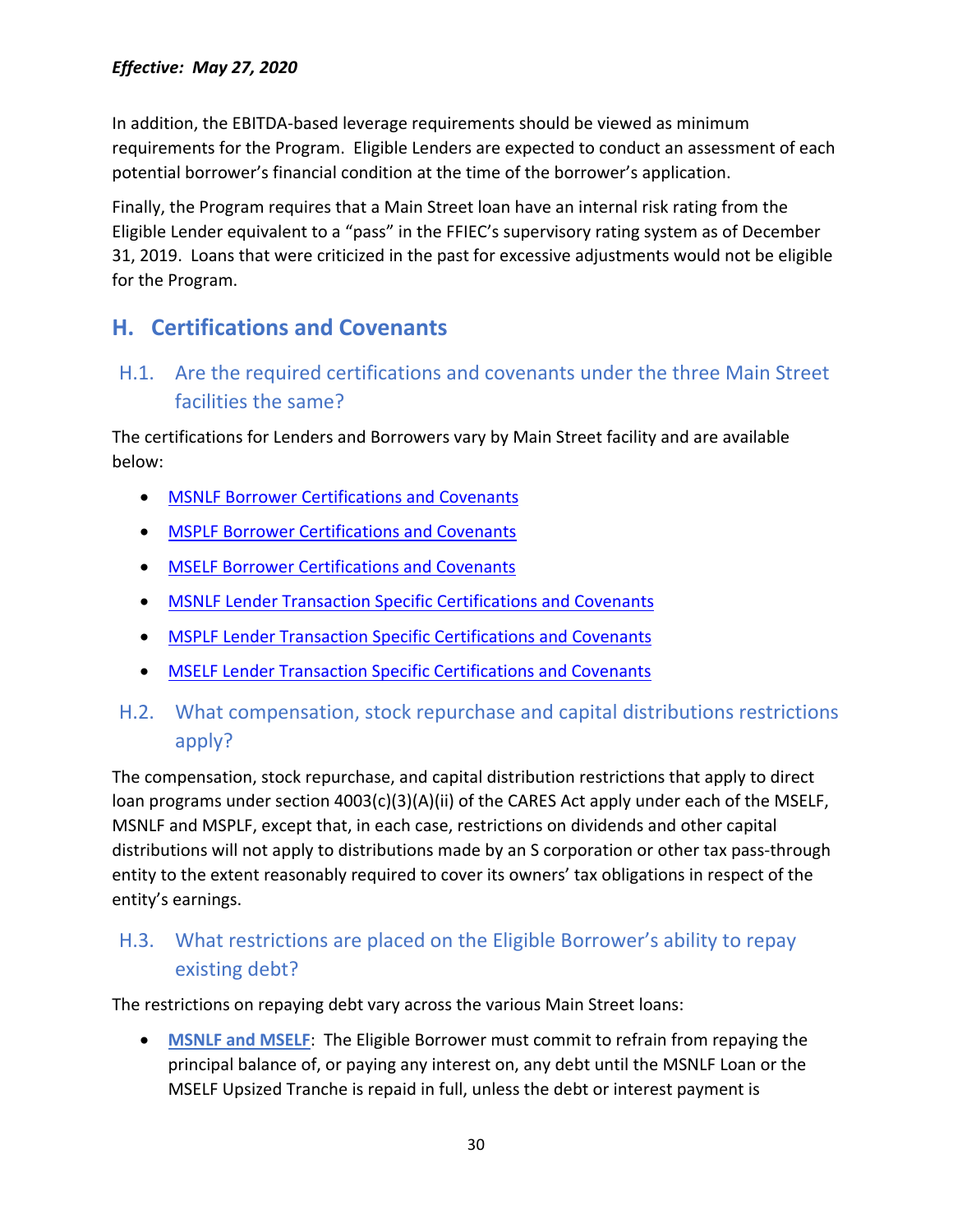*Effective: May 27, 2020*

In addition, the EBITDA-based leverage requirements should be viewed as minimum requirements for the Program. Eligible Lenders are expected to conduct an assessment of each potential borrower's financial condition at the time of the borrower's application.

Finally, the Program requires that a Main Street loan have an internal risk rating from the Eligible Lender equivalent to a "pass" in the FFIEC's supervisory rating system as of December 31, 2019. Loans that were criticized in the past for excessive adjustments would not be eligible for the Program.

## H. Certifications and Covenants

### H.1. Are the required certifications and covenants under the three Main Street facilities the same?

The certifications for Lenders and Borrowers vary by Main Street facility and are available below:

- MSNLF Borrower Certifications and Covenants
- MSPLF Borrower Certifications and Covenants
- MSELF Borrower Certifications and Covenants
- MSNLF Lender Transaction Specific Certifications and Covenants
- MSPLF Lender Transaction Specific Certifications and Covenants
- MSELF Lender Transaction Specific Certifications and Covenants

### H.2. What compensation, stock repurchase and capital distributions restrictions apply?

The compensation, stock repurchase, and capital distribution restrictions that apply to direct loan programs under section 4003(c)(3)(A)(ii) of the CARES Act apply under each of the MSELF, MSNLF and MSPLF, except that, in each case, restrictions on dividends and other capital distributions will not apply to distributions made by an S corporation or other tax pass-through entity to the extent reasonably required to cover its owners' tax obligations in respect of the entity's earnings.

### H.3. What restrictions are placed on the Eligible Borrower's ability to repay existing debt?

The restrictions on repaying debt vary across the various Main Street loans:

- **MSNLF and MSELF**: The Eligible Borrower must commit to refrain from repaying the principal balance of, or paying any interest on, any debt until the MSNLF Loan or the MSELF Upsized Tranche is repaid in full, unless the debt or interest payment is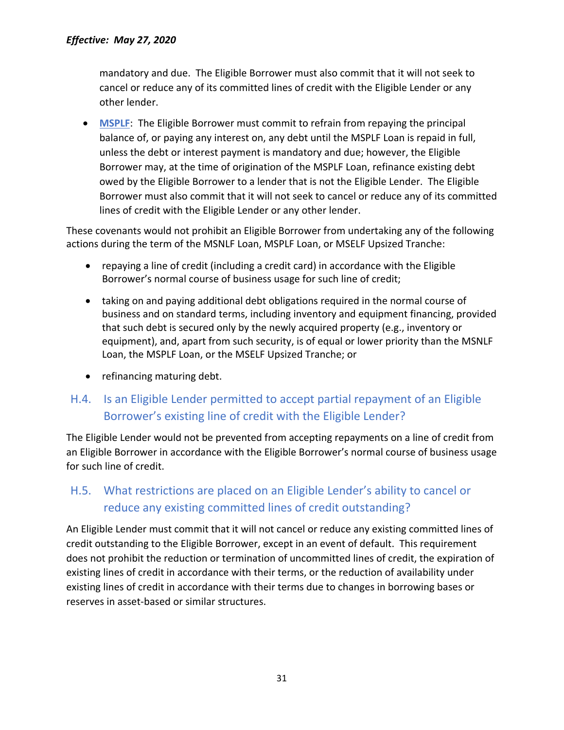mandatory and due. The Eligible Borrower must also commit that it will not seek to cancel or reduce any of its committed lines of credit with the Eligible Lender or any other lender.

- **MSPLF**: The Eligible Borrower must commit to refrain from repaying the principal balance of, or paying any interest on, any debt until the MSPLF Loan is repaid in full, unless the debt or interest payment is mandatory and due; however, the Eligible Borrower may, at the time of origination of the MSPLF Loan, refinance existing debt owed by the Eligible Borrower to a lender that is not the Eligible Lender. The Eligible Borrower must also commit that it will not seek to cancel or reduce any of its committed lines of credit with the Eligible Lender or any other lender.

These covenants would not prohibit an Eligible Borrower from undertaking any of the following actions during the term of the MSNLF Loan, MSPLF Loan, or MSELF Upsized Tranche:

- repaying a line of credit (including a credit card) in accordance with the Eligible Borrower's normal course of business usage for such line of credit;
- taking on and paying additional debt obligations required in the normal course of business and on standard terms, including inventory and equipment financing, provided that such debt is secured only by the newly acquired property (e.g., inventory or equipment), and, apart from such security, is of equal or lower priority than the MSNLF Loan, the MSPLF Loan, or the MSELF Upsized Tranche; or
- refinancing maturing debt.

## H.4. Is an Eligible Lender permitted to accept partial repayment of an Eligible Borrower's existing line of credit with the Eligible Lender?

The Eligible Lender would not be prevented from accepting repayments on a line of credit from an Eligible Borrower in accordance with the Eligible Borrower's normal course of business usage for such line of credit.

## H.5. What restrictions are placed on an Eligible Lender's ability to cancel or reduce any existing committed lines of credit outstanding?

An Eligible Lender must commit that it will not cancel or reduce any existing committed lines of credit outstanding to the Eligible Borrower, except in an event of default. This requirement does not prohibit the reduction or termination of uncommitted lines of credit, the expiration of existing lines of credit in accordance with their terms, or the reduction of availability under existing lines of credit in accordance with their terms due to changes in borrowing bases or reserves in asset-based or similar structures.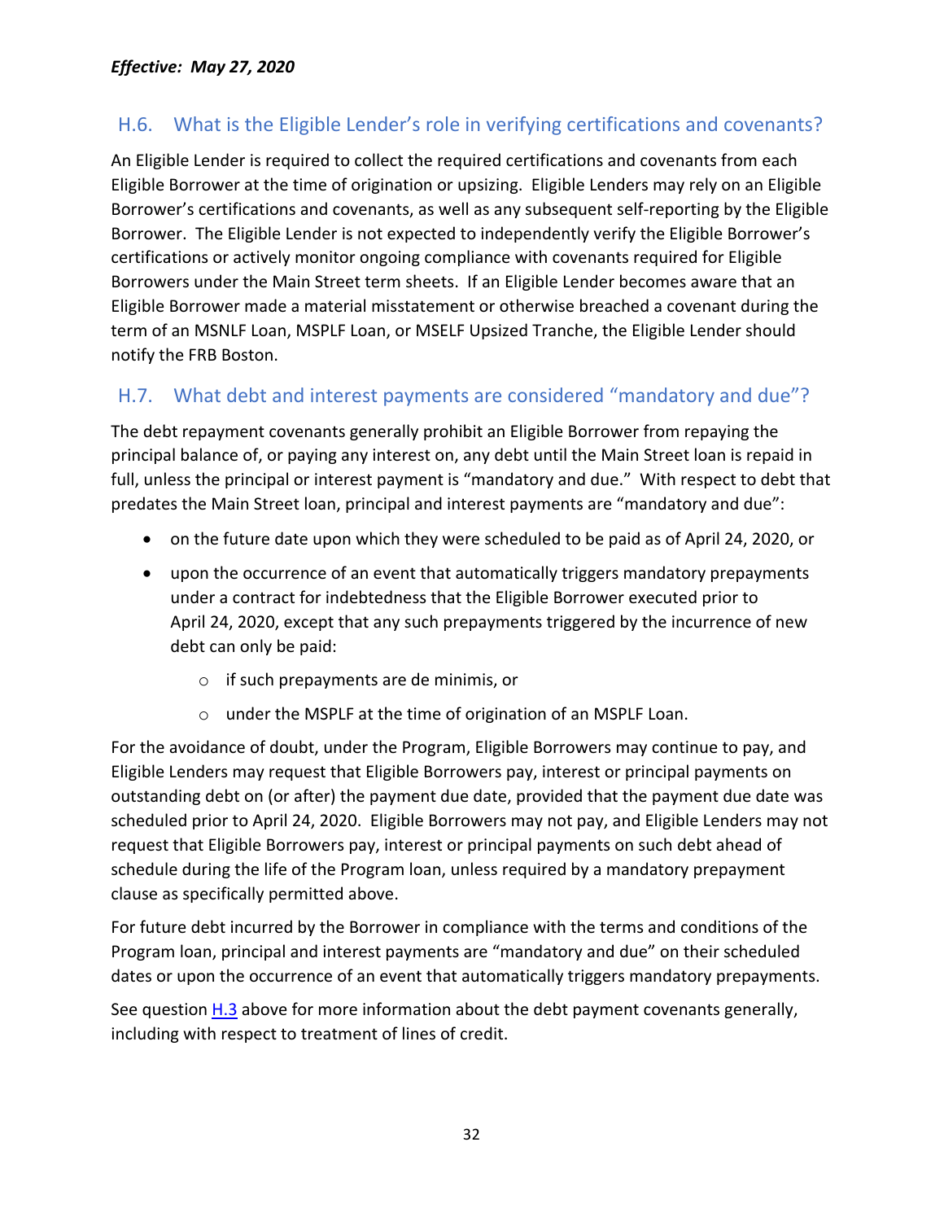*Effective: May 27, 2020*

## H.6. What is the Eligible Lender's role in verifying certifications and covenants?

An Eligible Lender is required to collect the required certifications and covenants from each Eligible Borrower at the time of origination or upsizing. Eligible Lenders may rely on an Eligible Borrower's certifications and covenants, as well as any subsequent self-reporting by the Eligible Borrower. The Eligible Lender is not expected to independently verify the Eligible Borrower's certifications or actively monitor ongoing compliance with covenants required for Eligible Borrowers under the Main Street term sheets. If an Eligible Lender becomes aware that an Eligible Borrower made a material misstatement or otherwise breached a covenant during the term of an MSNLF Loan, MSPLF Loan, or MSELF Upsized Tranche, the Eligible Lender should notify the FRB Boston.

## H.7. What debt and interest payments are considered "mandatory and due"?

The debt repayment covenants generally prohibit an Eligible Borrower from repaying the principal balance of, or paying any interest on, any debt until the Main Street loan is repaid in full, unless the principal or interest payment is "mandatory and due." With respect to debt that predates the Main Street loan, principal and interest payments are "mandatory and due":

- on the future date upon which they were scheduled to be paid as of April 24, 2020, or
- upon the occurrence of an event that automatically triggers mandatory prepayments under a contract for indebtedness that the Eligible Borrower executed prior to April 24, 2020, except that any such prepayments triggered by the incurrence of new debt can only be paid:
  - if such prepayments are de minimis, or
  - under the MSPLF at the time of origination of an MSPLF Loan.

For the avoidance of doubt, under the Program, Eligible Borrowers may continue to pay, and Eligible Lenders may request that Eligible Borrowers pay, interest or principal payments on outstanding debt on (or after) the payment due date, provided that the payment due date was scheduled prior to April 24, 2020. Eligible Borrowers may not pay, and Eligible Lenders may not request that Eligible Borrowers pay, interest or principal payments on such debt ahead of schedule during the life of the Program loan, unless required by a mandatory prepayment clause as specifically permitted above.

For future debt incurred by the Borrower in compliance with the terms and conditions of the Program loan, principal and interest payments are "mandatory and due" on their scheduled dates or upon the occurrence of an event that automatically triggers mandatory prepayments.

See question H.3 above for more information about the debt payment covenants generally, including with respect to treatment of lines of credit.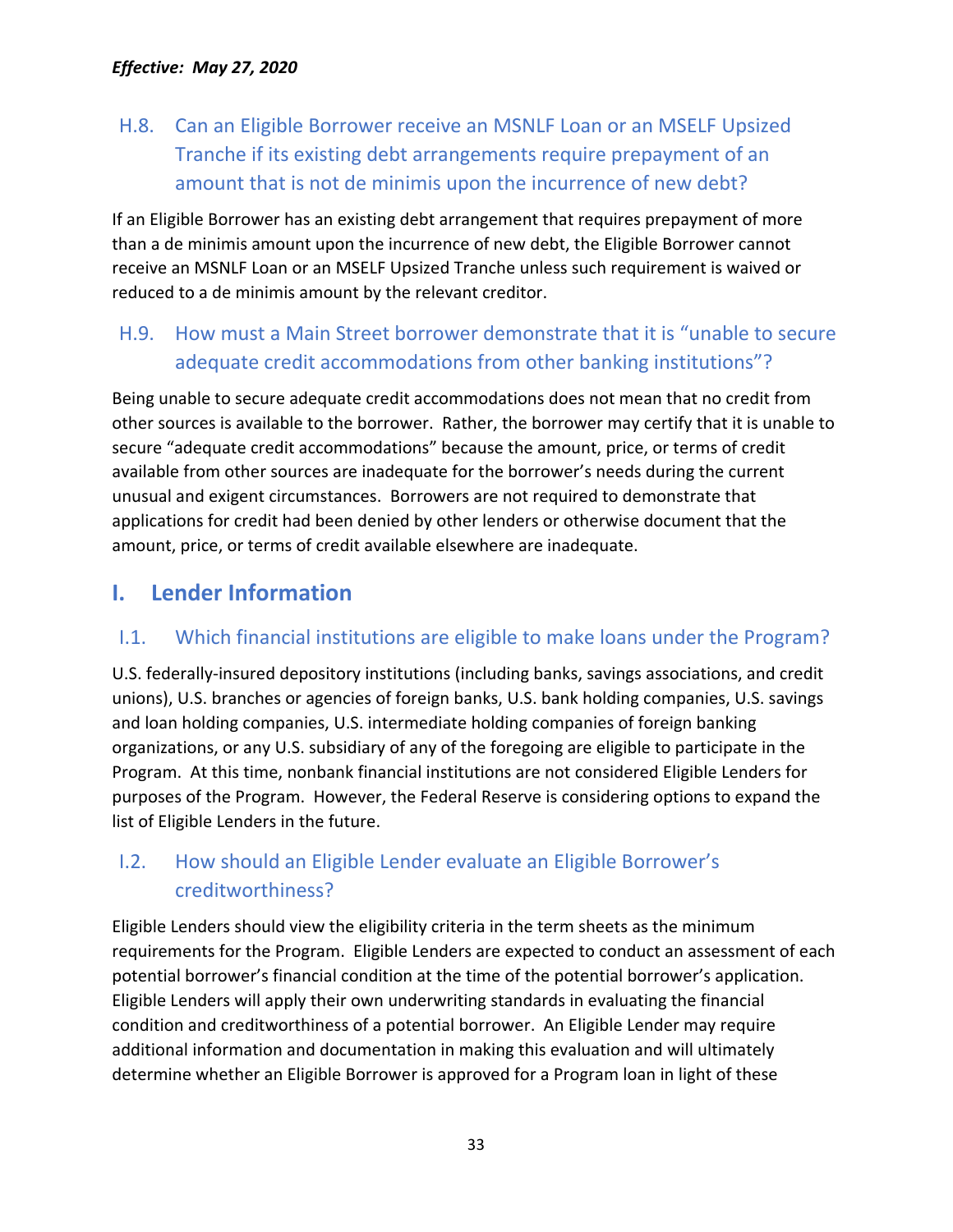### H.8. Can an Eligible Borrower receive an MSNLF Loan or an MSELF Upsized Tranche if its existing debt arrangements require prepayment of an amount that is not de minimis upon the incurrence of new debt?

If an Eligible Borrower has an existing debt arrangement that requires prepayment of more than a de minimis amount upon the incurrence of new debt, the Eligible Borrower cannot receive an MSNLF Loan or an MSELF Upsized Tranche unless such requirement is waived or reduced to a de minimis amount by the relevant creditor.

### H.9. How must a Main Street borrower demonstrate that it is "unable to secure adequate credit accommodations from other banking institutions"?

Being unable to secure adequate credit accommodations does not mean that no credit from other sources is available to the borrower. Rather, the borrower may certify that it is unable to secure "adequate credit accommodations" because the amount, price, or terms of credit available from other sources are inadequate for the borrower's needs during the current unusual and exigent circumstances. Borrowers are not required to demonstrate that applications for credit had been denied by other lenders or otherwise document that the amount, price, or terms of credit available elsewhere are inadequate.

## I. Lender Information

### I.1. Which financial institutions are eligible to make loans under the Program?

U.S. federally-insured depository institutions (including banks, savings associations, and credit unions), U.S. branches or agencies of foreign banks, U.S. bank holding companies, U.S. savings and loan holding companies, U.S. intermediate holding companies of foreign banking organizations, or any U.S. subsidiary of any of the foregoing are eligible to participate in the Program. At this time, nonbank financial institutions are not considered Eligible Lenders for purposes of the Program. However, the Federal Reserve is considering options to expand the list of Eligible Lenders in the future.

### I.2. How should an Eligible Lender evaluate an Eligible Borrower's creditworthiness?

Eligible Lenders should view the eligibility criteria in the term sheets as the minimum requirements for the Program. Eligible Lenders are expected to conduct an assessment of each potential borrower's financial condition at the time of the potential borrower's application. Eligible Lenders will apply their own underwriting standards in evaluating the financial condition and creditworthiness of a potential borrower. An Eligible Lender may require additional information and documentation in making this evaluation and will ultimately determine whether an Eligible Borrower is approved for a Program loan in light of these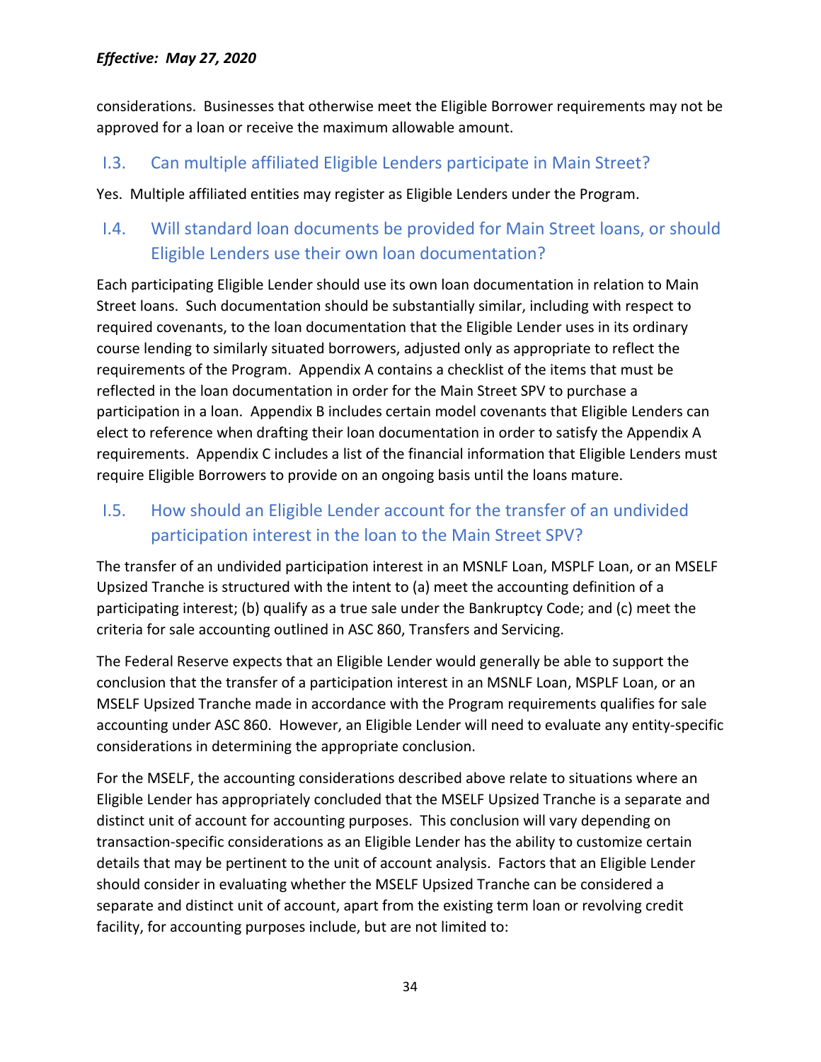considerations. Businesses that otherwise meet the Eligible Borrower requirements may not be approved for a loan or receive the maximum allowable amount.

## I.3. Can multiple affiliated Eligible Lenders participate in Main Street?

Yes. Multiple affiliated entities may register as Eligible Lenders under the Program.

## I.4. Will standard loan documents be provided for Main Street loans, or should Eligible Lenders use their own loan documentation?

Each participating Eligible Lender should use its own loan documentation in relation to Main Street loans. Such documentation should be substantially similar, including with respect to required covenants, to the loan documentation that the Eligible Lender uses in its ordinary course lending to similarly situated borrowers, adjusted only as appropriate to reflect the requirements of the Program. Appendix A contains a checklist of the items that must be reflected in the loan documentation in order for the Main Street SPV to purchase a participation in a loan. Appendix B includes certain model covenants that Eligible Lenders can elect to reference when drafting their loan documentation in order to satisfy the Appendix A requirements. Appendix C includes a list of the financial information that Eligible Lenders must require Eligible Borrowers to provide on an ongoing basis until the loans mature.

## I.5. How should an Eligible Lender account for the transfer of an undivided participation interest in the loan to the Main Street SPV?

The transfer of an undivided participation interest in an MSNLF Loan, MSPLF Loan, or an MSELF Upsized Tranche is structured with the intent to (a) meet the accounting definition of a participating interest; (b) qualify as a true sale under the Bankruptcy Code; and (c) meet the criteria for sale accounting outlined in ASC 860, Transfers and Servicing.

The Federal Reserve expects that an Eligible Lender would generally be able to support the conclusion that the transfer of a participation interest in an MSNLF Loan, MSPLF Loan, or an MSELF Upsized Tranche made in accordance with the Program requirements qualifies for sale accounting under ASC 860. However, an Eligible Lender will need to evaluate any entity-specific considerations in determining the appropriate conclusion.

For the MSELF, the accounting considerations described above relate to situations where an Eligible Lender has appropriately concluded that the MSELF Upsized Tranche is a separate and distinct unit of account for accounting purposes. This conclusion will vary depending on transaction-specific considerations as an Eligible Lender has the ability to customize certain details that may be pertinent to the unit of account analysis. Factors that an Eligible Lender should consider in evaluating whether the MSELF Upsized Tranche can be considered a separate and distinct unit of account, apart from the existing term loan or revolving credit facility, for accounting purposes include, but are not limited to: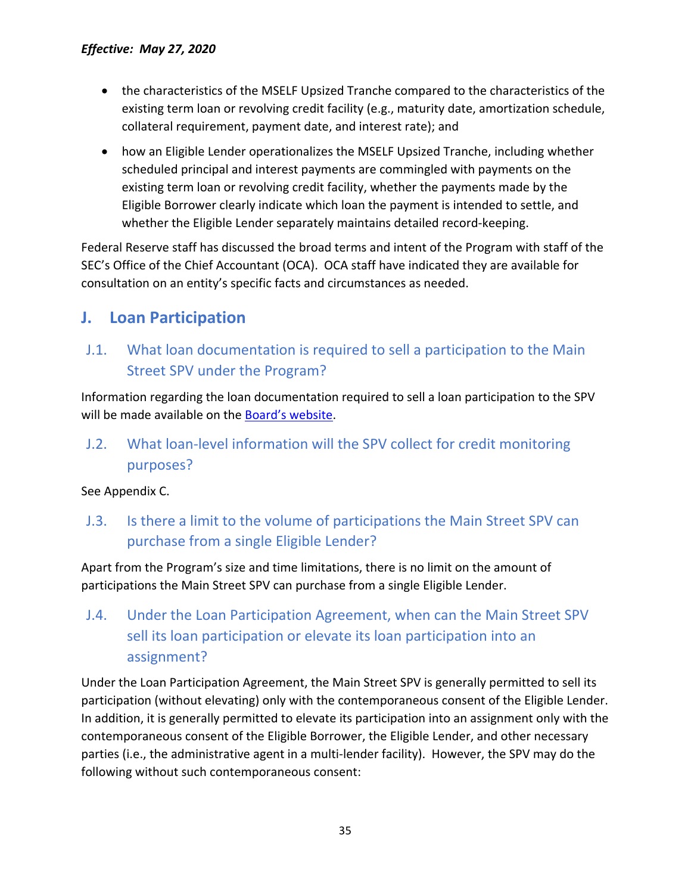- the characteristics of the MSELF Upsized Tranche compared to the characteristics of the existing term loan or revolving credit facility (e.g., maturity date, amortization schedule, collateral requirement, payment date, and interest rate); and
- how an Eligible Lender operationalizes the MSELF Upsized Tranche, including whether scheduled principal and interest payments are commingled with payments on the existing term loan or revolving credit facility, whether the payments made by the Eligible Borrower clearly indicate which loan the payment is intended to settle, and whether the Eligible Lender separately maintains detailed record-keeping.

Federal Reserve staff has discussed the broad terms and intent of the Program with staff of the SEC's Office of the Chief Accountant (OCA). OCA staff have indicated they are available for consultation on an entity's specific facts and circumstances as needed.

## J. Loan Participation

### J.1. What loan documentation is required to sell a participation to the Main Street SPV under the Program?

Information regarding the loan documentation required to sell a loan participation to the SPV will be made available on the Board's website.

### J.2. What loan-level information will the SPV collect for credit monitoring purposes?

See Appendix C.

### J.3. Is there a limit to the volume of participations the Main Street SPV can purchase from a single Eligible Lender?

Apart from the Program's size and time limitations, there is no limit on the amount of participations the Main Street SPV can purchase from a single Eligible Lender.

### J.4. Under the Loan Participation Agreement, when can the Main Street SPV sell its loan participation or elevate its loan participation into an assignment?

Under the Loan Participation Agreement, the Main Street SPV is generally permitted to sell its participation (without elevating) only with the contemporaneous consent of the Eligible Lender. In addition, it is generally permitted to elevate its participation into an assignment only with the contemporaneous consent of the Eligible Borrower, the Eligible Lender, and other necessary parties (i.e., the administrative agent in a multi-lender facility). However, the SPV may do the following without such contemporaneous consent: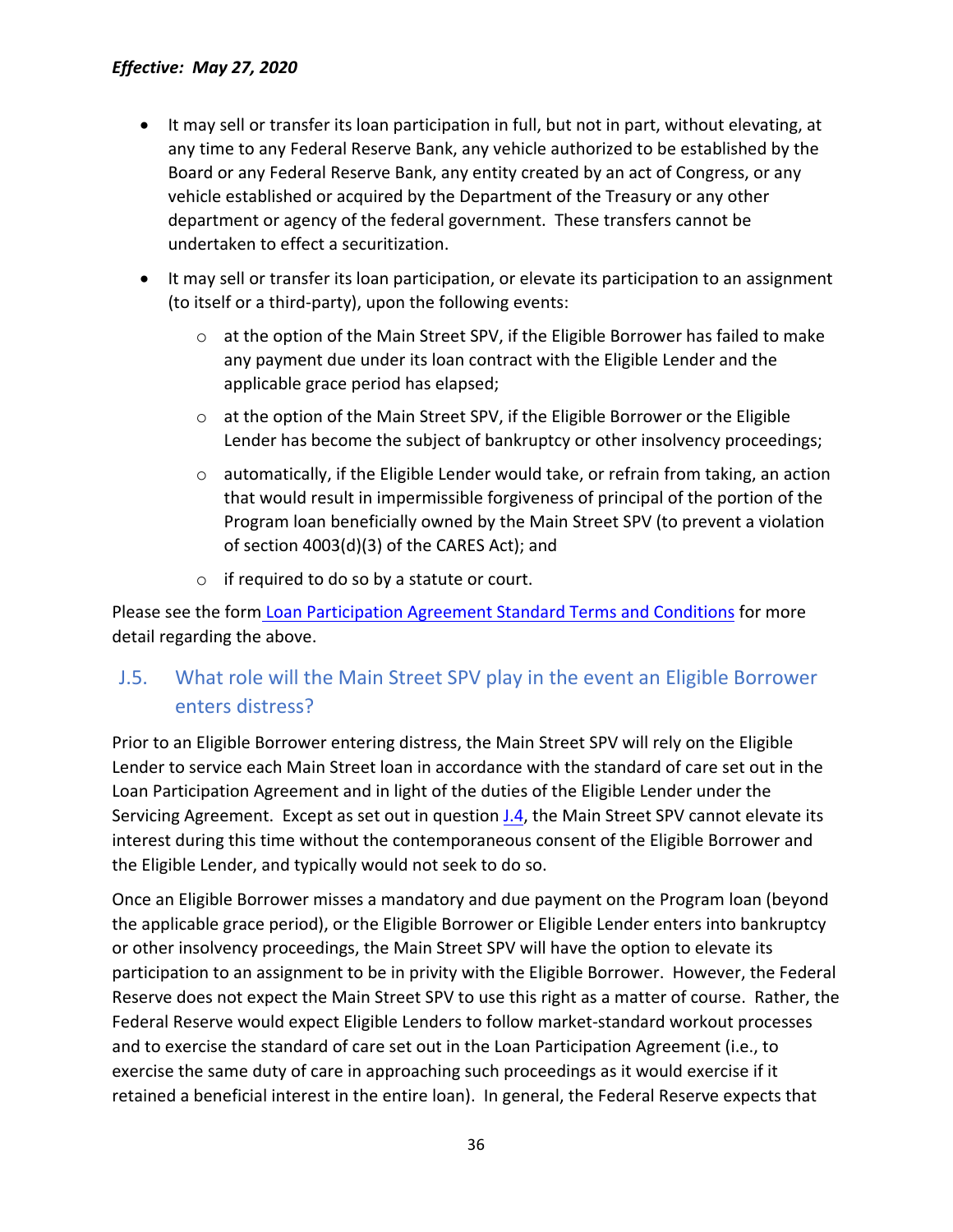- It may sell or transfer its loan participation in full, but not in part, without elevating, at any time to any Federal Reserve Bank, any vehicle authorized to be established by the Board or any Federal Reserve Bank, any entity created by an act of Congress, or any vehicle established or acquired by the Department of the Treasury or any other department or agency of the federal government. These transfers cannot be undertaken to effect a securitization.
- It may sell or transfer its loan participation, or elevate its participation to an assignment (to itself or a third-party), upon the following events:
  - at the option of the Main Street SPV, if the Eligible Borrower has failed to make any payment due under its loan contract with the Eligible Lender and the applicable grace period has elapsed;
  - at the option of the Main Street SPV, if the Eligible Borrower or the Eligible Lender has become the subject of bankruptcy or other insolvency proceedings;
  - automatically, if the Eligible Lender would take, or refrain from taking, an action that would result in impermissible forgiveness of principal of the portion of the Program loan beneficially owned by the Main Street SPV (to prevent a violation of section 4003(d)(3) of the CARES Act); and
  - if required to do so by a statute or court.

Please see the form Loan Participation Agreement Standard Terms and Conditions for more detail regarding the above.

## J.5. What role will the Main Street SPV play in the event an Eligible Borrower enters distress?

Prior to an Eligible Borrower entering distress, the Main Street SPV will rely on the Eligible Lender to service each Main Street loan in accordance with the standard of care set out in the Loan Participation Agreement and in light of the duties of the Eligible Lender under the Servicing Agreement. Except as set out in question J.4, the Main Street SPV cannot elevate its interest during this time without the contemporaneous consent of the Eligible Borrower and the Eligible Lender, and typically would not seek to do so.

Once an Eligible Borrower misses a mandatory and due payment on the Program loan (beyond the applicable grace period), or the Eligible Borrower or Eligible Lender enters into bankruptcy or other insolvency proceedings, the Main Street SPV will have the option to elevate its participation to an assignment to be in privity with the Eligible Borrower. However, the Federal Reserve does not expect the Main Street SPV to use this right as a matter of course. Rather, the Federal Reserve would expect Eligible Lenders to follow market-standard workout processes and to exercise the standard of care set out in the Loan Participation Agreement (i.e., to exercise the same duty of care in approaching such proceedings as it would exercise if it retained a beneficial interest in the entire loan). In general, the Federal Reserve expects that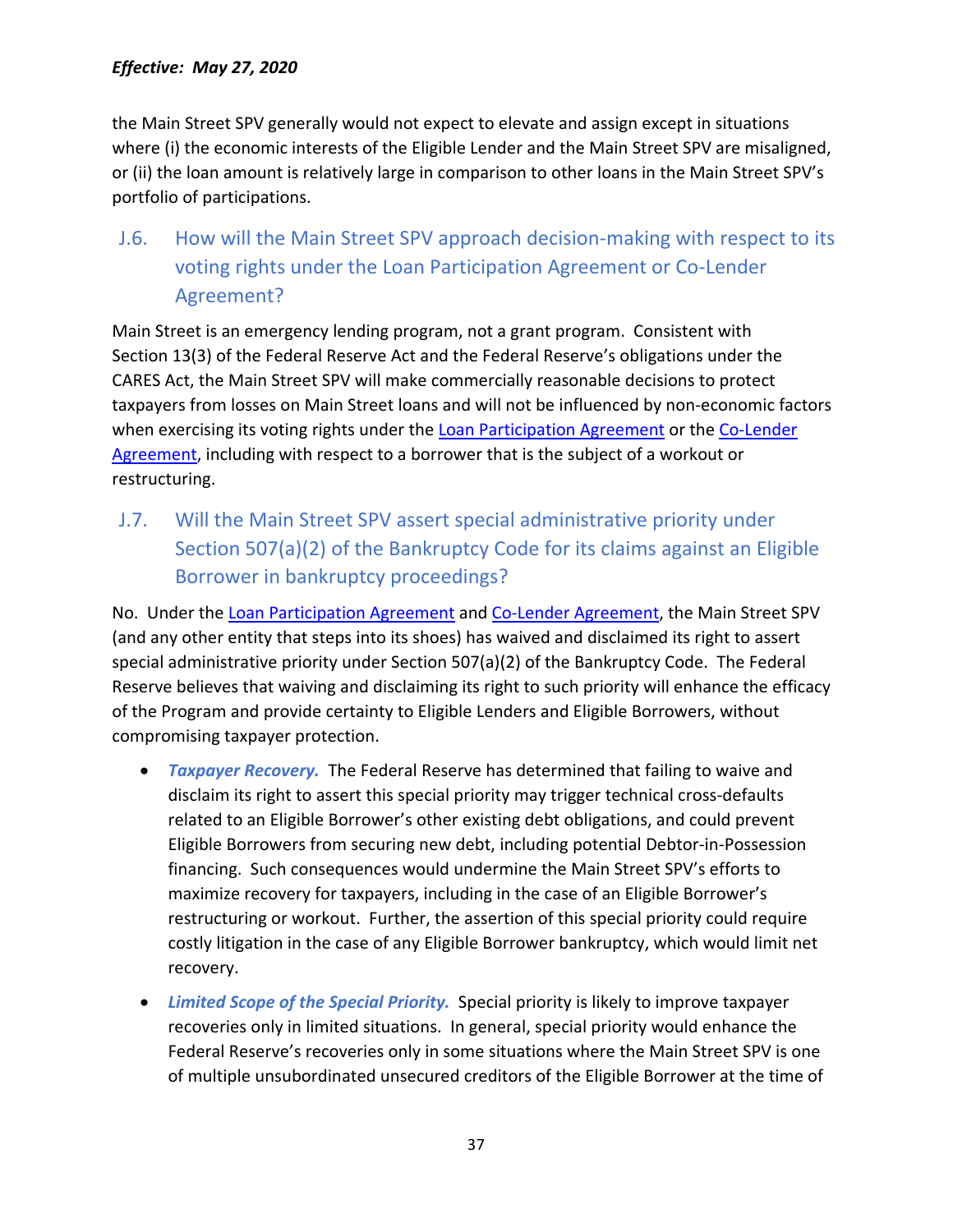the Main Street SPV generally would not expect to elevate and assign except in situations where (i) the economic interests of the Eligible Lender and the Main Street SPV are misaligned, or (ii) the loan amount is relatively large in comparison to other loans in the Main Street SPV's portfolio of participations.

## J.6. How will the Main Street SPV approach decision-making with respect to its voting rights under the Loan Participation Agreement or Co-Lender Agreement?

Main Street is an emergency lending program, not a grant program. Consistent with Section 13(3) of the Federal Reserve Act and the Federal Reserve's obligations under the CARES Act, the Main Street SPV will make commercially reasonable decisions to protect taxpayers from losses on Main Street loans and will not be influenced by non-economic factors when exercising its voting rights under the Loan Participation Agreement or the Co-Lender Agreement, including with respect to a borrower that is the subject of a workout or restructuring.

## J.7. Will the Main Street SPV assert special administrative priority under Section 507(a)(2) of the Bankruptcy Code for its claims against an Eligible Borrower in bankruptcy proceedings?

No. Under the Loan Participation Agreement and Co-Lender Agreement, the Main Street SPV (and any other entity that steps into its shoes) has waived and disclaimed its right to assert special administrative priority under Section 507(a)(2) of the Bankruptcy Code. The Federal Reserve believes that waiving and disclaiming its right to such priority will enhance the efficacy of the Program and provide certainty to Eligible Lenders and Eligible Borrowers, without compromising taxpayer protection.

- ***Taxpayer Recovery.*** The Federal Reserve has determined that failing to waive and disclaim its right to assert this special priority may trigger technical cross-defaults related to an Eligible Borrower's other existing debt obligations, and could prevent Eligible Borrowers from securing new debt, including potential Debtor-in-Possession financing. Such consequences would undermine the Main Street SPV's efforts to maximize recovery for taxpayers, including in the case of an Eligible Borrower's restructuring or workout. Further, the assertion of this special priority could require costly litigation in the case of any Eligible Borrower bankruptcy, which would limit net recovery.
- ***Limited Scope of the Special Priority.*** Special priority is likely to improve taxpayer recoveries only in limited situations. In general, special priority would enhance the Federal Reserve's recoveries only in some situations where the Main Street SPV is one of multiple unsubordinated unsecured creditors of the Eligible Borrower at the time of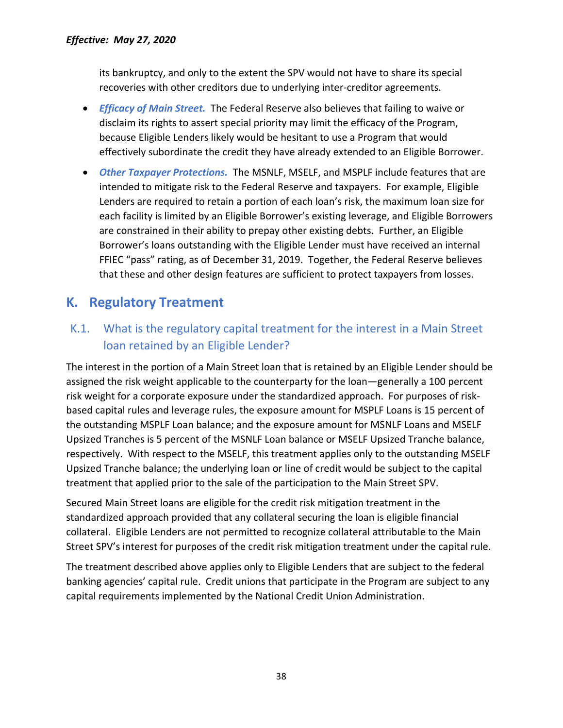its bankruptcy, and only to the extent the SPV would not have to share its special recoveries with other creditors due to underlying inter-creditor agreements.

- ***Efficacy of Main Street.*** The Federal Reserve also believes that failing to waive or disclaim its rights to assert special priority may limit the efficacy of the Program, because Eligible Lenders likely would be hesitant to use a Program that would effectively subordinate the credit they have already extended to an Eligible Borrower.
- ***Other Taxpayer Protections.*** The MSNLF, MSELF, and MSPLF include features that are intended to mitigate risk to the Federal Reserve and taxpayers. For example, Eligible Lenders are required to retain a portion of each loan's risk, the maximum loan size for each facility is limited by an Eligible Borrower's existing leverage, and Eligible Borrowers are constrained in their ability to prepay other existing debts. Further, an Eligible Borrower's loans outstanding with the Eligible Lender must have received an internal FFIEC "pass" rating, as of December 31, 2019. Together, the Federal Reserve believes that these and other design features are sufficient to protect taxpayers from losses.

## K. Regulatory Treatment

### K.1. What is the regulatory capital treatment for the interest in a Main Street loan retained by an Eligible Lender?

The interest in the portion of a Main Street loan that is retained by an Eligible Lender should be assigned the risk weight applicable to the counterparty for the loan—generally a 100 percent risk weight for a corporate exposure under the standardized approach. For purposes of risk-based capital rules and leverage rules, the exposure amount for MSPLF Loans is 15 percent of the outstanding MSPLF Loan balance; and the exposure amount for MSNLF Loans and MSELF Upsized Tranches is 5 percent of the MSNLF Loan balance or MSELF Upsized Tranche balance, respectively. With respect to the MSELF, this treatment applies only to the outstanding MSELF Upsized Tranche balance; the underlying loan or line of credit would be subject to the capital treatment that applied prior to the sale of the participation to the Main Street SPV.

Secured Main Street loans are eligible for the credit risk mitigation treatment in the standardized approach provided that any collateral securing the loan is eligible financial collateral. Eligible Lenders are not permitted to recognize collateral attributable to the Main Street SPV's interest for purposes of the credit risk mitigation treatment under the capital rule.

The treatment described above applies only to Eligible Lenders that are subject to the federal banking agencies' capital rule. Credit unions that participate in the Program are subject to any capital requirements implemented by the National Credit Union Administration.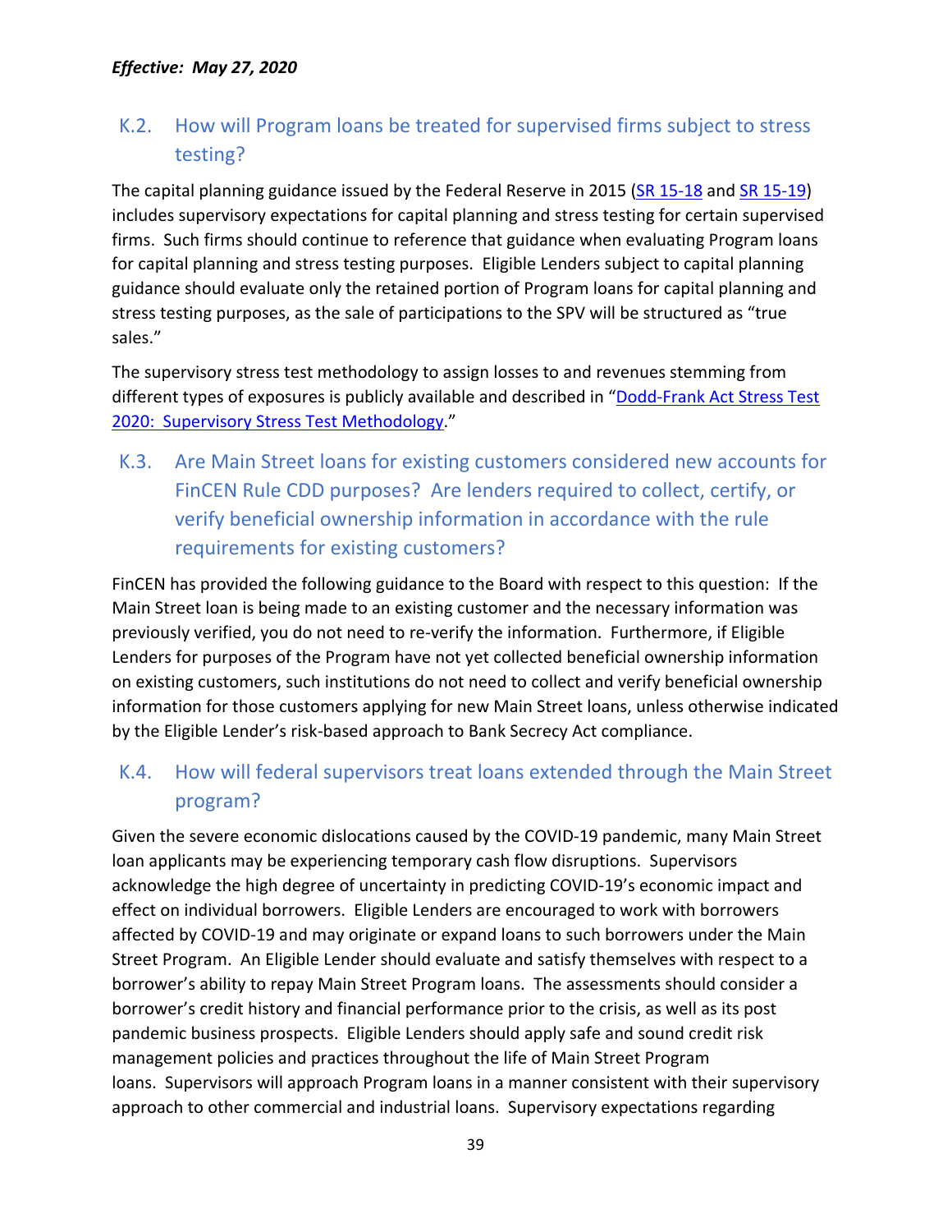*Effective: May 27, 2020*

## K.2. How will Program loans be treated for supervised firms subject to stress testing?

The capital planning guidance issued by the Federal Reserve in 2015 (SR 15-18 and SR 15-19) includes supervisory expectations for capital planning and stress testing for certain supervised firms. Such firms should continue to reference that guidance when evaluating Program loans for capital planning and stress testing purposes. Eligible Lenders subject to capital planning guidance should evaluate only the retained portion of Program loans for capital planning and stress testing purposes, as the sale of participations to the SPV will be structured as "true sales."

The supervisory stress test methodology to assign losses to and revenues stemming from different types of exposures is publicly available and described in "Dodd-Frank Act Stress Test 2020: Supervisory Stress Test Methodology."

## K.3. Are Main Street loans for existing customers considered new accounts for FinCEN Rule CDD purposes? Are lenders required to collect, certify, or verify beneficial ownership information in accordance with the rule requirements for existing customers?

FinCEN has provided the following guidance to the Board with respect to this question: If the Main Street loan is being made to an existing customer and the necessary information was previously verified, you do not need to re-verify the information. Furthermore, if Eligible Lenders for purposes of the Program have not yet collected beneficial ownership information on existing customers, such institutions do not need to collect and verify beneficial ownership information for those customers applying for new Main Street loans, unless otherwise indicated by the Eligible Lender's risk-based approach to Bank Secrecy Act compliance.

## K.4. How will federal supervisors treat loans extended through the Main Street program?

Given the severe economic dislocations caused by the COVID-19 pandemic, many Main Street loan applicants may be experiencing temporary cash flow disruptions. Supervisors acknowledge the high degree of uncertainty in predicting COVID-19's economic impact and effect on individual borrowers. Eligible Lenders are encouraged to work with borrowers affected by COVID-19 and may originate or expand loans to such borrowers under the Main Street Program. An Eligible Lender should evaluate and satisfy themselves with respect to a borrower's ability to repay Main Street Program loans. The assessments should consider a borrower's credit history and financial performance prior to the crisis, as well as its post pandemic business prospects. Eligible Lenders should apply safe and sound credit risk management policies and practices throughout the life of Main Street Program loans. Supervisors will approach Program loans in a manner consistent with their supervisory approach to other commercial and industrial loans. Supervisory expectations regarding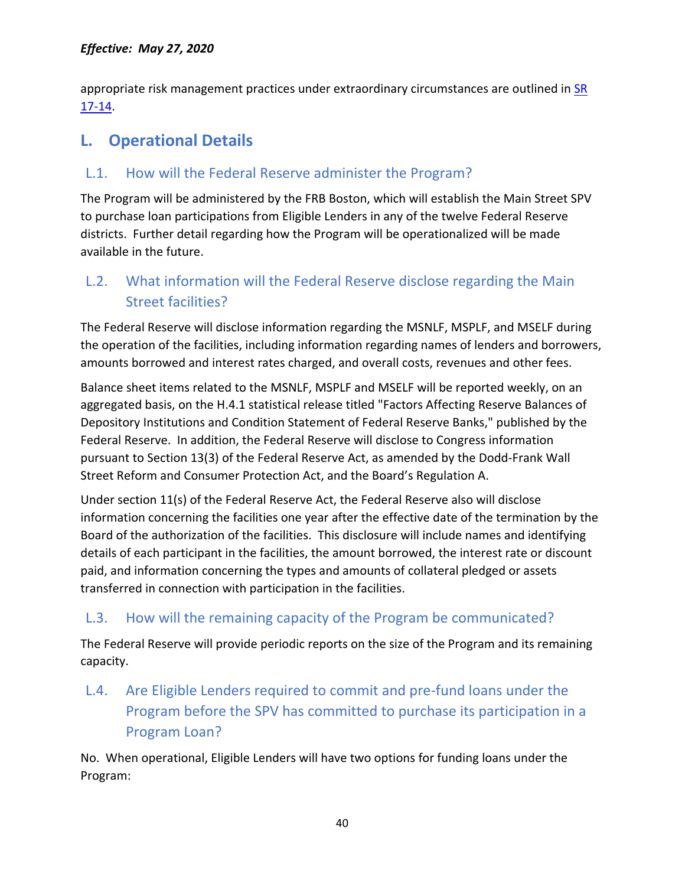appropriate risk management practices under extraordinary circumstances are outlined in SR 17-14.

## L. Operational Details

### L.1. How will the Federal Reserve administer the Program?

The Program will be administered by the FRB Boston, which will establish the Main Street SPV to purchase loan participations from Eligible Lenders in any of the twelve Federal Reserve districts. Further detail regarding how the Program will be operationalized will be made available in the future.

### L.2. What information will the Federal Reserve disclose regarding the Main Street facilities?

The Federal Reserve will disclose information regarding the MSNLF, MSPLF, and MSELF during the operation of the facilities, including information regarding names of lenders and borrowers, amounts borrowed and interest rates charged, and overall costs, revenues and other fees.

Balance sheet items related to the MSNLF, MSPLF and MSELF will be reported weekly, on an aggregated basis, on the H.4.1 statistical release titled "Factors Affecting Reserve Balances of Depository Institutions and Condition Statement of Federal Reserve Banks," published by the Federal Reserve. In addition, the Federal Reserve will disclose to Congress information pursuant to Section 13(3) of the Federal Reserve Act, as amended by the Dodd-Frank Wall Street Reform and Consumer Protection Act, and the Board's Regulation A.

Under section 11(s) of the Federal Reserve Act, the Federal Reserve also will disclose information concerning the facilities one year after the effective date of the termination by the Board of the authorization of the facilities. This disclosure will include names and identifying details of each participant in the facilities, the amount borrowed, the interest rate or discount paid, and information concerning the types and amounts of collateral pledged or assets transferred in connection with participation in the facilities.

### L.3. How will the remaining capacity of the Program be communicated?

The Federal Reserve will provide periodic reports on the size of the Program and its remaining capacity.

### L.4. Are Eligible Lenders required to commit and pre-fund loans under the Program before the SPV has committed to purchase its participation in a Program Loan?

No. When operational, Eligible Lenders will have two options for funding loans under the Program: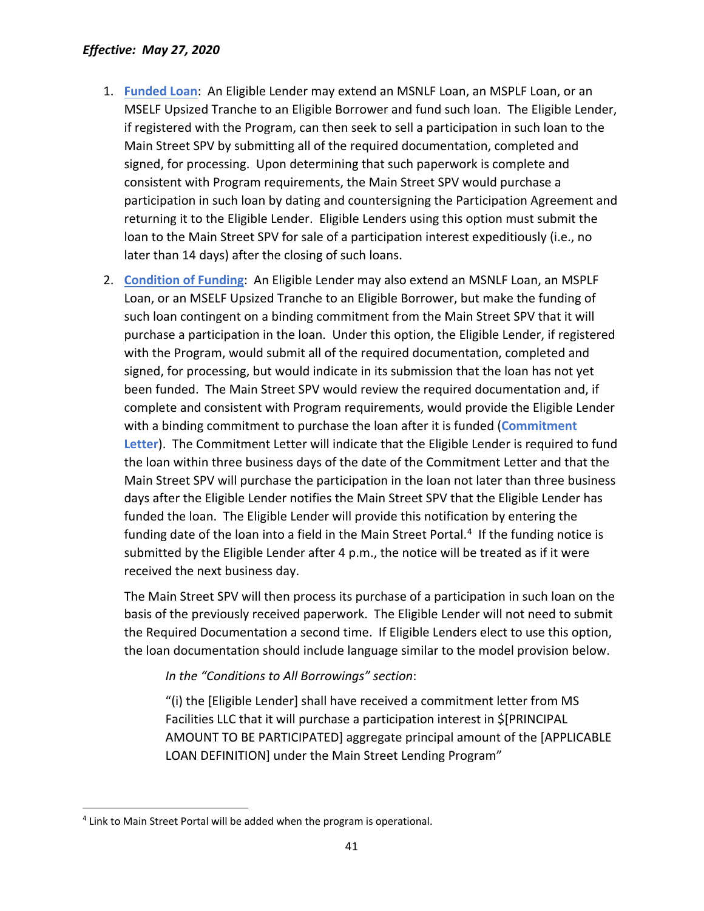*Effective: May 27, 2020*

1. **Funded Loan**: An Eligible Lender may extend an MSNLF Loan, an MSPLF Loan, or an MSELF Upsized Tranche to an Eligible Borrower and fund such loan. The Eligible Lender, if registered with the Program, can then seek to sell a participation in such loan to the Main Street SPV by submitting all of the required documentation, completed and signed, for processing. Upon determining that such paperwork is complete and consistent with Program requirements, the Main Street SPV would purchase a participation in such loan by dating and countersigning the Participation Agreement and returning it to the Eligible Lender. Eligible Lenders using this option must submit the loan to the Main Street SPV for sale of a participation interest expeditiously (i.e., no later than 14 days) after the closing of such loans.

2. **Condition of Funding**: An Eligible Lender may also extend an MSNLF Loan, an MSPLF Loan, or an MSELF Upsized Tranche to an Eligible Borrower, but make the funding of such loan contingent on a binding commitment from the Main Street SPV that it will purchase a participation in the loan. Under this option, the Eligible Lender, if registered with the Program, would submit all of the required documentation, completed and signed, for processing, but would indicate in its submission that the loan has not yet been funded. The Main Street SPV would review the required documentation and, if complete and consistent with Program requirements, would provide the Eligible Lender with a binding commitment to purchase the loan after it is funded (**Commitment Letter**). The Commitment Letter will indicate that the Eligible Lender is required to fund the loan within three business days of the date of the Commitment Letter and that the Main Street SPV will purchase the participation in the loan not later than three business days after the Eligible Lender notifies the Main Street SPV that the Eligible Lender has funded the loan. The Eligible Lender will provide this notification by entering the funding date of the loan into a field in the Main Street Portal.[4] If the funding notice is submitted by the Eligible Lender after 4 p.m., the notice will be treated as if it were received the next business day.

   The Main Street SPV will then process its purchase of a participation in such loan on the basis of the previously received paperwork. The Eligible Lender will not need to submit the Required Documentation a second time. If Eligible Lenders elect to use this option, the loan documentation should include language similar to the model provision below.

   > *In the "Conditions to All Borrowings" section*:
   >
   > "(i) the [Eligible Lender] shall have received a commitment letter from MS Facilities LLC that it will purchase a participation interest in $[PRINCIPAL AMOUNT TO BE PARTICIPATED] aggregate principal amount of the [APPLICABLE LOAN DEFINITION] under the Main Street Lending Program"

---

[4] Link to Main Street Portal will be added when the program is operational.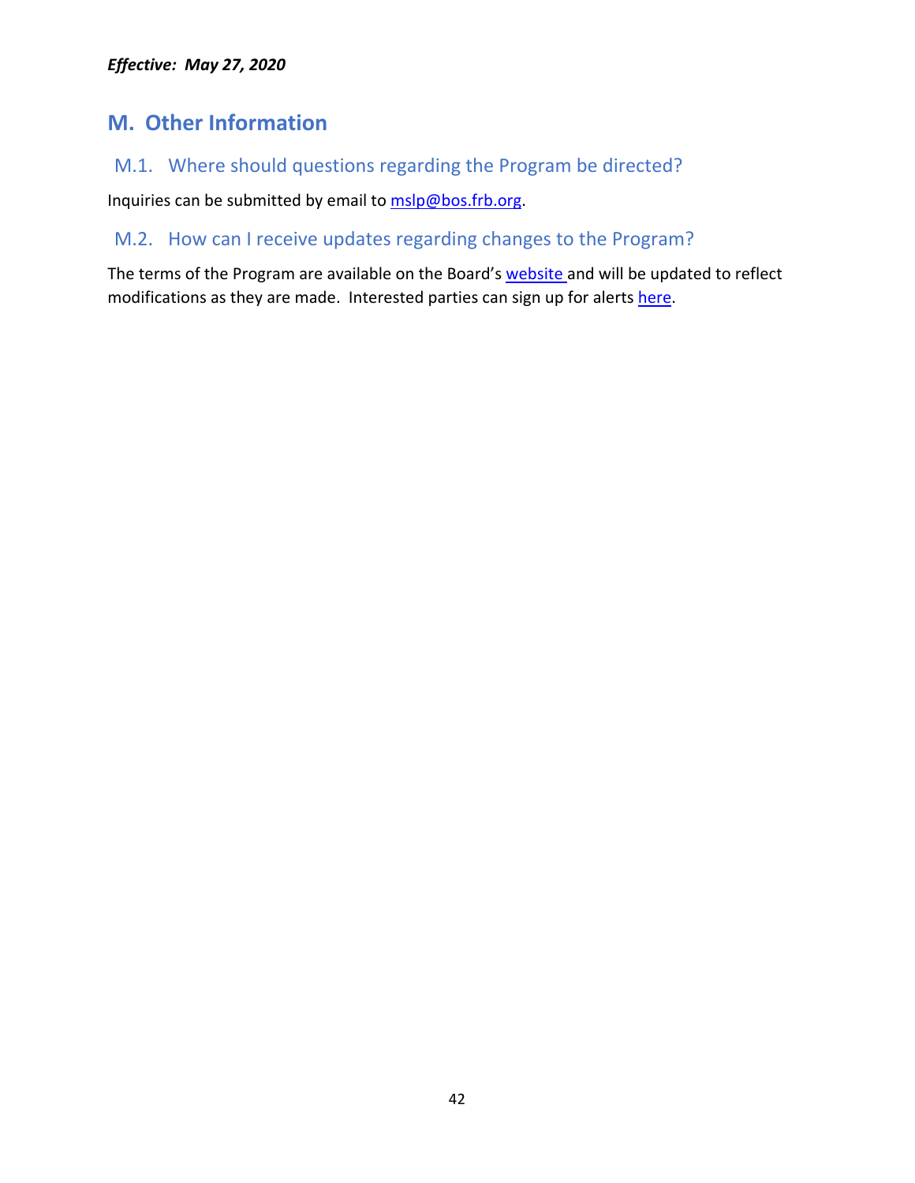*Effective: May 27, 2020*

## M. Other Information

### M.1. Where should questions regarding the Program be directed?

Inquiries can be submitted by email to mslp@bos.frb.org.

### M.2. How can I receive updates regarding changes to the Program?

The terms of the Program are available on the Board's website and will be updated to reflect modifications as they are made. Interested parties can sign up for alerts here.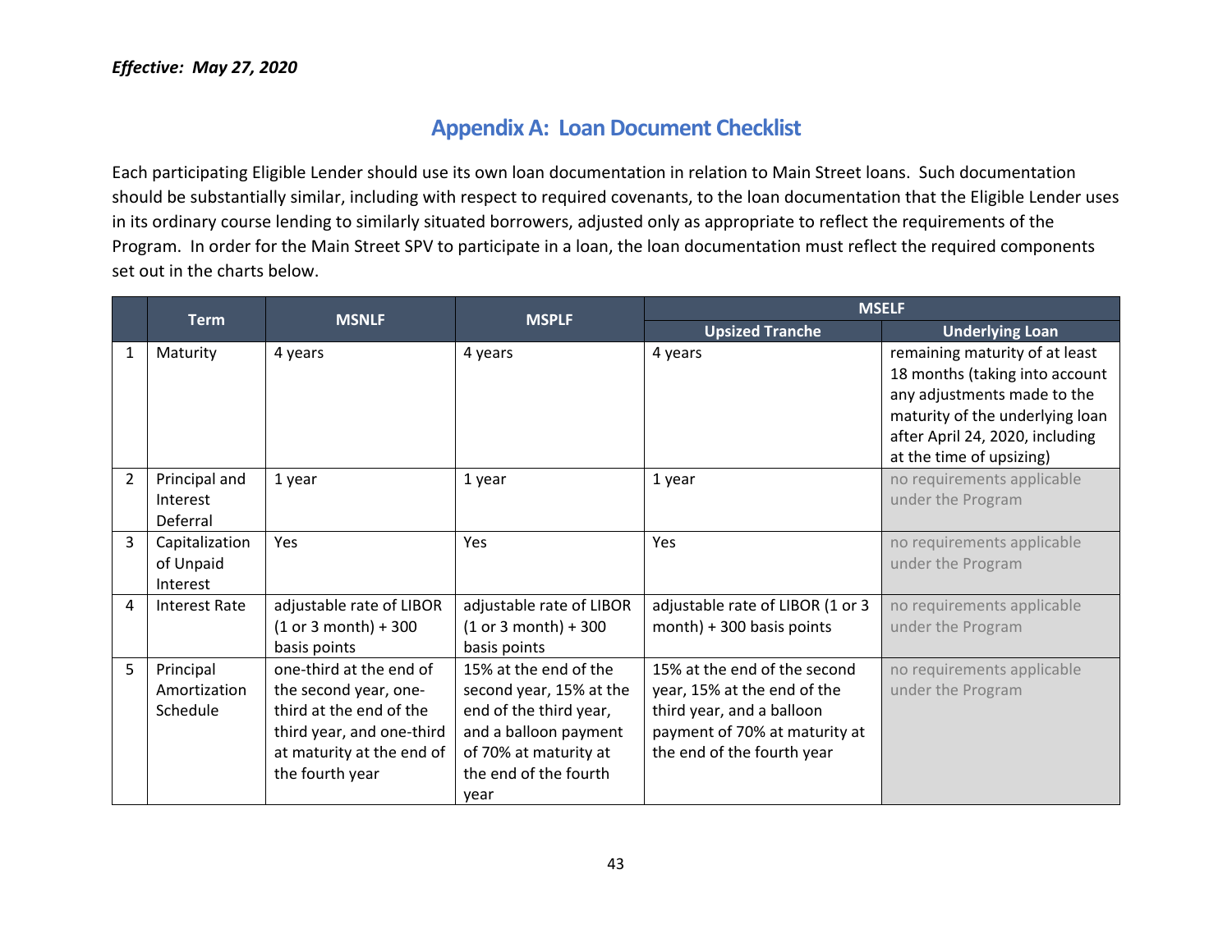*Effective: May 27, 2020*

## Appendix A: Loan Document Checklist

Each participating Eligible Lender should use its own loan documentation in relation to Main Street loans. Such documentation should be substantially similar, including with respect to required covenants, to the loan documentation that the Eligible Lender uses in its ordinary course lending to similarly situated borrowers, adjusted only as appropriate to reflect the requirements of the Program. In order for the Main Street SPV to participate in a loan, the loan documentation must reflect the required components set out in the charts below.

| | Term | MSNLF | MSPLF | MSELF | |
|---|---|---|---|---|---|
| | | | | Upsized Tranche | Underlying Loan |
| 1 | Maturity | 4 years | 4 years | 4 years | remaining maturity of at least 18 months (taking into account any adjustments made to the maturity of the underlying loan after April 24, 2020, including at the time of upsizing) |
| 2 | Principal and Interest Deferral | 1 year | 1 year | 1 year | no requirements applicable under the Program |
| 3 | Capitalization of Unpaid Interest | Yes | Yes | Yes | no requirements applicable under the Program |
| 4 | Interest Rate | adjustable rate of LIBOR (1 or 3 month) + 300 basis points | adjustable rate of LIBOR (1 or 3 month) + 300 basis points | adjustable rate of LIBOR (1 or 3 month) + 300 basis points | no requirements applicable under the Program |
| 5 | Principal Amortization Schedule | one-third at the end of the second year, one-third at the end of the third year, and one-third at maturity at the end of the fourth year | 15% at the end of the second year, 15% at the end of the third year, and a balloon payment of 70% at maturity at the end of the fourth year | 15% at the end of the second year, 15% at the end of the third year, and a balloon payment of 70% at maturity at the end of the fourth year | no requirements applicable under the Program |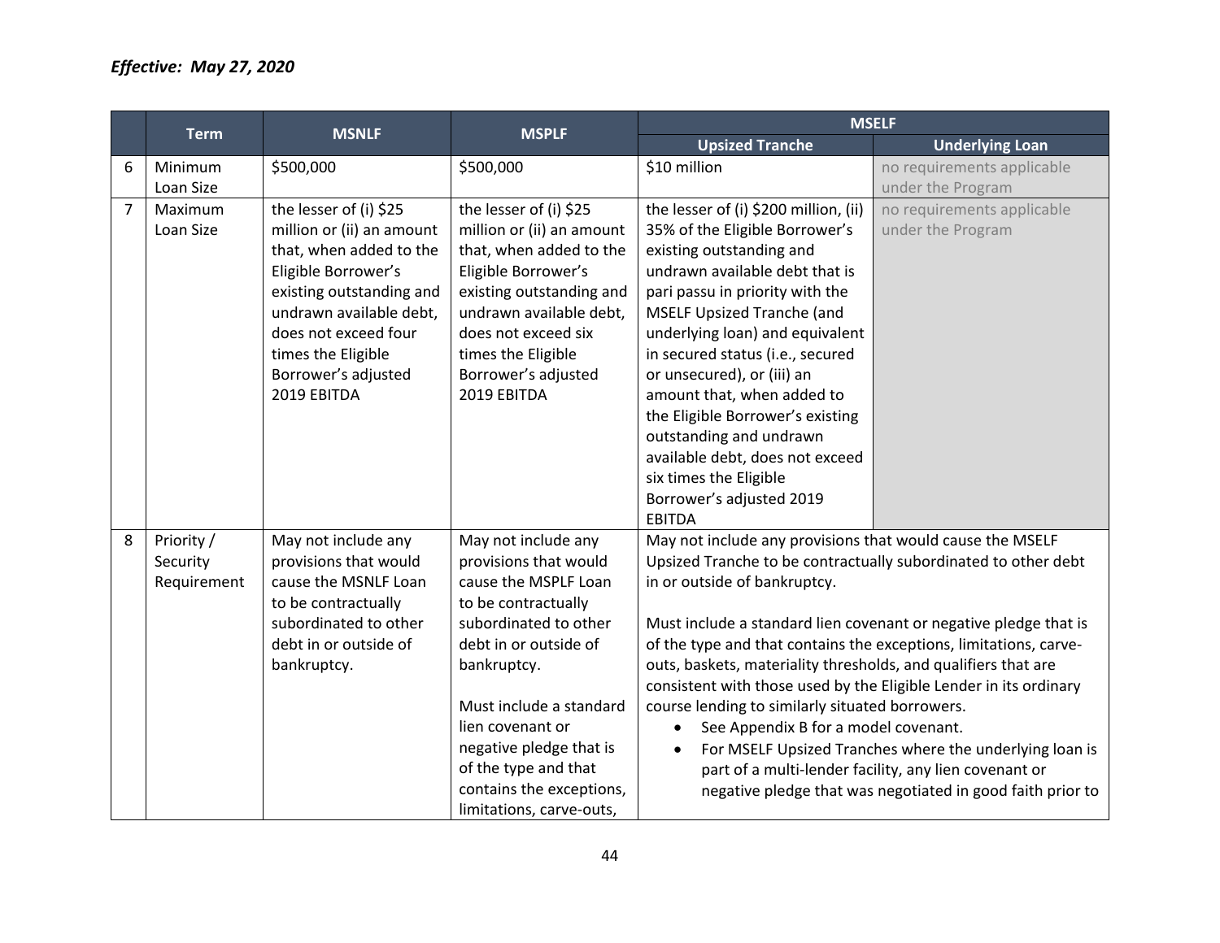*Effective: May 27, 2020*

| | Term | MSNLF | MSPLF | MSELF | |
|---|---|---|---|---|---|
| | | | | Upsized Tranche | Underlying Loan |
| 6 | Minimum Loan Size | $500,000 | $500,000 | $10 million | no requirements applicable under the Program |
| 7 | Maximum Loan Size | the lesser of (i) $25 million or (ii) an amount that, when added to the Eligible Borrower's existing outstanding and undrawn available debt, does not exceed four times the Eligible Borrower's adjusted 2019 EBITDA | the lesser of (i) $25 million or (ii) an amount that, when added to the Eligible Borrower's existing outstanding and undrawn available debt, does not exceed six times the Eligible Borrower's adjusted 2019 EBITDA | the lesser of (i) $200 million, (ii) 35% of the Eligible Borrower's existing outstanding and undrawn available debt that is pari passu in priority with the MSELF Upsized Tranche (and underlying loan) and equivalent in secured status (i.e., secured or unsecured), or (iii) an amount that, when added to the Eligible Borrower's existing outstanding and undrawn available debt, does not exceed six times the Eligible Borrower's adjusted 2019 EBITDA | no requirements applicable under the Program |
| 8 | Priority / Security Requirement | May not include any provisions that would cause the MSNLF Loan to be contractually subordinated to other debt in or outside of bankruptcy. | May not include any provisions that would cause the MSPLF Loan to be contractually subordinated to other debt in or outside of bankruptcy.<br><br>Must include a standard lien covenant or negative pledge that is of the type and that contains the exceptions, limitations, carve-outs, | May not include any provisions that would cause the MSELF Upsized Tranche to be contractually subordinated to other debt in or outside of bankruptcy.<br><br>Must include a standard lien covenant or negative pledge that is of the type and that contains the exceptions, limitations, carve-outs, baskets, materiality thresholds, and qualifiers that are consistent with those used by the Eligible Lender in its ordinary course lending to similarly situated borrowers.<br>• See Appendix B for a model covenant.<br>• For MSELF Upsized Tranches where the underlying loan is part of a multi-lender facility, any lien covenant or negative pledge that was negotiated in good faith prior to | |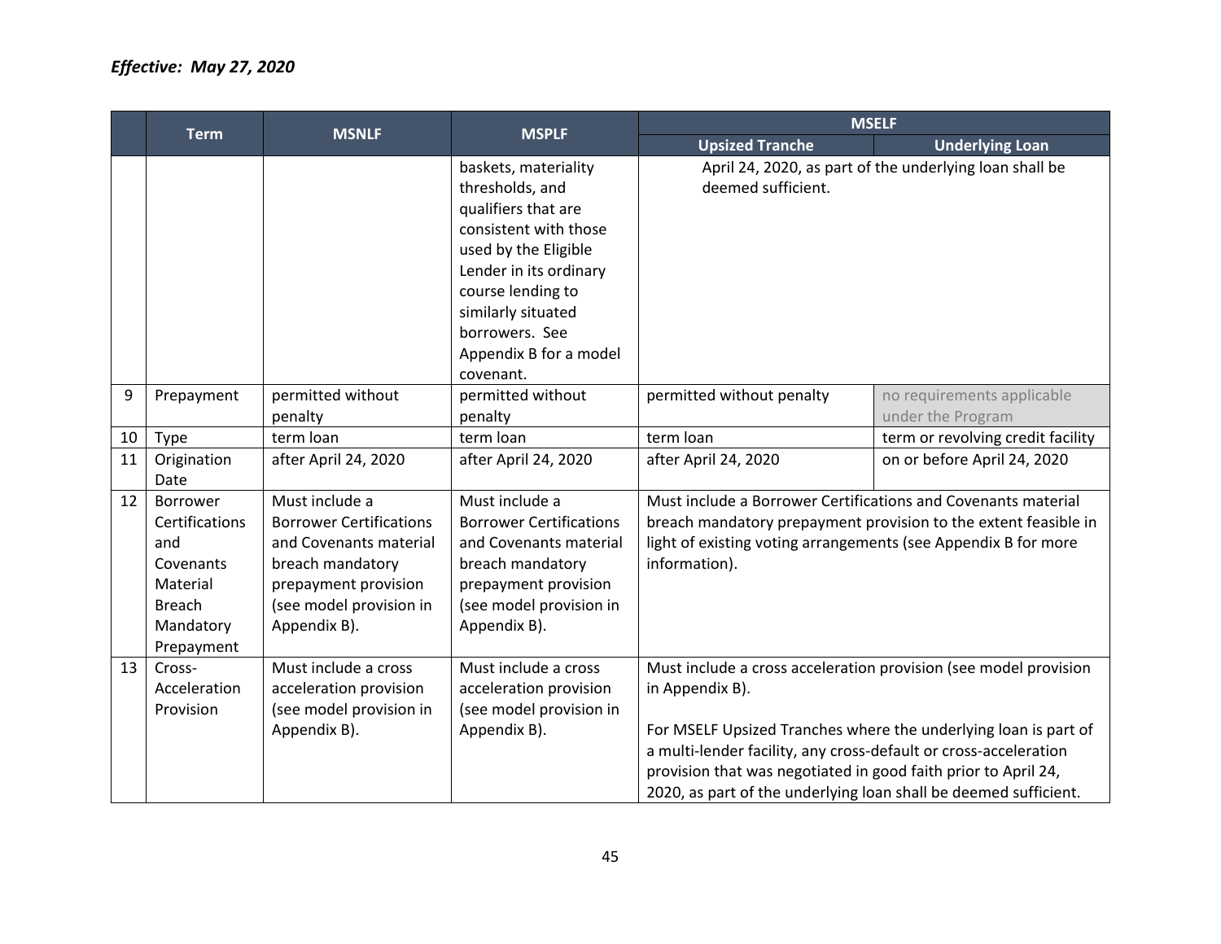*Effective: May 27, 2020*

| | Term | MSNLF | MSPLF | MSELF | |
|---|---|---|---|---|---|
| | | | | Upsized Tranche | Underlying Loan |
| | | | baskets, materiality thresholds, and qualifiers that are consistent with those used by the Eligible Lender in its ordinary course lending to similarly situated borrowers. See Appendix B for a model covenant. | April 24, 2020, as part of the underlying loan shall be deemed sufficient. | |
| 9 | Prepayment | permitted without penalty | permitted without penalty | permitted without penalty | no requirements applicable under the Program |
| 10 | Type | term loan | term loan | term loan | term or revolving credit facility |
| 11 | Origination Date | after April 24, 2020 | after April 24, 2020 | after April 24, 2020 | on or before April 24, 2020 |
| 12 | Borrower Certifications and Covenants Material Breach Mandatory Prepayment | Must include a Borrower Certifications and Covenants material breach mandatory prepayment provision (see model provision in Appendix B). | Must include a Borrower Certifications and Covenants material breach mandatory prepayment provision (see model provision in Appendix B). | Must include a Borrower Certifications and Covenants material breach mandatory prepayment provision to the extent feasible in light of existing voting arrangements (see Appendix B for more information). | |
| 13 | Cross-Acceleration Provision | Must include a cross acceleration provision (see model provision in Appendix B). | Must include a cross acceleration provision (see model provision in Appendix B). | Must include a cross acceleration provision (see model provision in Appendix B).<br><br>For MSELF Upsized Tranches where the underlying loan is part of a multi-lender facility, any cross-default or cross-acceleration provision that was negotiated in good faith prior to April 24, 2020, as part of the underlying loan shall be deemed sufficient. | |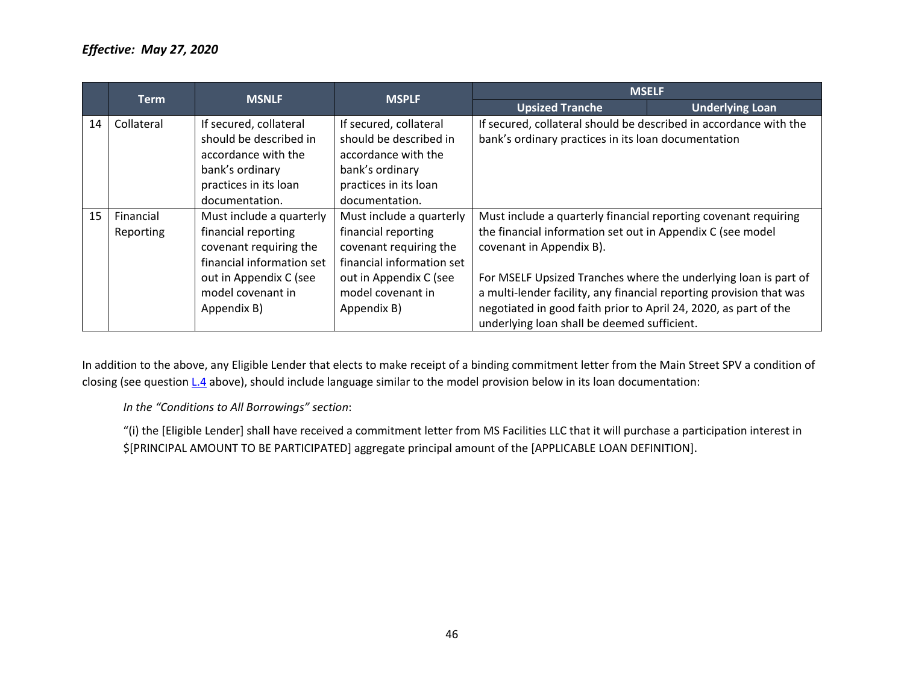*Effective: May 27, 2020*

| | Term | MSNLF | MSPLF | MSELF | |
|---|---|---|---|---|---|
| | | | | Upsized Tranche | Underlying Loan |
| 14 | Collateral | If secured, collateral should be described in accordance with the bank's ordinary practices in its loan documentation. | If secured, collateral should be described in accordance with the bank's ordinary practices in its loan documentation. | If secured, collateral should be described in accordance with the bank's ordinary practices in its loan documentation | |
| 15 | Financial Reporting | Must include a quarterly financial reporting covenant requiring the financial information set out in Appendix C (see model covenant in Appendix B) | Must include a quarterly financial reporting covenant requiring the financial information set out in Appendix C (see model covenant in Appendix B) | Must include a quarterly financial reporting covenant requiring the financial information set out in Appendix C (see model covenant in Appendix B).<br><br>For MSELF Upsized Tranches where the underlying loan is part of a multi-lender facility, any financial reporting provision that was negotiated in good faith prior to April 24, 2020, as part of the underlying loan shall be deemed sufficient. | |

In addition to the above, any Eligible Lender that elects to make receipt of a binding commitment letter from the Main Street SPV a condition of closing (see question L.4 above), should include language similar to the model provision below in its loan documentation:

*In the "Conditions to All Borrowings" section*:

"(i) the [Eligible Lender] shall have received a commitment letter from MS Facilities LLC that it will purchase a participation interest in $[PRINCIPAL AMOUNT TO BE PARTICIPATED] aggregate principal amount of the [APPLICABLE LOAN DEFINITION].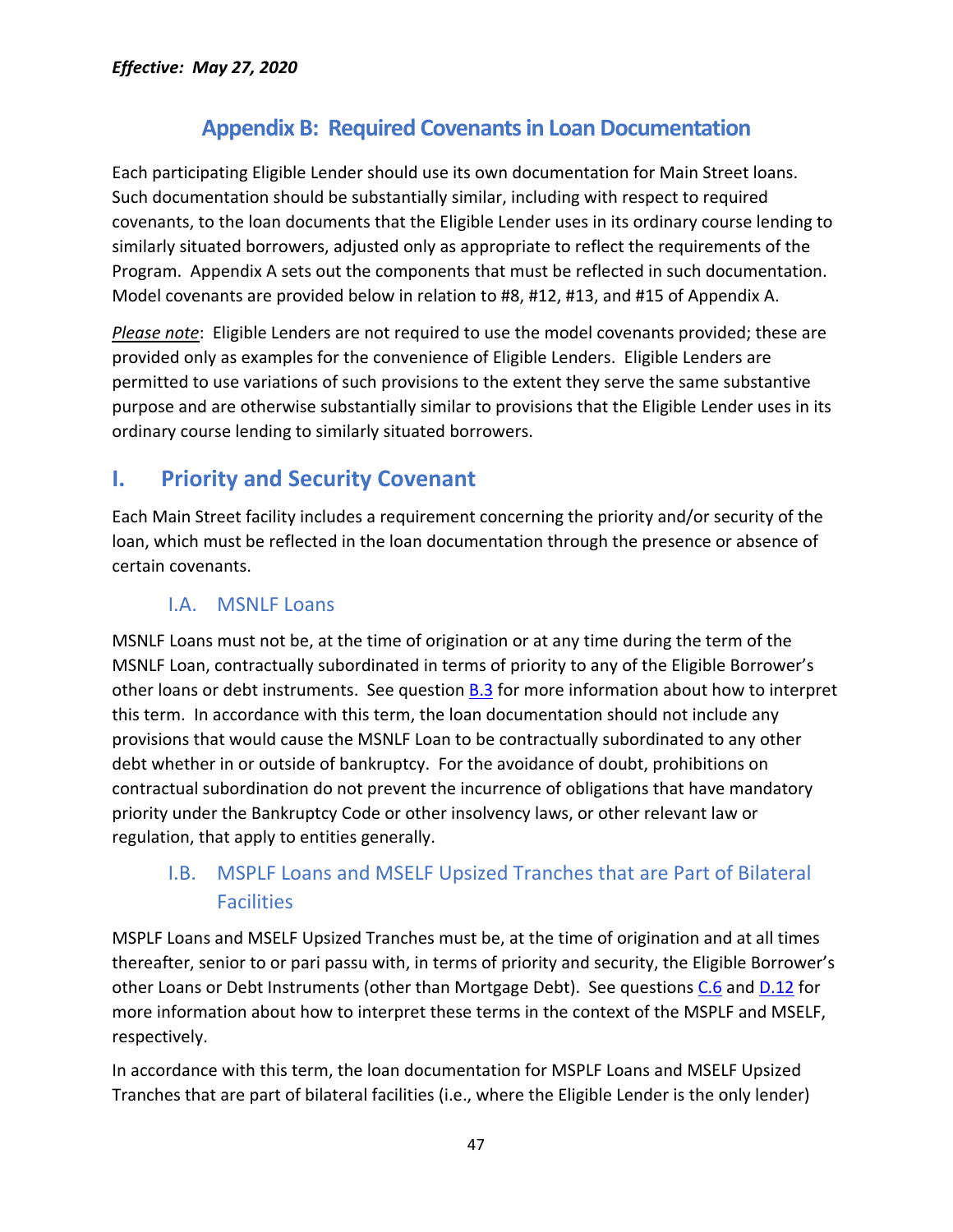*Effective: May 27, 2020*

# Appendix B: Required Covenants in Loan Documentation

Each participating Eligible Lender should use its own documentation for Main Street loans. Such documentation should be substantially similar, including with respect to required covenants, to the loan documents that the Eligible Lender uses in its ordinary course lending to similarly situated borrowers, adjusted only as appropriate to reflect the requirements of the Program. Appendix A sets out the components that must be reflected in such documentation. Model covenants are provided below in relation to #8, #12, #13, and #15 of Appendix A.

*Please note*: Eligible Lenders are not required to use the model covenants provided; these are provided only as examples for the convenience of Eligible Lenders. Eligible Lenders are permitted to use variations of such provisions to the extent they serve the same substantive purpose and are otherwise substantially similar to provisions that the Eligible Lender uses in its ordinary course lending to similarly situated borrowers.

## I. Priority and Security Covenant

Each Main Street facility includes a requirement concerning the priority and/or security of the loan, which must be reflected in the loan documentation through the presence or absence of certain covenants.

### I.A. MSNLF Loans

MSNLF Loans must not be, at the time of origination or at any time during the term of the MSNLF Loan, contractually subordinated in terms of priority to any of the Eligible Borrower's other loans or debt instruments. See question B.3 for more information about how to interpret this term. In accordance with this term, the loan documentation should not include any provisions that would cause the MSNLF Loan to be contractually subordinated to any other debt whether in or outside of bankruptcy. For the avoidance of doubt, prohibitions on contractual subordination do not prevent the incurrence of obligations that have mandatory priority under the Bankruptcy Code or other insolvency laws, or other relevant law or regulation, that apply to entities generally.

### I.B. MSPLF Loans and MSELF Upsized Tranches that are Part of Bilateral Facilities

MSPLF Loans and MSELF Upsized Tranches must be, at the time of origination and at all times thereafter, senior to or pari passu with, in terms of priority and security, the Eligible Borrower's other Loans or Debt Instruments (other than Mortgage Debt). See questions C.6 and D.12 for more information about how to interpret these terms in the context of the MSPLF and MSELF, respectively.

In accordance with this term, the loan documentation for MSPLF Loans and MSELF Upsized Tranches that are part of bilateral facilities (i.e., where the Eligible Lender is the only lender)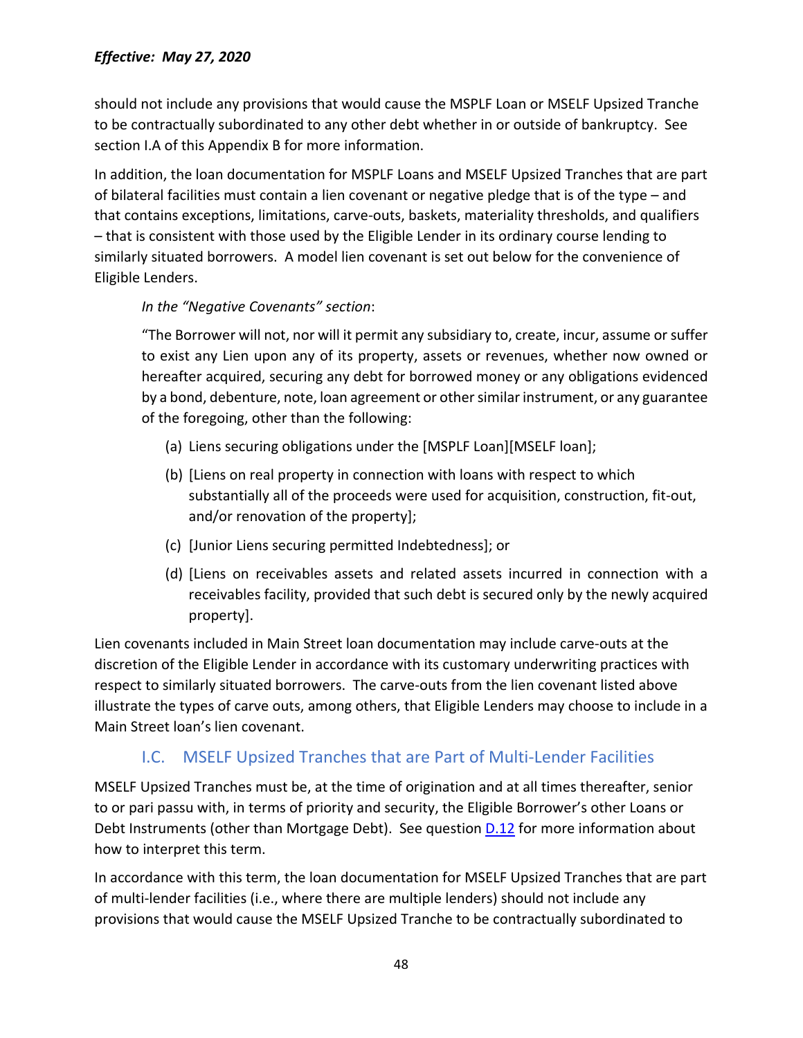should not include any provisions that would cause the MSPLF Loan or MSELF Upsized Tranche to be contractually subordinated to any other debt whether in or outside of bankruptcy. See section I.A of this Appendix B for more information.

In addition, the loan documentation for MSPLF Loans and MSELF Upsized Tranches that are part of bilateral facilities must contain a lien covenant or negative pledge that is of the type – and that contains exceptions, limitations, carve-outs, baskets, materiality thresholds, and qualifiers – that is consistent with those used by the Eligible Lender in its ordinary course lending to similarly situated borrowers. A model lien covenant is set out below for the convenience of Eligible Lenders.

> *In the "Negative Covenants" section*:
>
> "The Borrower will not, nor will it permit any subsidiary to, create, incur, assume or suffer to exist any Lien upon any of its property, assets or revenues, whether now owned or hereafter acquired, securing any debt for borrowed money or any obligations evidenced by a bond, debenture, note, loan agreement or other similar instrument, or any guarantee of the foregoing, other than the following:
>
> (a) Liens securing obligations under the [MSPLF Loan][MSELF loan];
>
> (b) [Liens on real property in connection with loans with respect to which substantially all of the proceeds were used for acquisition, construction, fit-out, and/or renovation of the property];
>
> (c) [Junior Liens securing permitted Indebtedness]; or
>
> (d) [Liens on receivables assets and related assets incurred in connection with a receivables facility, provided that such debt is secured only by the newly acquired property].

Lien covenants included in Main Street loan documentation may include carve-outs at the discretion of the Eligible Lender in accordance with its customary underwriting practices with respect to similarly situated borrowers. The carve-outs from the lien covenant listed above illustrate the types of carve outs, among others, that Eligible Lenders may choose to include in a Main Street loan's lien covenant.

## I.C. MSELF Upsized Tranches that are Part of Multi-Lender Facilities

MSELF Upsized Tranches must be, at the time of origination and at all times thereafter, senior to or pari passu with, in terms of priority and security, the Eligible Borrower's other Loans or Debt Instruments (other than Mortgage Debt). See question D.12 for more information about how to interpret this term.

In accordance with this term, the loan documentation for MSELF Upsized Tranches that are part of multi-lender facilities (i.e., where there are multiple lenders) should not include any provisions that would cause the MSELF Upsized Tranche to be contractually subordinated to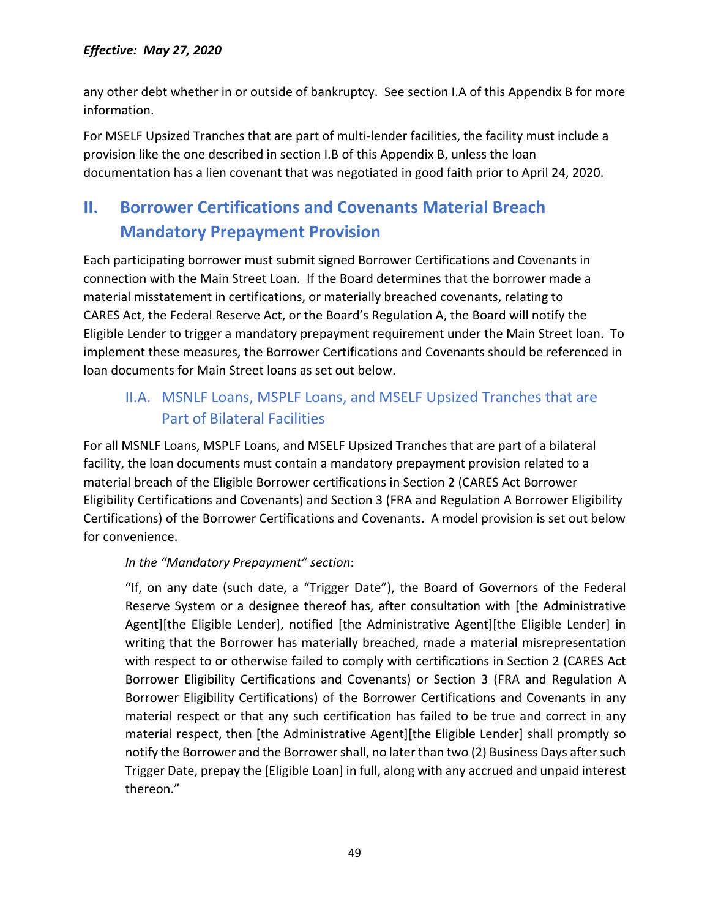any other debt whether in or outside of bankruptcy. See section I.A of this Appendix B for more information.

For MSELF Upsized Tranches that are part of multi-lender facilities, the facility must include a provision like the one described in section I.B of this Appendix B, unless the loan documentation has a lien covenant that was negotiated in good faith prior to April 24, 2020.

# II. Borrower Certifications and Covenants Material Breach Mandatory Prepayment Provision

Each participating borrower must submit signed Borrower Certifications and Covenants in connection with the Main Street Loan. If the Board determines that the borrower made a material misstatement in certifications, or materially breached covenants, relating to CARES Act, the Federal Reserve Act, or the Board's Regulation A, the Board will notify the Eligible Lender to trigger a mandatory prepayment requirement under the Main Street loan. To implement these measures, the Borrower Certifications and Covenants should be referenced in loan documents for Main Street loans as set out below.

## II.A. MSNLF Loans, MSPLF Loans, and MSELF Upsized Tranches that are Part of Bilateral Facilities

For all MSNLF Loans, MSPLF Loans, and MSELF Upsized Tranches that are part of a bilateral facility, the loan documents must contain a mandatory prepayment provision related to a material breach of the Eligible Borrower certifications in Section 2 (CARES Act Borrower Eligibility Certifications and Covenants) and Section 3 (FRA and Regulation A Borrower Eligibility Certifications) of the Borrower Certifications and Covenants. A model provision is set out below for convenience.

*In the "Mandatory Prepayment" section*:

> "If, on any date (such date, a "Trigger Date"), the Board of Governors of the Federal Reserve System or a designee thereof has, after consultation with [the Administrative Agent][the Eligible Lender], notified [the Administrative Agent][the Eligible Lender] in writing that the Borrower has materially breached, made a material misrepresentation with respect to or otherwise failed to comply with certifications in Section 2 (CARES Act Borrower Eligibility Certifications and Covenants) or Section 3 (FRA and Regulation A Borrower Eligibility Certifications) of the Borrower Certifications and Covenants in any material respect or that any such certification has failed to be true and correct in any material respect, then [the Administrative Agent][the Eligible Lender] shall promptly so notify the Borrower and the Borrower shall, no later than two (2) Business Days after such Trigger Date, prepay the [Eligible Loan] in full, along with any accrued and unpaid interest thereon."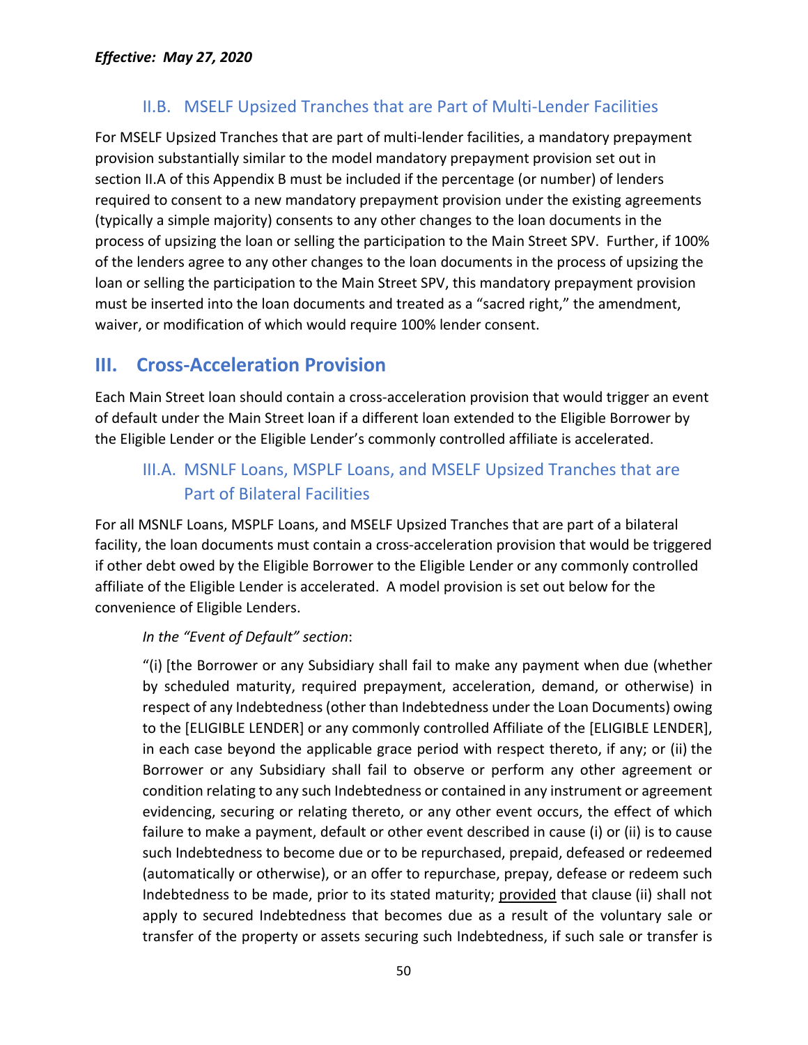*Effective: May 27, 2020*

### II.B. MSELF Upsized Tranches that are Part of Multi-Lender Facilities

For MSELF Upsized Tranches that are part of multi-lender facilities, a mandatory prepayment provision substantially similar to the model mandatory prepayment provision set out in section II.A of this Appendix B must be included if the percentage (or number) of lenders required to consent to a new mandatory prepayment provision under the existing agreements (typically a simple majority) consents to any other changes to the loan documents in the process of upsizing the loan or selling the participation to the Main Street SPV. Further, if 100% of the lenders agree to any other changes to the loan documents in the process of upsizing the loan or selling the participation to the Main Street SPV, this mandatory prepayment provision must be inserted into the loan documents and treated as a "sacred right," the amendment, waiver, or modification of which would require 100% lender consent.

## III. Cross-Acceleration Provision

Each Main Street loan should contain a cross-acceleration provision that would trigger an event of default under the Main Street loan if a different loan extended to the Eligible Borrower by the Eligible Lender or the Eligible Lender's commonly controlled affiliate is accelerated.

### III.A. MSNLF Loans, MSPLF Loans, and MSELF Upsized Tranches that are Part of Bilateral Facilities

For all MSNLF Loans, MSPLF Loans, and MSELF Upsized Tranches that are part of a bilateral facility, the loan documents must contain a cross-acceleration provision that would be triggered if other debt owed by the Eligible Borrower to the Eligible Lender or any commonly controlled affiliate of the Eligible Lender is accelerated. A model provision is set out below for the convenience of Eligible Lenders.

> *In the "Event of Default" section*:
>
> "(i) [the Borrower or any Subsidiary shall fail to make any payment when due (whether by scheduled maturity, required prepayment, acceleration, demand, or otherwise) in respect of any Indebtedness (other than Indebtedness under the Loan Documents) owing to the [ELIGIBLE LENDER] or any commonly controlled Affiliate of the [ELIGIBLE LENDER], in each case beyond the applicable grace period with respect thereto, if any; or (ii) the Borrower or any Subsidiary shall fail to observe or perform any other agreement or condition relating to any such Indebtedness or contained in any instrument or agreement evidencing, securing or relating thereto, or any other event occurs, the effect of which failure to make a payment, default or other event described in cause (i) or (ii) is to cause such Indebtedness to become due or to be repurchased, prepaid, defeased or redeemed (automatically or otherwise), or an offer to repurchase, prepay, defease or redeem such Indebtedness to be made, prior to its stated maturity; <u>provided</u> that clause (ii) shall not apply to secured Indebtedness that becomes due as a result of the voluntary sale or transfer of the property or assets securing such Indebtedness, if such sale or transfer is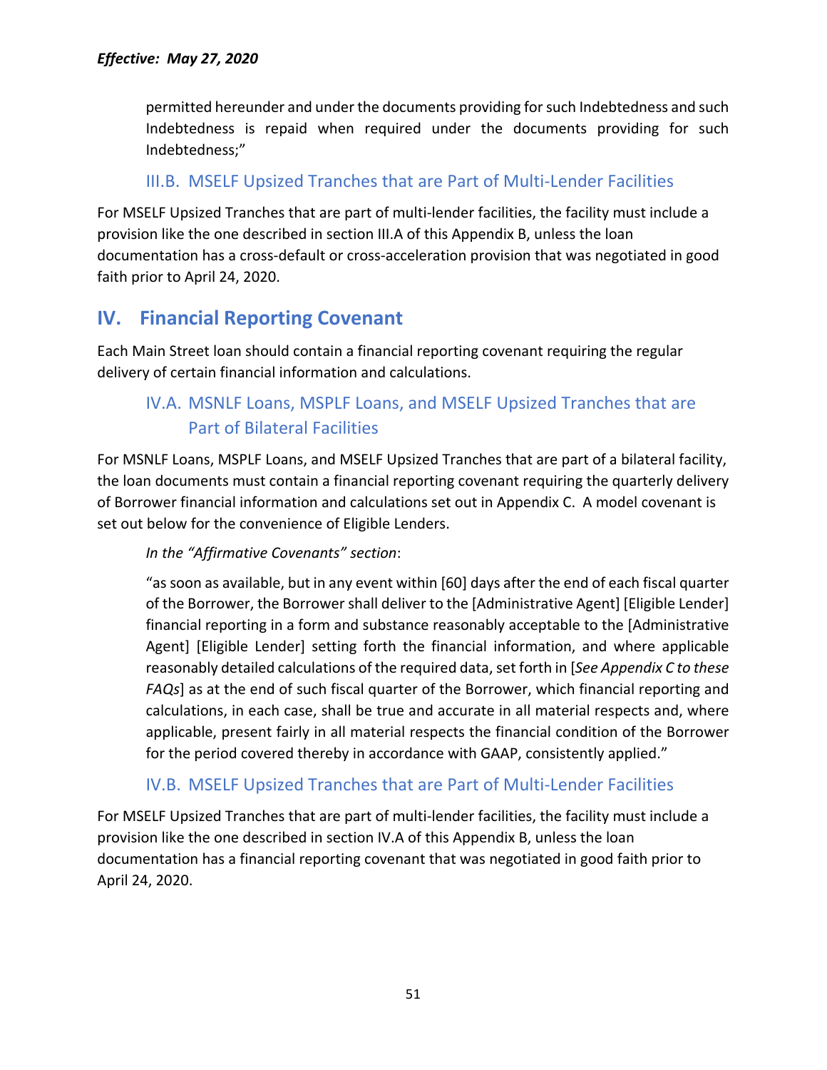permitted hereunder and under the documents providing for such Indebtedness and such Indebtedness is repaid when required under the documents providing for such Indebtedness;"

### III.B. MSELF Upsized Tranches that are Part of Multi-Lender Facilities

For MSELF Upsized Tranches that are part of multi-lender facilities, the facility must include a provision like the one described in section III.A of this Appendix B, unless the loan documentation has a cross-default or cross-acceleration provision that was negotiated in good faith prior to April 24, 2020.

## IV. Financial Reporting Covenant

Each Main Street loan should contain a financial reporting covenant requiring the regular delivery of certain financial information and calculations.

### IV.A. MSNLF Loans, MSPLF Loans, and MSELF Upsized Tranches that are Part of Bilateral Facilities

For MSNLF Loans, MSPLF Loans, and MSELF Upsized Tranches that are part of a bilateral facility, the loan documents must contain a financial reporting covenant requiring the quarterly delivery of Borrower financial information and calculations set out in Appendix C. A model covenant is set out below for the convenience of Eligible Lenders.

*In the "Affirmative Covenants" section*:

"as soon as available, but in any event within [60] days after the end of each fiscal quarter of the Borrower, the Borrower shall deliver to the [Administrative Agent] [Eligible Lender] financial reporting in a form and substance reasonably acceptable to the [Administrative Agent] [Eligible Lender] setting forth the financial information, and where applicable reasonably detailed calculations of the required data, set forth in [*See Appendix C to these FAQs*] as at the end of such fiscal quarter of the Borrower, which financial reporting and calculations, in each case, shall be true and accurate in all material respects and, where applicable, present fairly in all material respects the financial condition of the Borrower for the period covered thereby in accordance with GAAP, consistently applied."

### IV.B. MSELF Upsized Tranches that are Part of Multi-Lender Facilities

For MSELF Upsized Tranches that are part of multi-lender facilities, the facility must include a provision like the one described in section IV.A of this Appendix B, unless the loan documentation has a financial reporting covenant that was negotiated in good faith prior to April 24, 2020.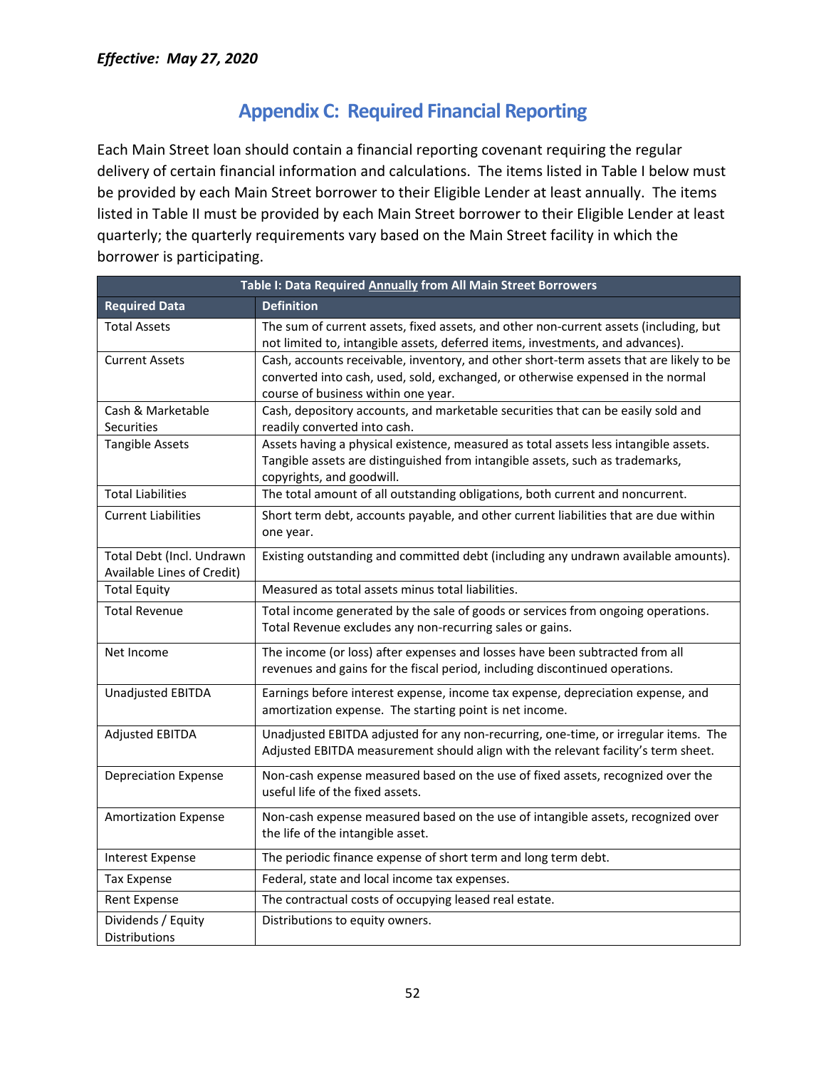*Effective: May 27, 2020*

# Appendix C: Required Financial Reporting

Each Main Street loan should contain a financial reporting covenant requiring the regular delivery of certain financial information and calculations. The items listed in Table I below must be provided by each Main Street borrower to their Eligible Lender at least annually. The items listed in Table II must be provided by each Main Street borrower to their Eligible Lender at least quarterly; the quarterly requirements vary based on the Main Street facility in which the borrower is participating.

| Table I: Data Required Annually from All Main Street Borrowers | |
|---|---|
| **Required Data** | **Definition** |
| Total Assets | The sum of current assets, fixed assets, and other non-current assets (including, but not limited to, intangible assets, deferred items, investments, and advances). |
| Current Assets | Cash, accounts receivable, inventory, and other short-term assets that are likely to be converted into cash, used, sold, exchanged, or otherwise expensed in the normal course of business within one year. |
| Cash & Marketable Securities | Cash, depository accounts, and marketable securities that can be easily sold and readily converted into cash. |
| Tangible Assets | Assets having a physical existence, measured as total assets less intangible assets. Tangible assets are distinguished from intangible assets, such as trademarks, copyrights, and goodwill. |
| Total Liabilities | The total amount of all outstanding obligations, both current and noncurrent. |
| Current Liabilities | Short term debt, accounts payable, and other current liabilities that are due within one year. |
| Total Debt (Incl. Undrawn Available Lines of Credit) | Existing outstanding and committed debt (including any undrawn available amounts). |
| Total Equity | Measured as total assets minus total liabilities. |
| Total Revenue | Total income generated by the sale of goods or services from ongoing operations. Total Revenue excludes any non-recurring sales or gains. |
| Net Income | The income (or loss) after expenses and losses have been subtracted from all revenues and gains for the fiscal period, including discontinued operations. |
| Unadjusted EBITDA | Earnings before interest expense, income tax expense, depreciation expense, and amortization expense. The starting point is net income. |
| Adjusted EBITDA | Unadjusted EBITDA adjusted for any non-recurring, one-time, or irregular items. The Adjusted EBITDA measurement should align with the relevant facility's term sheet. |
| Depreciation Expense | Non-cash expense measured based on the use of fixed assets, recognized over the useful life of the fixed assets. |
| Amortization Expense | Non-cash expense measured based on the use of intangible assets, recognized over the life of the intangible asset. |
| Interest Expense | The periodic finance expense of short term and long term debt. |
| Tax Expense | Federal, state and local income tax expenses. |
| Rent Expense | The contractual costs of occupying leased real estate. |
| Dividends / Equity Distributions | Distributions to equity owners. |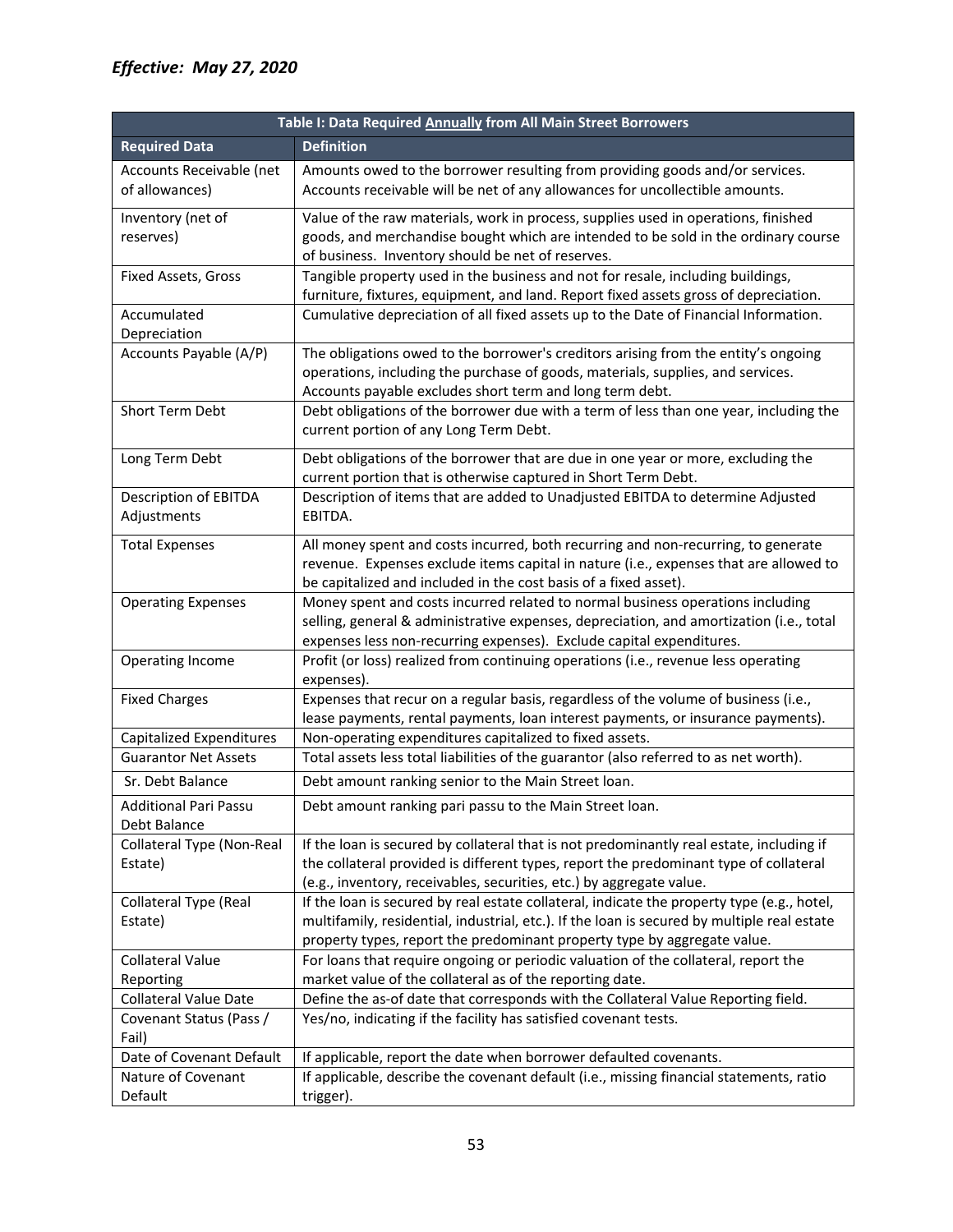***Effective: May 27, 2020***

| Table I: Data Required Annually from All Main Street Borrowers | |
|---|---|
| **Required Data** | **Definition** |
| Accounts Receivable (net of allowances) | Amounts owed to the borrower resulting from providing goods and/or services. Accounts receivable will be net of any allowances for uncollectible amounts. |
| Inventory (net of reserves) | Value of the raw materials, work in process, supplies used in operations, finished goods, and merchandise bought which are intended to be sold in the ordinary course of business. Inventory should be net of reserves. |
| Fixed Assets, Gross | Tangible property used in the business and not for resale, including buildings, furniture, fixtures, equipment, and land. Report fixed assets gross of depreciation. |
| Accumulated Depreciation | Cumulative depreciation of all fixed assets up to the Date of Financial Information. |
| Accounts Payable (A/P) | The obligations owed to the borrower's creditors arising from the entity's ongoing operations, including the purchase of goods, materials, supplies, and services. Accounts payable excludes short term and long term debt. |
| Short Term Debt | Debt obligations of the borrower due with a term of less than one year, including the current portion of any Long Term Debt. |
| Long Term Debt | Debt obligations of the borrower that are due in one year or more, excluding the current portion that is otherwise captured in Short Term Debt. |
| Description of EBITDA Adjustments | Description of items that are added to Unadjusted EBITDA to determine Adjusted EBITDA. |
| Total Expenses | All money spent and costs incurred, both recurring and non-recurring, to generate revenue. Expenses exclude items capital in nature (i.e., expenses that are allowed to be capitalized and included in the cost basis of a fixed asset). |
| Operating Expenses | Money spent and costs incurred related to normal business operations including selling, general & administrative expenses, depreciation, and amortization (i.e., total expenses less non-recurring expenses). Exclude capital expenditures. |
| Operating Income | Profit (or loss) realized from continuing operations (i.e., revenue less operating expenses). |
| Fixed Charges | Expenses that recur on a regular basis, regardless of the volume of business (i.e., lease payments, rental payments, loan interest payments, or insurance payments). |
| Capitalized Expenditures | Non-operating expenditures capitalized to fixed assets. |
| Guarantor Net Assets | Total assets less total liabilities of the guarantor (also referred to as net worth). |
| Sr. Debt Balance | Debt amount ranking senior to the Main Street loan. |
| Additional Pari Passu Debt Balance | Debt amount ranking pari passu to the Main Street loan. |
| Collateral Type (Non-Real Estate) | If the loan is secured by collateral that is not predominantly real estate, including if the collateral provided is different types, report the predominant type of collateral (e.g., inventory, receivables, securities, etc.) by aggregate value. |
| Collateral Type (Real Estate) | If the loan is secured by real estate collateral, indicate the property type (e.g., hotel, multifamily, residential, industrial, etc.). If the loan is secured by multiple real estate property types, report the predominant property type by aggregate value. |
| Collateral Value Reporting | For loans that require ongoing or periodic valuation of the collateral, report the market value of the collateral as of the reporting date. |
| Collateral Value Date | Define the as-of date that corresponds with the Collateral Value Reporting field. |
| Covenant Status (Pass / Fail) | Yes/no, indicating if the facility has satisfied covenant tests. |
| Date of Covenant Default | If applicable, report the date when borrower defaulted covenants. |
| Nature of Covenant Default | If applicable, describe the covenant default (i.e., missing financial statements, ratio trigger). |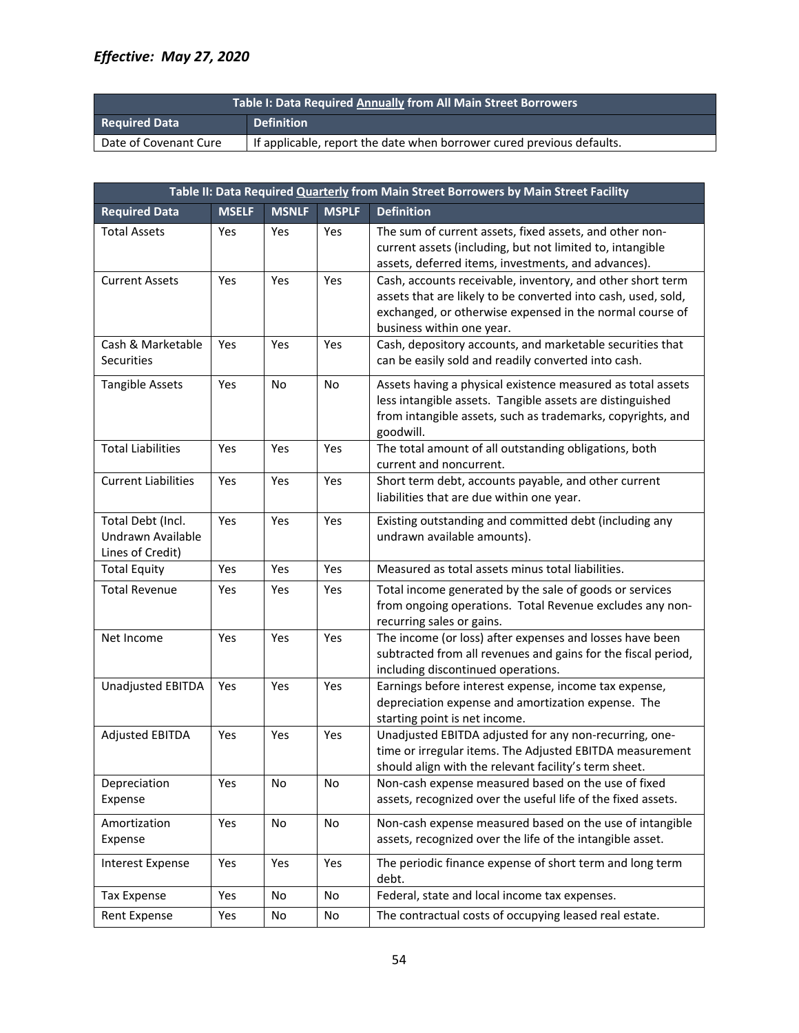*Effective: May 27, 2020*

| Table I: Data Required Annually from All Main Street Borrowers | |
|---|---|
| **Required Data** | **Definition** |
| Date of Covenant Cure | If applicable, report the date when borrower cured previous defaults. |

| Table II: Data Required Quarterly from Main Street Borrowers by Main Street Facility | | | | |
|---|---|---|---|---|
| **Required Data** | **MSELF** | **MSNLF** | **MSPLF** | **Definition** |
| Total Assets | Yes | Yes | Yes | The sum of current assets, fixed assets, and other non-current assets (including, but not limited to, intangible assets, deferred items, investments, and advances). |
| Current Assets | Yes | Yes | Yes | Cash, accounts receivable, inventory, and other short term assets that are likely to be converted into cash, used, sold, exchanged, or otherwise expensed in the normal course of business within one year. |
| Cash & Marketable Securities | Yes | Yes | Yes | Cash, depository accounts, and marketable securities that can be easily sold and readily converted into cash. |
| Tangible Assets | Yes | No | No | Assets having a physical existence measured as total assets less intangible assets. Tangible assets are distinguished from intangible assets, such as trademarks, copyrights, and goodwill. |
| Total Liabilities | Yes | Yes | Yes | The total amount of all outstanding obligations, both current and noncurrent. |
| Current Liabilities | Yes | Yes | Yes | Short term debt, accounts payable, and other current liabilities that are due within one year. |
| Total Debt (Incl. Undrawn Available Lines of Credit) | Yes | Yes | Yes | Existing outstanding and committed debt (including any undrawn available amounts). |
| Total Equity | Yes | Yes | Yes | Measured as total assets minus total liabilities. |
| Total Revenue | Yes | Yes | Yes | Total income generated by the sale of goods or services from ongoing operations. Total Revenue excludes any non-recurring sales or gains. |
| Net Income | Yes | Yes | Yes | The income (or loss) after expenses and losses have been subtracted from all revenues and gains for the fiscal period, including discontinued operations. |
| Unadjusted EBITDA | Yes | Yes | Yes | Earnings before interest expense, income tax expense, depreciation expense and amortization expense. The starting point is net income. |
| Adjusted EBITDA | Yes | Yes | Yes | Unadjusted EBITDA adjusted for any non-recurring, one-time or irregular items. The Adjusted EBITDA measurement should align with the relevant facility's term sheet. |
| Depreciation Expense | Yes | No | No | Non-cash expense measured based on the use of fixed assets, recognized over the useful life of the fixed assets. |
| Amortization Expense | Yes | No | No | Non-cash expense measured based on the use of intangible assets, recognized over the life of the intangible asset. |
| Interest Expense | Yes | Yes | Yes | The periodic finance expense of short term and long term debt. |
| Tax Expense | Yes | No | No | Federal, state and local income tax expenses. |
| Rent Expense | Yes | No | No | The contractual costs of occupying leased real estate. |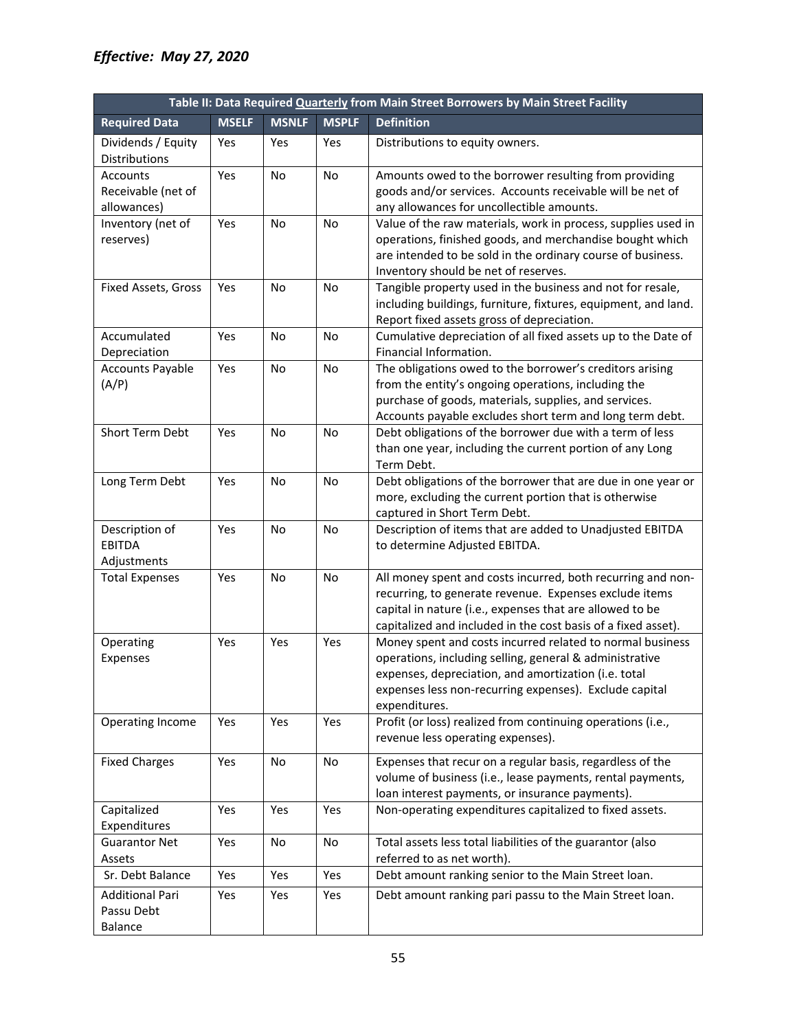*Effective: May 27, 2020*

| Table II: Data Required Quarterly from Main Street Borrowers by Main Street Facility | | | | |
|---|---|---|---|---|
| **Required Data** | **MSELF** | **MSNLF** | **MSPLF** | **Definition** |
| Dividends / Equity Distributions | Yes | Yes | Yes | Distributions to equity owners. |
| Accounts Receivable (net of allowances) | Yes | No | No | Amounts owed to the borrower resulting from providing goods and/or services. Accounts receivable will be net of any allowances for uncollectible amounts. |
| Inventory (net of reserves) | Yes | No | No | Value of the raw materials, work in process, supplies used in operations, finished goods, and merchandise bought which are intended to be sold in the ordinary course of business. Inventory should be net of reserves. |
| Fixed Assets, Gross | Yes | No | No | Tangible property used in the business and not for resale, including buildings, furniture, fixtures, equipment, and land. Report fixed assets gross of depreciation. |
| Accumulated Depreciation | Yes | No | No | Cumulative depreciation of all fixed assets up to the Date of Financial Information. |
| Accounts Payable (A/P) | Yes | No | No | The obligations owed to the borrower's creditors arising from the entity's ongoing operations, including the purchase of goods, materials, supplies, and services. Accounts payable excludes short term and long term debt. |
| Short Term Debt | Yes | No | No | Debt obligations of the borrower due with a term of less than one year, including the current portion of any Long Term Debt. |
| Long Term Debt | Yes | No | No | Debt obligations of the borrower that are due in one year or more, excluding the current portion that is otherwise captured in Short Term Debt. |
| Description of EBITDA Adjustments | Yes | No | No | Description of items that are added to Unadjusted EBITDA to determine Adjusted EBITDA. |
| Total Expenses | Yes | No | No | All money spent and costs incurred, both recurring and non-recurring, to generate revenue. Expenses exclude items capital in nature (i.e., expenses that are allowed to be capitalized and included in the cost basis of a fixed asset). |
| Operating Expenses | Yes | Yes | Yes | Money spent and costs incurred related to normal business operations, including selling, general & administrative expenses, depreciation, and amortization (i.e. total expenses less non-recurring expenses). Exclude capital expenditures. |
| Operating Income | Yes | Yes | Yes | Profit (or loss) realized from continuing operations (i.e., revenue less operating expenses). |
| Fixed Charges | Yes | No | No | Expenses that recur on a regular basis, regardless of the volume of business (i.e., lease payments, rental payments, loan interest payments, or insurance payments). |
| Capitalized Expenditures | Yes | Yes | Yes | Non-operating expenditures capitalized to fixed assets. |
| Guarantor Net Assets | Yes | No | No | Total assets less total liabilities of the guarantor (also referred to as net worth). |
| Sr. Debt Balance | Yes | Yes | Yes | Debt amount ranking senior to the Main Street loan. |
| Additional Pari Passu Debt Balance | Yes | Yes | Yes | Debt amount ranking pari passu to the Main Street loan. |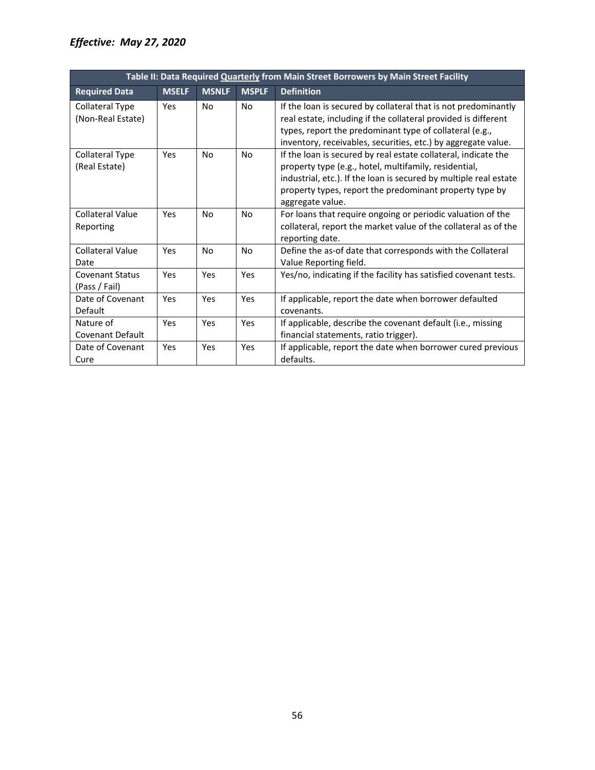*Effective: May 27, 2020*

| Table II: Data Required Quarterly from Main Street Borrowers by Main Street Facility | | | | |
|---|---|---|---|---|
| **Required Data** | **MSELF** | **MSNLF** | **MSPLF** | **Definition** |
| Collateral Type (Non-Real Estate) | Yes | No | No | If the loan is secured by collateral that is not predominantly real estate, including if the collateral provided is different types, report the predominant type of collateral (e.g., inventory, receivables, securities, etc.) by aggregate value. |
| Collateral Type (Real Estate) | Yes | No | No | If the loan is secured by real estate collateral, indicate the property type (e.g., hotel, multifamily, residential, industrial, etc.). If the loan is secured by multiple real estate property types, report the predominant property type by aggregate value. |
| Collateral Value Reporting | Yes | No | No | For loans that require ongoing or periodic valuation of the collateral, report the market value of the collateral as of the reporting date. |
| Collateral Value Date | Yes | No | No | Define the as-of date that corresponds with the Collateral Value Reporting field. |
| Covenant Status (Pass / Fail) | Yes | Yes | Yes | Yes/no, indicating if the facility has satisfied covenant tests. |
| Date of Covenant Default | Yes | Yes | Yes | If applicable, report the date when borrower defaulted covenants. |
| Nature of Covenant Default | Yes | Yes | Yes | If applicable, describe the covenant default (i.e., missing financial statements, ratio trigger). |
| Date of Covenant Cure | Yes | Yes | Yes | If applicable, report the date when borrower cured previous defaults. |